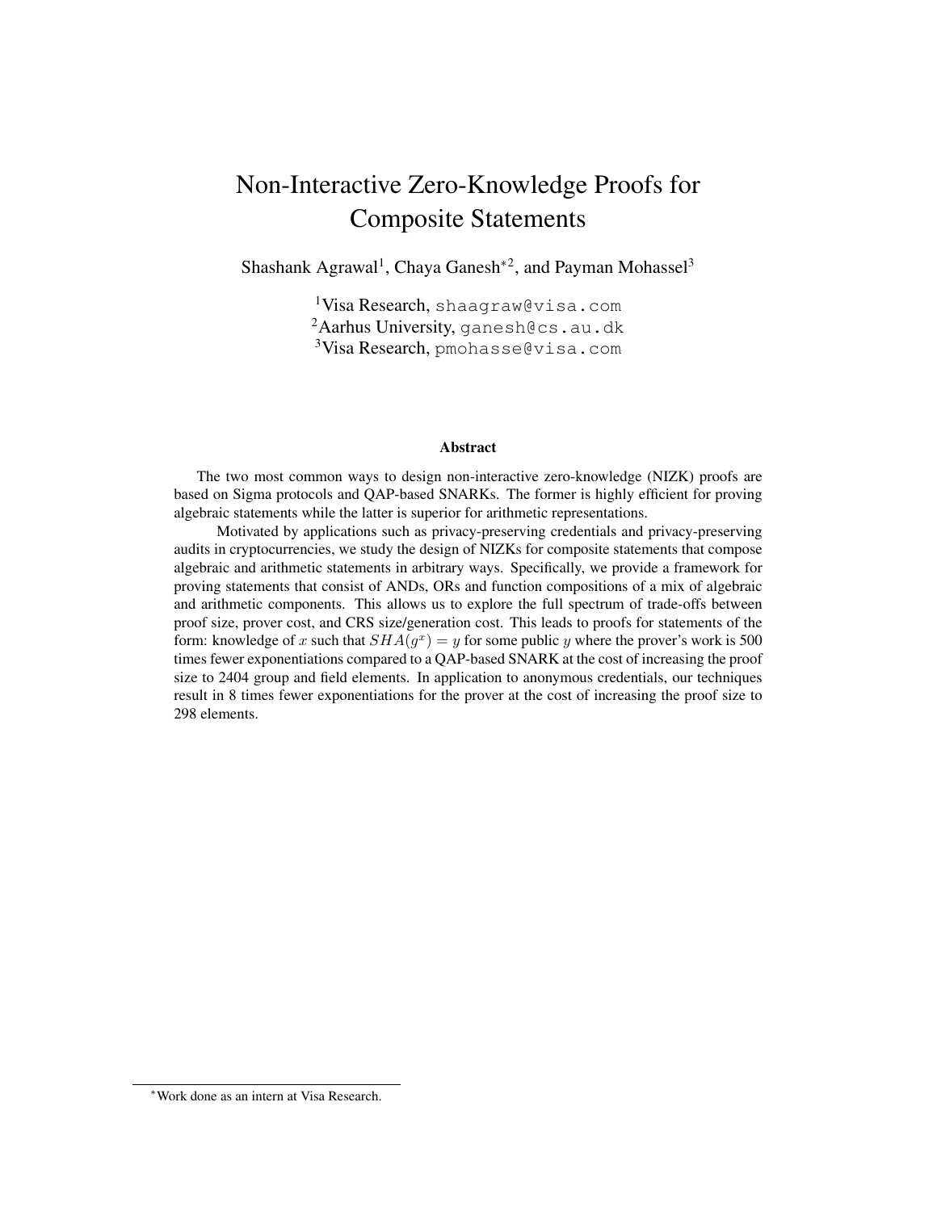# Non-Interactive Zero-Knowledge Proofs for Composite Statements

Shashank Agrawal[1], Chaya Ganesh[*2], and Payman Mohassel[3]

[1]Visa Research, shaagraw@visa.com
[2]Aarhus University, ganesh@cs.au.dk
[3]Visa Research, pmohasse@visa.com

## Abstract

The two most common ways to design non-interactive zero-knowledge (NIZK) proofs are based on Sigma protocols and QAP-based SNARKs. The former is highly efficient for proving algebraic statements while the latter is superior for arithmetic representations.

Motivated by applications such as privacy-preserving credentials and privacy-preserving audits in cryptocurrencies, we study the design of NIZKs for composite statements that compose algebraic and arithmetic statements in arbitrary ways. Specifically, we provide a framework for proving statements that consist of ANDs, ORs and function compositions of a mix of algebraic and arithmetic components. This allows us to explore the full spectrum of trade-offs between proof size, prover cost, and CRS size/generation cost. This leads to proofs for statements of the form: knowledge of $x$ such that $SHA(g^x) = y$ for some public $y$ where the prover's work is 500 times fewer exponentiations compared to a QAP-based SNARK at the cost of increasing the proof size to 2404 group and field elements. In application to anonymous credentials, our techniques result in 8 times fewer exponentiations for the prover at the cost of increasing the proof size to 298 elements.

[*]Work done as an intern at Visa Research.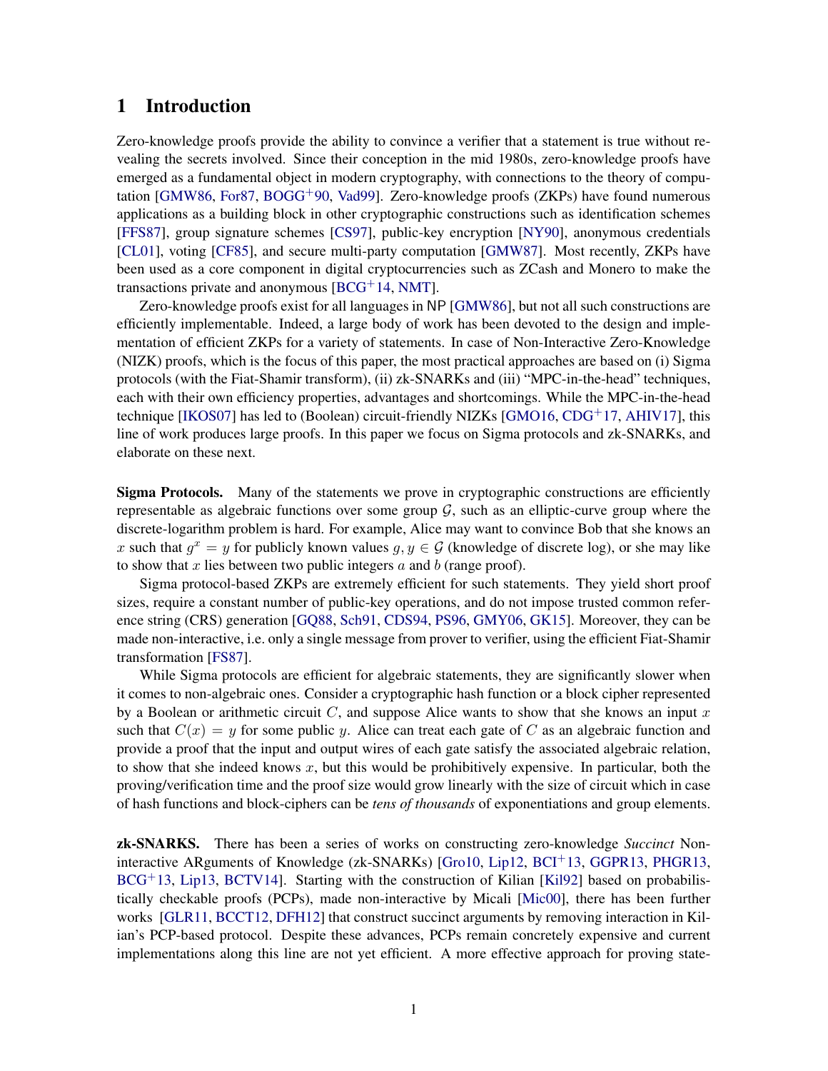# 1 Introduction

Zero-knowledge proofs provide the ability to convince a verifier that a statement is true without revealing the secrets involved. Since their conception in the mid 1980s, zero-knowledge proofs have emerged as a fundamental object in modern cryptography, with connections to the theory of computation [GMW86, For87, BOGG+90, Vad99]. Zero-knowledge proofs (ZKPs) have found numerous applications as a building block in other cryptographic constructions such as identification schemes [FFS87], group signature schemes [CS97], public-key encryption [NY90], anonymous credentials [CL01], voting [CF85], and secure multi-party computation [GMW87]. Most recently, ZKPs have been used as a core component in digital cryptocurrencies such as ZCash and Monero to make the transactions private and anonymous [BCG+14, NMT].

Zero-knowledge proofs exist for all languages in NP [GMW86], but not all such constructions are efficiently implementable. Indeed, a large body of work has been devoted to the design and implementation of efficient ZKPs for a variety of statements. In case of Non-Interactive Zero-Knowledge (NIZK) proofs, which is the focus of this paper, the most practical approaches are based on (i) Sigma protocols (with the Fiat-Shamir transform), (ii) zk-SNARKs and (iii) "MPC-in-the-head" techniques, each with their own efficiency properties, advantages and shortcomings. While the MPC-in-the-head technique [IKOS07] has led to (Boolean) circuit-friendly NIZKs [GMO16, CDG+17, AHIV17], this line of work produces large proofs. In this paper we focus on Sigma protocols and zk-SNARKs, and elaborate on these next.

**Sigma Protocols.** Many of the statements we prove in cryptographic constructions are efficiently representable as algebraic functions over some group $\mathcal{G}$, such as an elliptic-curve group where the discrete-logarithm problem is hard. For example, Alice may want to convince Bob that she knows an $x$ such that $g^x = y$ for publicly known values $g, y \in \mathcal{G}$ (knowledge of discrete log), or she may like to show that $x$ lies between two public integers $a$ and $b$ (range proof).

Sigma protocol-based ZKPs are extremely efficient for such statements. They yield short proof sizes, require a constant number of public-key operations, and do not impose trusted common reference string (CRS) generation [GQ88, Sch91, CDS94, PS96, GMY06, GK15]. Moreover, they can be made non-interactive, i.e. only a single message from prover to verifier, using the efficient Fiat-Shamir transformation [FS87].

While Sigma protocols are efficient for algebraic statements, they are significantly slower when it comes to non-algebraic ones. Consider a cryptographic hash function or a block cipher represented by a Boolean or arithmetic circuit $C$, and suppose Alice wants to show that she knows an input $x$ such that $C(x) = y$ for some public $y$. Alice can treat each gate of $C$ as an algebraic function and provide a proof that the input and output wires of each gate satisfy the associated algebraic relation, to show that she indeed knows $x$, but this would be prohibitively expensive. In particular, both the proving/verification time and the proof size would grow linearly with the size of circuit which in case of hash functions and block-ciphers can be *tens of thousands* of exponentiations and group elements.

**zk-SNARKS.** There has been a series of works on constructing zero-knowledge *Succinct* Non-interactive ARguments of Knowledge (zk-SNARKs) [Gro10, Lip12, BCI+13, GGPR13, PHGR13, BCG+13, Lip13, BCTV14]. Starting with the construction of Kilian [Kil92] based on probabilistically checkable proofs (PCPs), made non-interactive by Micali [Mic00], there has been further works [GLR11, BCCT12, DFH12] that construct succinct arguments by removing interaction in Kilian's PCP-based protocol. Despite these advances, PCPs remain concretely expensive and current implementations along this line are not yet efficient. A more effective approach for proving state-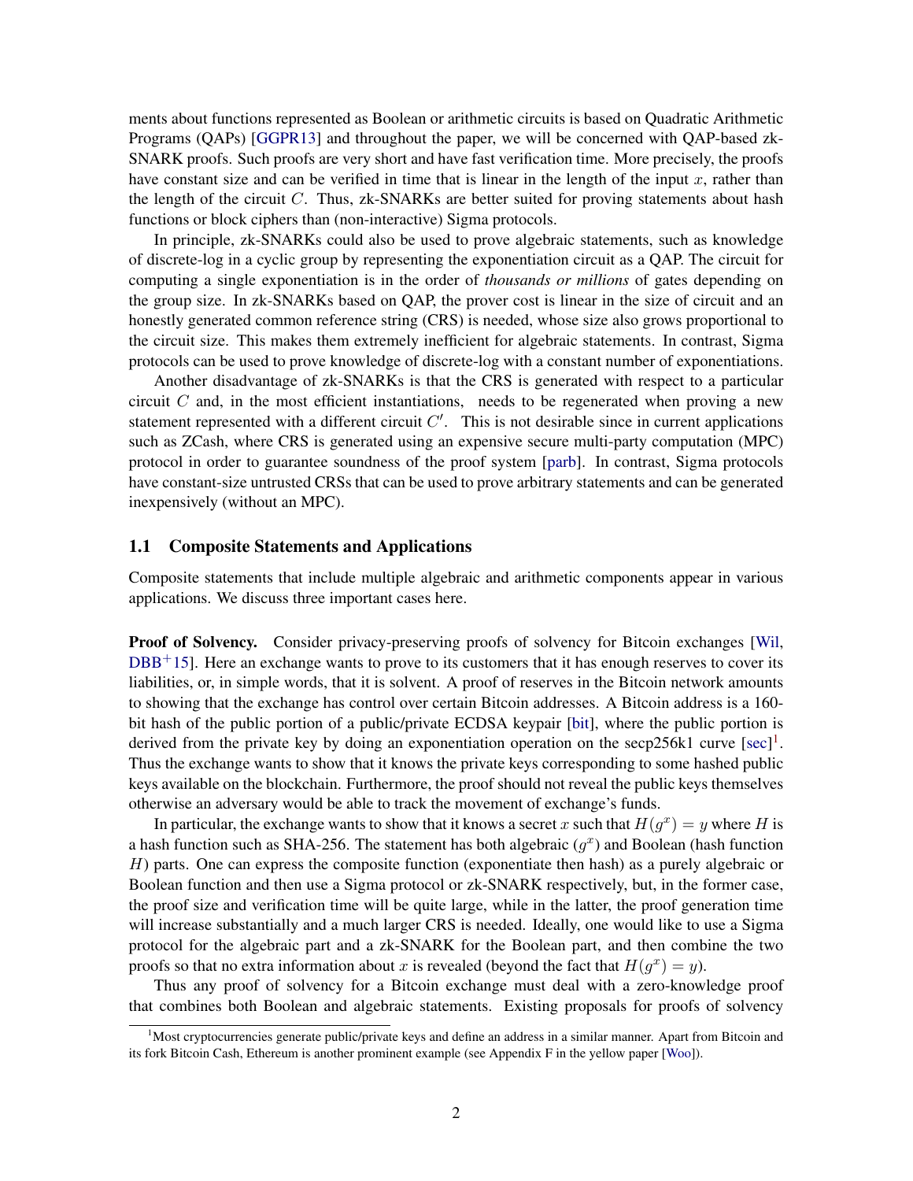ments about functions represented as Boolean or arithmetic circuits is based on Quadratic Arithmetic Programs (QAPs) [GGPR13] and throughout the paper, we will be concerned with QAP-based zk-SNARK proofs. Such proofs are very short and have fast verification time. More precisely, the proofs have constant size and can be verified in time that is linear in the length of the input $x$, rather than the length of the circuit $C$. Thus, zk-SNARKs are better suited for proving statements about hash functions or block ciphers than (non-interactive) Sigma protocols.

In principle, zk-SNARKs could also be used to prove algebraic statements, such as knowledge of discrete-log in a cyclic group by representing the exponentiation circuit as a QAP. The circuit for computing a single exponentiation is in the order of *thousands or millions* of gates depending on the group size. In zk-SNARKs based on QAP, the prover cost is linear in the size of circuit and an honestly generated common reference string (CRS) is needed, whose size also grows proportional to the circuit size. This makes them extremely inefficient for algebraic statements. In contrast, Sigma protocols can be used to prove knowledge of discrete-log with a constant number of exponentiations.

Another disadvantage of zk-SNARKs is that the CRS is generated with respect to a particular circuit $C$ and, in the most efficient instantiations, needs to be regenerated when proving a new statement represented with a different circuit $C'$. This is not desirable since in current applications such as ZCash, where CRS is generated using an expensive secure multi-party computation (MPC) protocol in order to guarantee soundness of the proof system [parb]. In contrast, Sigma protocols have constant-size untrusted CRSs that can be used to prove arbitrary statements and can be generated inexpensively (without an MPC).

### 1.1 Composite Statements and Applications

Composite statements that include multiple algebraic and arithmetic components appear in various applications. We discuss three important cases here.

**Proof of Solvency.** Consider privacy-preserving proofs of solvency for Bitcoin exchanges [Wil, DBB+15]. Here an exchange wants to prove to its customers that it has enough reserves to cover its liabilities, or, in simple words, that it is solvent. A proof of reserves in the Bitcoin network amounts to showing that the exchange has control over certain Bitcoin addresses. A Bitcoin address is a 160-bit hash of the public portion of a public/private ECDSA keypair [bit], where the public portion is derived from the private key by doing an exponentiation operation on the secp256k1 curve [sec][1]. Thus the exchange wants to show that it knows the private keys corresponding to some hashed public keys available on the blockchain. Furthermore, the proof should not reveal the public keys themselves otherwise an adversary would be able to track the movement of exchange's funds.

In particular, the exchange wants to show that it knows a secret $x$ such that $H(g^x) = y$ where $H$ is a hash function such as SHA-256. The statement has both algebraic ($g^x$) and Boolean (hash function $H$) parts. One can express the composite function (exponentiate then hash) as a purely algebraic or Boolean function and then use a Sigma protocol or zk-SNARK respectively, but, in the former case, the proof size and verification time will be quite large, while in the latter, the proof generation time will increase substantially and a much larger CRS is needed. Ideally, one would like to use a Sigma protocol for the algebraic part and a zk-SNARK for the Boolean part, and then combine the two proofs so that no extra information about $x$ is revealed (beyond the fact that $H(g^x) = y$).

Thus any proof of solvency for a Bitcoin exchange must deal with a zero-knowledge proof that combines both Boolean and algebraic statements. Existing proposals for proofs of solvency

[1] Most cryptocurrencies generate public/private keys and define an address in a similar manner. Apart from Bitcoin and its fork Bitcoin Cash, Ethereum is another prominent example (see Appendix F in the yellow paper [Woo]).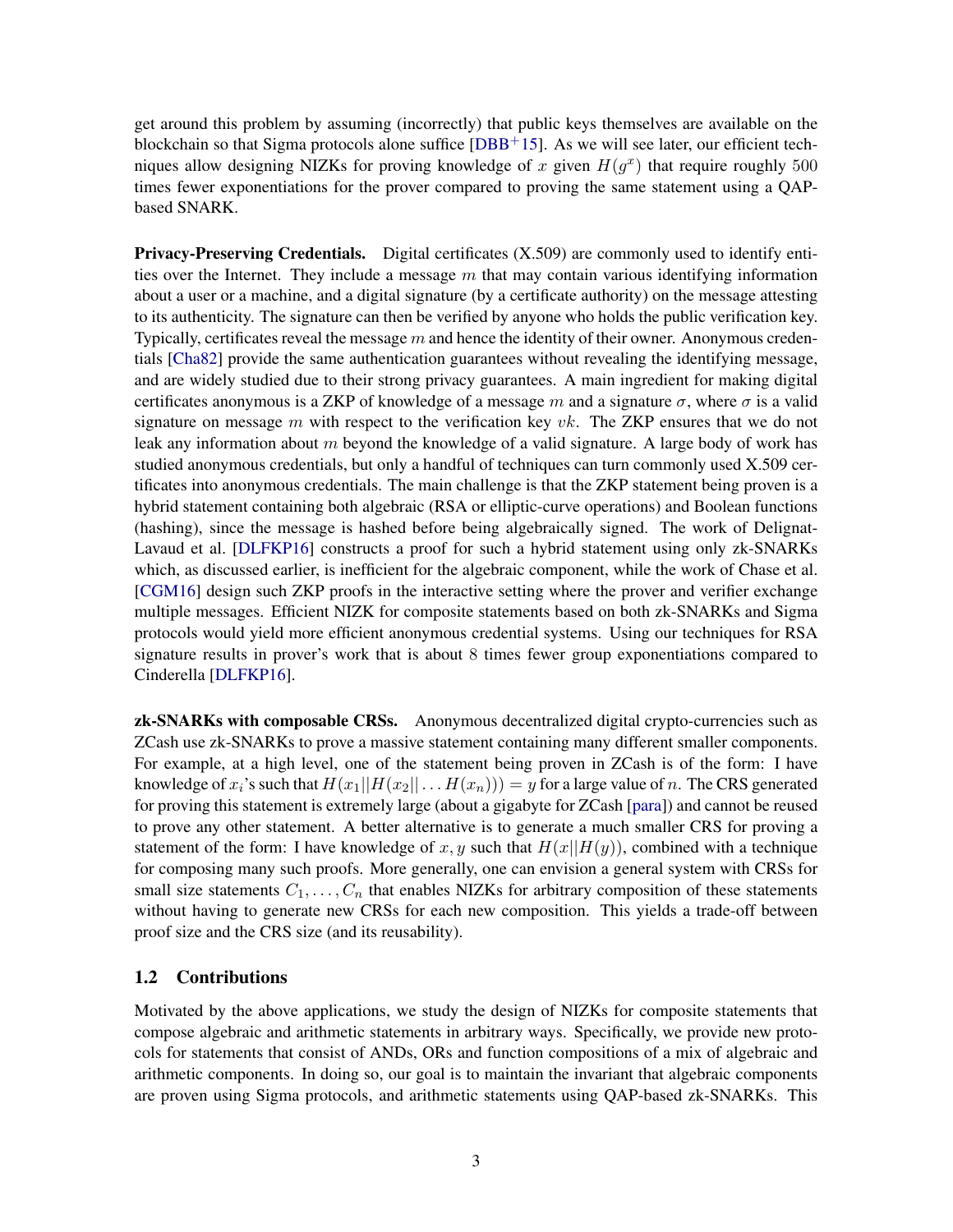get around this problem by assuming (incorrectly) that public keys themselves are available on the blockchain so that Sigma protocols alone suffice [DBB+15]. As we will see later, our efficient techniques allow designing NIZKs for proving knowledge of $x$ given $H(g^x)$ that require roughly 500 times fewer exponentiations for the prover compared to proving the same statement using a QAP-based SNARK.

**Privacy-Preserving Credentials.** Digital certificates (X.509) are commonly used to identify entities over the Internet. They include a message $m$ that may contain various identifying information about a user or a machine, and a digital signature (by a certificate authority) on the message attesting to its authenticity. The signature can then be verified by anyone who holds the public verification key. Typically, certificates reveal the message $m$ and hence the identity of their owner. Anonymous credentials [Cha82] provide the same authentication guarantees without revealing the identifying message, and are widely studied due to their strong privacy guarantees. A main ingredient for making digital certificates anonymous is a ZKP of knowledge of a message $m$ and a signature $\sigma$, where $\sigma$ is a valid signature on message $m$ with respect to the verification key $vk$. The ZKP ensures that we do not leak any information about $m$ beyond the knowledge of a valid signature. A large body of work has studied anonymous credentials, but only a handful of techniques can turn commonly used X.509 certificates into anonymous credentials. The main challenge is that the ZKP statement being proven is a hybrid statement containing both algebraic (RSA or elliptic-curve operations) and Boolean functions (hashing), since the message is hashed before being algebraically signed. The work of Delignat-Lavaud et al. [DLFKP16] constructs a proof for such a hybrid statement using only zk-SNARKs which, as discussed earlier, is inefficient for the algebraic component, while the work of Chase et al. [CGM16] design such ZKP proofs in the interactive setting where the prover and verifier exchange multiple messages. Efficient NIZK for composite statements based on both zk-SNARKs and Sigma protocols would yield more efficient anonymous credential systems. Using our techniques for RSA signature results in prover's work that is about 8 times fewer group exponentiations compared to Cinderella [DLFKP16].

**zk-SNARKs with composable CRSs.** Anonymous decentralized digital crypto-currencies such as ZCash use zk-SNARKs to prove a massive statement containing many different smaller components. For example, at a high level, one of the statement being proven in ZCash is of the form: I have knowledge of $x_i$'s such that $H(x_1||H(x_2||\ldots H(x_n))) = y$ for a large value of $n$. The CRS generated for proving this statement is extremely large (about a gigabyte for ZCash [para]) and cannot be reused to prove any other statement. A better alternative is to generate a much smaller CRS for proving a statement of the form: I have knowledge of $x, y$ such that $H(x||H(y))$, combined with a technique for composing many such proofs. More generally, one can envision a general system with CRSs for small size statements $C_1, \ldots, C_n$ that enables NIZKs for arbitrary composition of these statements without having to generate new CRSs for each new composition. This yields a trade-off between proof size and the CRS size (and its reusability).

## 1.2 Contributions

Motivated by the above applications, we study the design of NIZKs for composite statements that compose algebraic and arithmetic statements in arbitrary ways. Specifically, we provide new protocols for statements that consist of ANDs, ORs and function compositions of a mix of algebraic and arithmetic components. In doing so, our goal is to maintain the invariant that algebraic components are proven using Sigma protocols, and arithmetic statements using QAP-based zk-SNARKs. This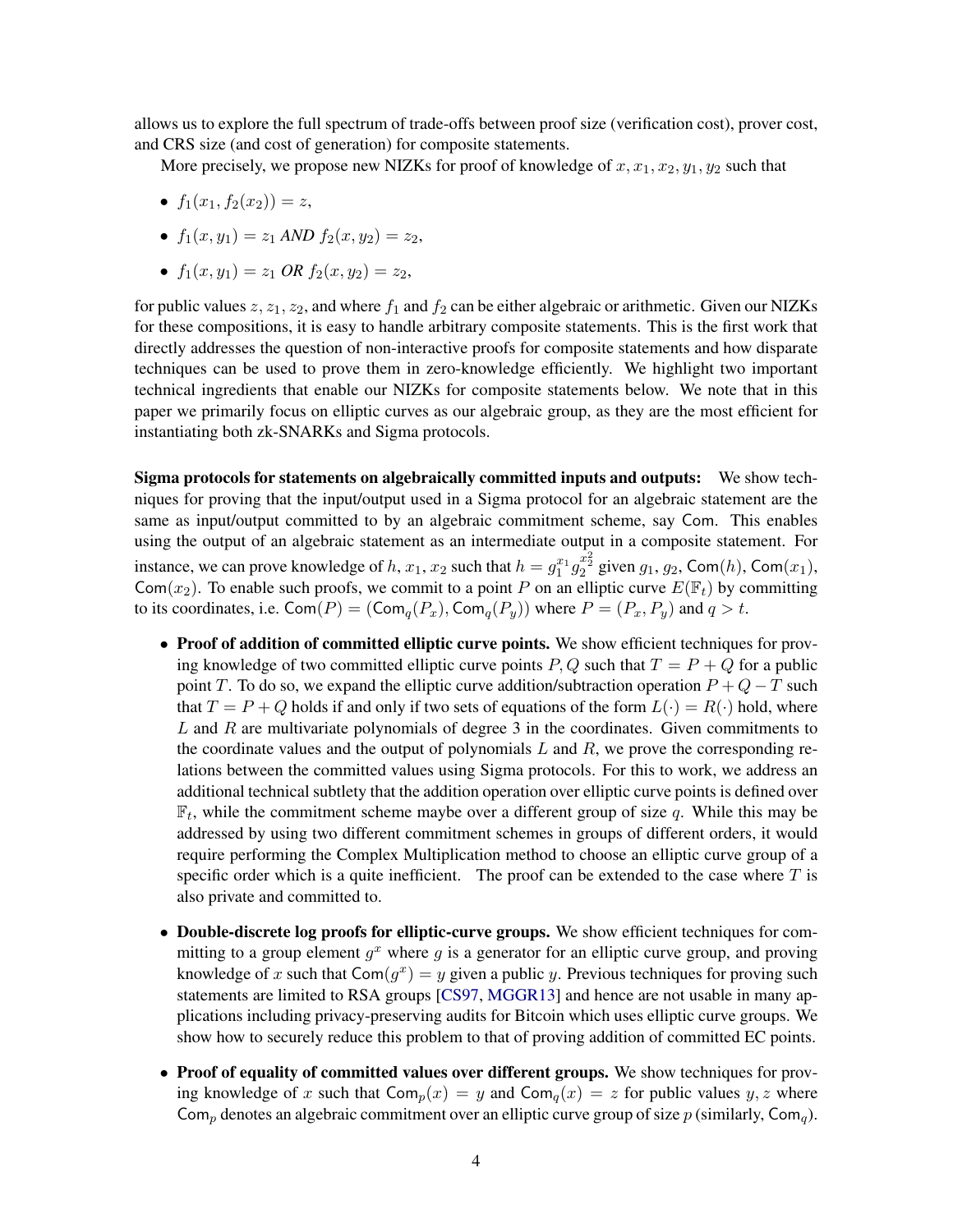allows us to explore the full spectrum of trade-offs between proof size (verification cost), prover cost, and CRS size (and cost of generation) for composite statements.

More precisely, we propose new NIZKs for proof of knowledge of $x, x_1, x_2, y_1, y_2$ such that

- $f_1(x_1, f_2(x_2)) = z$,
- $f_1(x, y_1) = z_1$ *AND* $f_2(x, y_2) = z_2$,
- $f_1(x, y_1) = z_1$ *OR* $f_2(x, y_2) = z_2$,

for public values $z, z_1, z_2$, and where $f_1$ and $f_2$ can be either algebraic or arithmetic. Given our NIZKs for these compositions, it is easy to handle arbitrary composite statements. This is the first work that directly addresses the question of non-interactive proofs for composite statements and how disparate techniques can be used to prove them in zero-knowledge efficiently. We highlight two important technical ingredients that enable our NIZKs for composite statements below. We note that in this paper we primarily focus on elliptic curves as our algebraic group, as they are the most efficient for instantiating both zk-SNARKs and Sigma protocols.

**Sigma protocols for statements on algebraically committed inputs and outputs:** We show techniques for proving that the input/output used in a Sigma protocol for an algebraic statement are the same as input/output committed to by an algebraic commitment scheme, say $\mathsf{Com}$. This enables using the output of an algebraic statement as an intermediate output in a composite statement. For instance, we can prove knowledge of $h$, $x_1$, $x_2$ such that $h = g_1^{x_1} g_2^{x_2^2}$ given $g_1$, $g_2$, $\mathsf{Com}(h)$, $\mathsf{Com}(x_1)$, $\mathsf{Com}(x_2)$. To enable such proofs, we commit to a point $P$ on an elliptic curve $E(\mathbb{F}_t)$ by committing to its coordinates, i.e. $\mathsf{Com}(P) = (\mathsf{Com}_q(P_x), \mathsf{Com}_q(P_y))$ where $P = (P_x, P_y)$ and $q > t$.

- **Proof of addition of committed elliptic curve points.** We show efficient techniques for proving knowledge of two committed elliptic curve points $P, Q$ such that $T = P + Q$ for a public point $T$. To do so, we expand the elliptic curve addition/subtraction operation $P + Q - T$ such that $T = P + Q$ holds if and only if two sets of equations of the form $L(\cdot) = R(\cdot)$ hold, where $L$ and $R$ are multivariate polynomials of degree 3 in the coordinates. Given commitments to the coordinate values and the output of polynomials $L$ and $R$, we prove the corresponding relations between the committed values using Sigma protocols. For this to work, we address an additional technical subtlety that the addition operation over elliptic curve points is defined over $\mathbb{F}_t$, while the commitment scheme maybe over a different group of size $q$. While this may be addressed by using two different commitment schemes in groups of different orders, it would require performing the Complex Multiplication method to choose an elliptic curve group of a specific order which is a quite inefficient. The proof can be extended to the case where $T$ is also private and committed to.

- **Double-discrete log proofs for elliptic-curve groups.** We show efficient techniques for committing to a group element $g^x$ where $g$ is a generator for an elliptic curve group, and proving knowledge of $x$ such that $\mathsf{Com}(g^x) = y$ given a public $y$. Previous techniques for proving such statements are limited to RSA groups [CS97, MGGR13] and hence are not usable in many applications including privacy-preserving audits for Bitcoin which uses elliptic curve groups. We show how to securely reduce this problem to that of proving addition of committed EC points.

- **Proof of equality of committed values over different groups.** We show techniques for proving knowledge of $x$ such that $\mathsf{Com}_p(x) = y$ and $\mathsf{Com}_q(x) = z$ for public values $y, z$ where $\mathsf{Com}_p$ denotes an algebraic commitment over an elliptic curve group of size $p$ (similarly, $\mathsf{Com}_q$).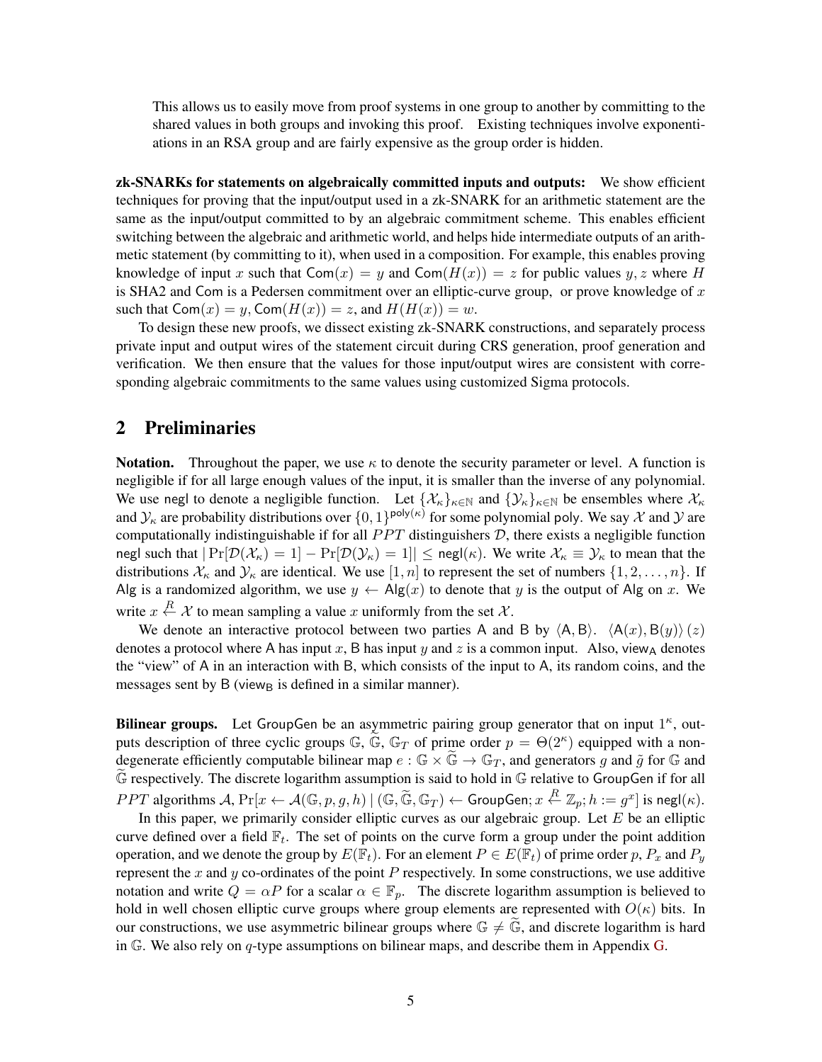This allows us to easily move from proof systems in one group to another by committing to the shared values in both groups and invoking this proof. Existing techniques involve exponentiations in an RSA group and are fairly expensive as the group order is hidden.

**zk-SNARKs for statements on algebraically committed inputs and outputs:** We show efficient techniques for proving that the input/output used in a zk-SNARK for an arithmetic statement are the same as the input/output committed to by an algebraic commitment scheme. This enables efficient switching between the algebraic and arithmetic world, and helps hide intermediate outputs of an arithmetic statement (by committing to it), when used in a composition. For example, this enables proving knowledge of input $x$ such that $\mathsf{Com}(x) = y$ and $\mathsf{Com}(H(x)) = z$ for public values $y, z$ where $H$ is SHA2 and $\mathsf{Com}$ is a Pedersen commitment over an elliptic-curve group, or prove knowledge of $x$ such that $\mathsf{Com}(x) = y, \mathsf{Com}(H(x)) = z$, and $H(H(x)) = w$.

To design these new proofs, we dissect existing zk-SNARK constructions, and separately process private input and output wires of the statement circuit during CRS generation, proof generation and verification. We then ensure that the values for those input/output wires are consistent with corresponding algebraic commitments to the same values using customized Sigma protocols.

## 2 Preliminaries

**Notation.** Throughout the paper, we use $\kappa$ to denote the security parameter or level. A function is negligible if for all large enough values of the input, it is smaller than the inverse of any polynomial. We use $\mathsf{negl}$ to denote a negligible function. Let $\{\mathcal{X}_\kappa\}_{\kappa\in\mathbb{N}}$ and $\{\mathcal{Y}_\kappa\}_{\kappa\in\mathbb{N}}$ be ensembles where $\mathcal{X}_\kappa$ and $\mathcal{Y}_\kappa$ are probability distributions over $\{0,1\}^{\mathsf{poly}(\kappa)}$ for some polynomial $\mathsf{poly}$. We say $\mathcal{X}$ and $\mathcal{Y}$ are computationally indistinguishable if for all $PPT$ distinguishers $\mathcal{D}$, there exists a negligible function $\mathsf{negl}$ such that $|\Pr[\mathcal{D}(\mathcal{X}_\kappa) = 1] - \Pr[\mathcal{D}(\mathcal{Y}_\kappa) = 1]| \le \mathsf{negl}(\kappa)$. We write $\mathcal{X}_\kappa \equiv \mathcal{Y}_\kappa$ to mean that the distributions $\mathcal{X}_\kappa$ and $\mathcal{Y}_\kappa$ are identical. We use $[1, n]$ to represent the set of numbers $\{1, 2, \ldots, n\}$. If $\mathsf{Alg}$ is a randomized algorithm, we use $y \leftarrow \mathsf{Alg}(x)$ to denote that $y$ is the output of $\mathsf{Alg}$ on $x$. We write $x \xleftarrow{R} \mathcal{X}$ to mean sampling a value $x$ uniformly from the set $\mathcal{X}$.

We denote an interactive protocol between two parties $\mathsf{A}$ and $\mathsf{B}$ by $\langle \mathsf{A}, \mathsf{B}\rangle$. $\langle \mathsf{A}(x), \mathsf{B}(y)\rangle(z)$ denotes a protocol where $\mathsf{A}$ has input $x$, $\mathsf{B}$ has input $y$ and $z$ is a common input. Also, $\mathsf{view}_\mathsf{A}$ denotes the "view" of $\mathsf{A}$ in an interaction with $\mathsf{B}$, which consists of the input to $\mathsf{A}$, its random coins, and the messages sent by $\mathsf{B}$ ($\mathsf{view}_\mathsf{B}$ is defined in a similar manner).

**Bilinear groups.** Let $\mathsf{GroupGen}$ be an asymmetric pairing group generator that on input $1^\kappa$, outputs description of three cyclic groups $\mathbb{G}$, $\widetilde{\mathbb{G}}$, $\mathbb{G}_T$ of prime order $p = \Theta(2^\kappa)$ equipped with a non-degenerate efficiently computable bilinear map $e : \mathbb{G} \times \widetilde{\mathbb{G}} \to \mathbb{G}_T$, and generators $g$ and $\tilde{g}$ for $\mathbb{G}$ and $\widetilde{\mathbb{G}}$ respectively. The discrete logarithm assumption is said to hold in $\mathbb{G}$ relative to $\mathsf{GroupGen}$ if for all $PPT$ algorithms $\mathcal{A}$, $\Pr[x \leftarrow \mathcal{A}(\mathbb{G}, p, g, h) \mid (\mathbb{G}, \widetilde{\mathbb{G}}, \mathbb{G}_T) \leftarrow \mathsf{GroupGen}; x \xleftarrow{R} \mathbb{Z}_p; h := g^x]$ is $\mathsf{negl}(\kappa)$.

In this paper, we primarily consider elliptic curves as our algebraic group. Let $E$ be an elliptic curve defined over a field $\mathbb{F}_t$. The set of points on the curve form a group under the point addition operation, and we denote the group by $E(\mathbb{F}_t)$. For an element $P \in E(\mathbb{F}_t)$ of prime order $p$, $P_x$ and $P_y$ represent the $x$ and $y$ co-ordinates of the point $P$ respectively. In some constructions, we use additive notation and write $Q = \alpha P$ for a scalar $\alpha \in \mathbb{F}_p$. The discrete logarithm assumption is believed to hold in well chosen elliptic curve groups where group elements are represented with $O(\kappa)$ bits. In our constructions, we use asymmetric bilinear groups where $\mathbb{G} \neq \widetilde{\mathbb{G}}$, and discrete logarithm is hard in $\mathbb{G}$. We also rely on $q$-type assumptions on bilinear maps, and describe them in Appendix G.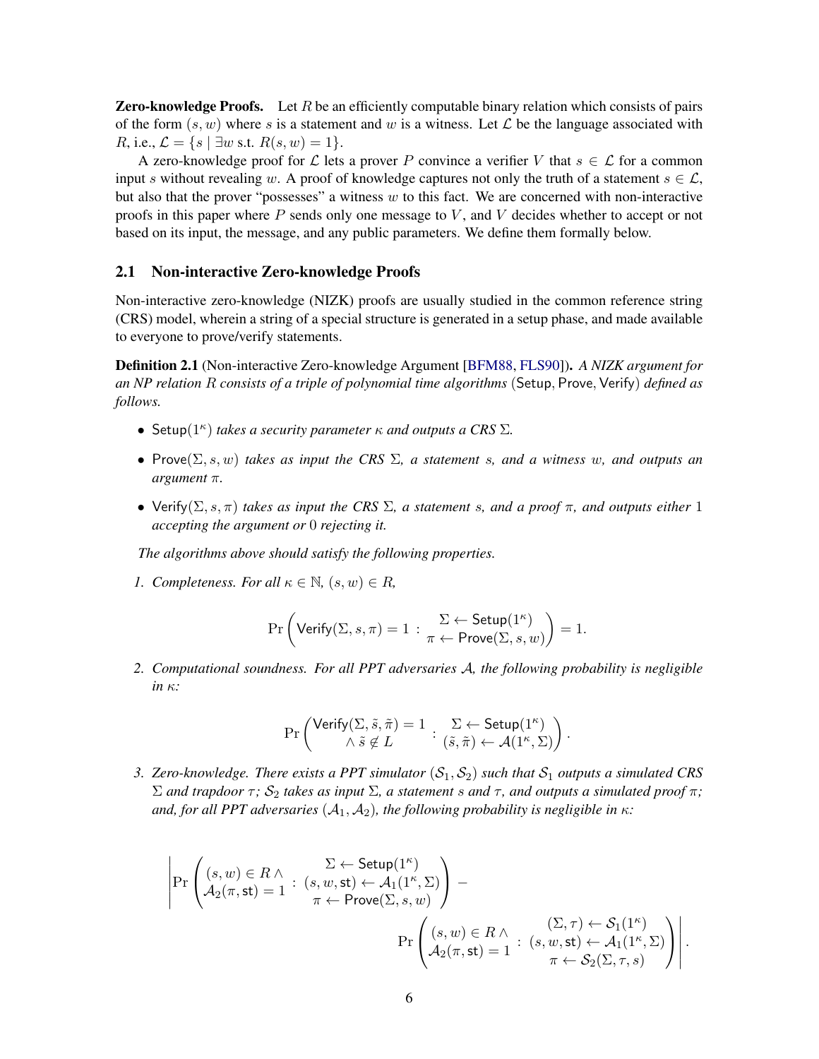**Zero-knowledge Proofs.** Let $R$ be an efficiently computable binary relation which consists of pairs of the form $(s, w)$ where $s$ is a statement and $w$ is a witness. Let $\mathcal{L}$ be the language associated with $R$, i.e., $\mathcal{L} = \{s \mid \exists w \text{ s.t. } R(s, w) = 1\}$.

A zero-knowledge proof for $\mathcal{L}$ lets a prover $P$ convince a verifier $V$ that $s \in \mathcal{L}$ for a common input $s$ without revealing $w$. A proof of knowledge captures not only the truth of a statement $s \in \mathcal{L}$, but also that the prover "possesses" a witness $w$ to this fact. We are concerned with non-interactive proofs in this paper where $P$ sends only one message to $V$, and $V$ decides whether to accept or not based on its input, the message, and any public parameters. We define them formally below.

## 2.1 Non-interactive Zero-knowledge Proofs

Non-interactive zero-knowledge (NIZK) proofs are usually studied in the common reference string (CRS) model, wherein a string of a special structure is generated in a setup phase, and made available to everyone to prove/verify statements.

**Definition 2.1** (Non-interactive Zero-knowledge Argument [BFM88, FLS90])**.** *A NIZK argument for an NP relation $R$ consists of a triple of polynomial time algorithms* $(\mathsf{Setup}, \mathsf{Prove}, \mathsf{Verify})$ *defined as follows.*

- $\mathsf{Setup}(1^\kappa)$ *takes a security parameter $\kappa$ and outputs a CRS $\Sigma$.*
- $\mathsf{Prove}(\Sigma, s, w)$ *takes as input the CRS $\Sigma$, a statement $s$, and a witness $w$, and outputs an argument $\pi$.*
- $\mathsf{Verify}(\Sigma, s, \pi)$ *takes as input the CRS $\Sigma$, a statement $s$, and a proof $\pi$, and outputs either 1 accepting the argument or 0 rejecting it.*

*The algorithms above should satisfy the following properties.*

1. *Completeness. For all $\kappa \in \mathbb{N}$, $(s, w) \in R$,*

$$\Pr\left(\mathsf{Verify}(\Sigma, s, \pi) = 1 \;:\; \begin{matrix} \Sigma \leftarrow \mathsf{Setup}(1^\kappa) \\ \pi \leftarrow \mathsf{Prove}(\Sigma, s, w) \end{matrix}\right) = 1.$$

2. *Computational soundness. For all PPT adversaries $\mathcal{A}$, the following probability is negligible in $\kappa$:*

$$\Pr\left(\begin{matrix} \mathsf{Verify}(\Sigma, \tilde{s}, \tilde{\pi}) = 1 \\ \wedge\ \tilde{s} \notin L \end{matrix} \;:\; \begin{matrix} \Sigma \leftarrow \mathsf{Setup}(1^\kappa) \\ (\tilde{s}, \tilde{\pi}) \leftarrow \mathcal{A}(1^\kappa, \Sigma) \end{matrix}\right).$$

3. *Zero-knowledge. There exists a PPT simulator $(\mathcal{S}_1, \mathcal{S}_2)$ such that $\mathcal{S}_1$ outputs a simulated CRS $\Sigma$ and trapdoor $\tau$; $\mathcal{S}_2$ takes as input $\Sigma$, a statement $s$ and $\tau$, and outputs a simulated proof $\pi$; and, for all PPT adversaries $(\mathcal{A}_1, \mathcal{A}_2)$, the following probability is negligible in $\kappa$:*

$$\left|\Pr\left(\begin{matrix} (s, w) \in R \,\wedge \\ \mathcal{A}_2(\pi, \mathsf{st}) = 1 \end{matrix} \;:\; \begin{matrix} \Sigma \leftarrow \mathsf{Setup}(1^\kappa) \\ (s, w, \mathsf{st}) \leftarrow \mathcal{A}_1(1^\kappa, \Sigma) \\ \pi \leftarrow \mathsf{Prove}(\Sigma, s, w) \end{matrix}\right) - \Pr\left(\begin{matrix} (s, w) \in R \,\wedge \\ \mathcal{A}_2(\pi, \mathsf{st}) = 1 \end{matrix} \;:\; \begin{matrix} (\Sigma, \tau) \leftarrow \mathcal{S}_1(1^\kappa) \\ (s, w, \mathsf{st}) \leftarrow \mathcal{A}_1(1^\kappa, \Sigma) \\ \pi \leftarrow \mathcal{S}_2(\Sigma, \tau, s) \end{matrix}\right)\right|.$$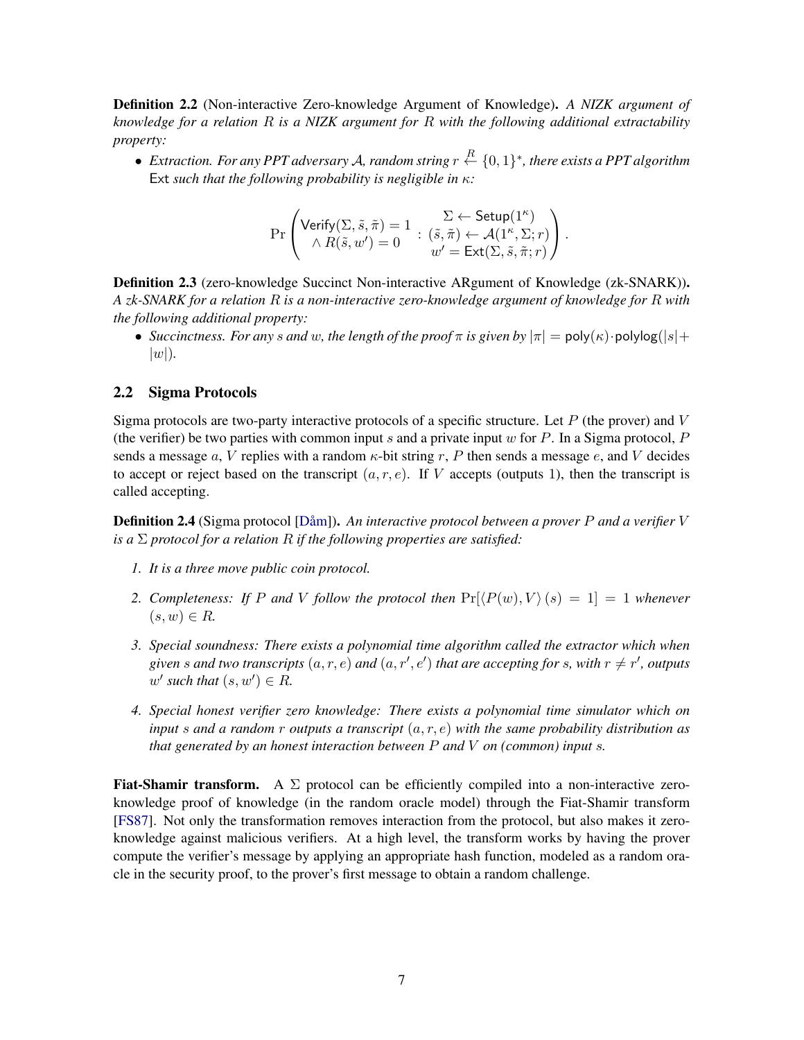**Definition 2.2** (Non-interactive Zero-knowledge Argument of Knowledge)**.** *A NIZK argument of knowledge for a relation $R$ is a NIZK argument for $R$ with the following additional extractability property:*

- *Extraction. For any PPT adversary $\mathcal{A}$, random string $r \xleftarrow{R} \{0,1\}^*$, there exists a PPT algorithm* $\mathsf{Ext}$ *such that the following probability is negligible in $\kappa$:*

$$\Pr\left(\begin{array}{c}\mathsf{Verify}(\Sigma, \tilde{s}, \tilde{\pi}) = 1 \\ \wedge\, R(\tilde{s}, w') = 0\end{array} : \begin{array}{c}\Sigma \leftarrow \mathsf{Setup}(1^\kappa) \\ (\tilde{s}, \tilde{\pi}) \leftarrow \mathcal{A}(1^\kappa, \Sigma; r) \\ w' = \mathsf{Ext}(\Sigma, \tilde{s}, \tilde{\pi}; r)\end{array}\right).$$

**Definition 2.3** (zero-knowledge Succinct Non-interactive ARgument of Knowledge (zk-SNARK))**.** *A zk-SNARK for a relation $R$ is a non-interactive zero-knowledge argument of knowledge for $R$ with the following additional property:*

- *Succinctness. For any $s$ and $w$, the length of the proof $\pi$ is given by $|\pi| = \mathsf{poly}(\kappa) \cdot \mathsf{polylog}(|s| + |w|)$.*

## 2.2 Sigma Protocols

Sigma protocols are two-party interactive protocols of a specific structure. Let $P$ (the prover) and $V$ (the verifier) be two parties with common input $s$ and a private input $w$ for $P$. In a Sigma protocol, $P$ sends a message $a$, $V$ replies with a random $\kappa$-bit string $r$, $P$ then sends a message $e$, and $V$ decides to accept or reject based on the transcript $(a, r, e)$. If $V$ accepts (outputs 1), then the transcript is called accepting.

**Definition 2.4** (Sigma protocol [Dåm])**.** *An interactive protocol between a prover $P$ and a verifier $V$ is a $\Sigma$ protocol for a relation $R$ if the following properties are satisfied:*

1. *It is a three move public coin protocol.*
2. *Completeness: If $P$ and $V$ follow the protocol then $\Pr[\langle P(w), V\rangle(s) = 1] = 1$ whenever $(s, w) \in R$.*
3. *Special soundness: There exists a polynomial time algorithm called the extractor which when given $s$ and two transcripts $(a, r, e)$ and $(a, r', e')$ that are accepting for $s$, with $r \neq r'$, outputs $w'$ such that $(s, w') \in R$.*
4. *Special honest verifier zero knowledge: There exists a polynomial time simulator which on input $s$ and a random $r$ outputs a transcript $(a, r, e)$ with the same probability distribution as that generated by an honest interaction between $P$ and $V$ on (common) input $s$.*

**Fiat-Shamir transform.** A $\Sigma$ protocol can be efficiently compiled into a non-interactive zero-knowledge proof of knowledge (in the random oracle model) through the Fiat-Shamir transform [FS87]. Not only the transformation removes interaction from the protocol, but also makes it zero-knowledge against malicious verifiers. At a high level, the transform works by having the prover compute the verifier's message by applying an appropriate hash function, modeled as a random oracle in the security proof, to the prover's first message to obtain a random challenge.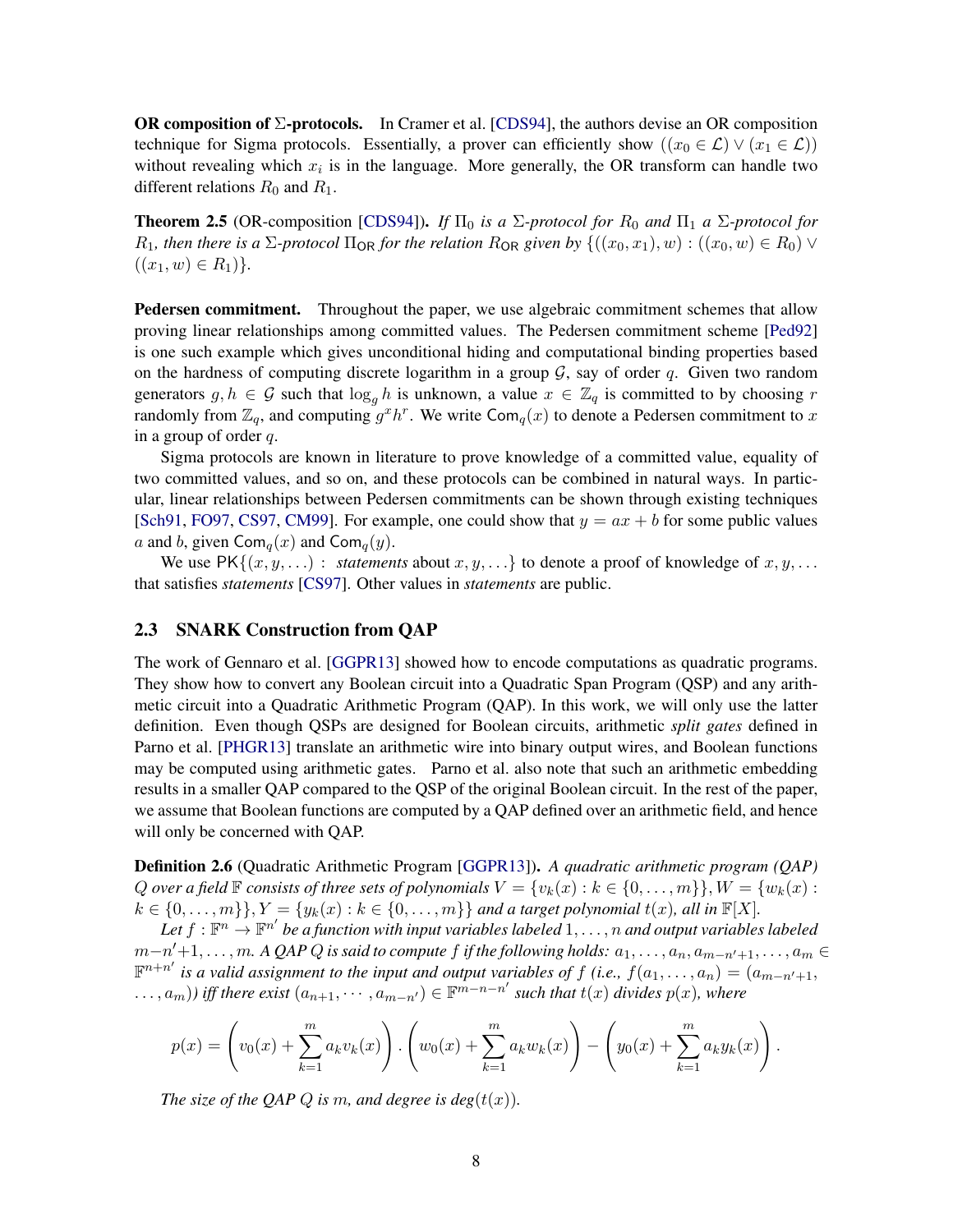**OR composition of $\Sigma$-protocols.** In Cramer et al. [CDS94], the authors devise an OR composition technique for Sigma protocols. Essentially, a prover can efficiently show $((x_0 \in \mathcal{L}) \vee (x_1 \in \mathcal{L}))$ without revealing which $x_i$ is in the language. More generally, the OR transform can handle two different relations $R_0$ and $R_1$.

**Theorem 2.5** (OR-composition [CDS94]). *If $\Pi_0$ is a $\Sigma$-protocol for $R_0$ and $\Pi_1$ a $\Sigma$-protocol for $R_1$, then there is a $\Sigma$-protocol $\Pi_{\mathsf{OR}}$ for the relation $R_{\mathsf{OR}}$ given by $\{((x_0, x_1), w) : ((x_0, w) \in R_0) \vee ((x_1, w) \in R_1)\}$.*

**Pedersen commitment.** Throughout the paper, we use algebraic commitment schemes that allow proving linear relationships among committed values. The Pedersen commitment scheme [Ped92] is one such example which gives unconditional hiding and computational binding properties based on the hardness of computing discrete logarithm in a group $\mathcal{G}$, say of order $q$. Given two random generators $g, h \in \mathcal{G}$ such that $\log_g h$ is unknown, a value $x \in \mathbb{Z}_q$ is committed to by choosing $r$ randomly from $\mathbb{Z}_q$, and computing $g^x h^r$. We write $\mathsf{Com}_q(x)$ to denote a Pedersen commitment to $x$ in a group of order $q$.

Sigma protocols are known in literature to prove knowledge of a committed value, equality of two committed values, and so on, and these protocols can be combined in natural ways. In particular, linear relationships between Pedersen commitments can be shown through existing techniques [Sch91, FO97, CS97, CM99]. For example, one could show that $y = ax + b$ for some public values $a$ and $b$, given $\mathsf{Com}_q(x)$ and $\mathsf{Com}_q(y)$.

We use $\mathsf{PK}\{(x, y, \dots) :$ *statements* about $x, y, \dots\}$ to denote a proof of knowledge of $x, y, \dots$ that satisfies *statements* [CS97]. Other values in *statements* are public.

## 2.3 SNARK Construction from QAP

The work of Gennaro et al. [GGPR13] showed how to encode computations as quadratic programs. They show how to convert any Boolean circuit into a Quadratic Span Program (QSP) and any arithmetic circuit into a Quadratic Arithmetic Program (QAP). In this work, we will only use the latter definition. Even though QSPs are designed for Boolean circuits, arithmetic *split gates* defined in Parno et al. [PHGR13] translate an arithmetic wire into binary output wires, and Boolean functions may be computed using arithmetic gates. Parno et al. also note that such an arithmetic embedding results in a smaller QAP compared to the QSP of the original Boolean circuit. In the rest of the paper, we assume that Boolean functions are computed by a QAP defined over an arithmetic field, and hence will only be concerned with QAP.

**Definition 2.6** (Quadratic Arithmetic Program [GGPR13]). *A quadratic arithmetic program (QAP) $Q$ over a field $\mathbb{F}$ consists of three sets of polynomials $V = \{v_k(x) : k \in \{0, \dots, m\}\}, W = \{w_k(x) : k \in \{0, \dots, m\}\}, Y = \{y_k(x) : k \in \{0, \dots, m\}\}$ and a target polynomial $t(x)$, all in $\mathbb{F}[X]$.*

*Let $f : \mathbb{F}^n \to \mathbb{F}^{n'}$ be a function with input variables labeled $1, \dots, n$ and output variables labeled $m-n'+1, \dots, m$. A QAP $Q$ is said to compute $f$ if the following holds: $a_1, \dots, a_n, a_{m-n'+1}, \dots, a_m \in \mathbb{F}^{n+n'}$ is a valid assignment to the input and output variables of $f$ (i.e., $f(a_1, \dots, a_n) = (a_{m-n'+1}, \dots, a_m)$) iff there exist $(a_{n+1}, \cdots, a_{m-n'}) \in \mathbb{F}^{m-n-n'}$ such that $t(x)$ divides $p(x)$, where*

$$p(x) = \left(v_0(x) + \sum_{k=1}^{m} a_k v_k(x)\right) \cdot \left(w_0(x) + \sum_{k=1}^{m} a_k w_k(x)\right) - \left(y_0(x) + \sum_{k=1}^{m} a_k y_k(x)\right).$$

*The size of the QAP $Q$ is $m$, and degree is $deg(t(x))$.*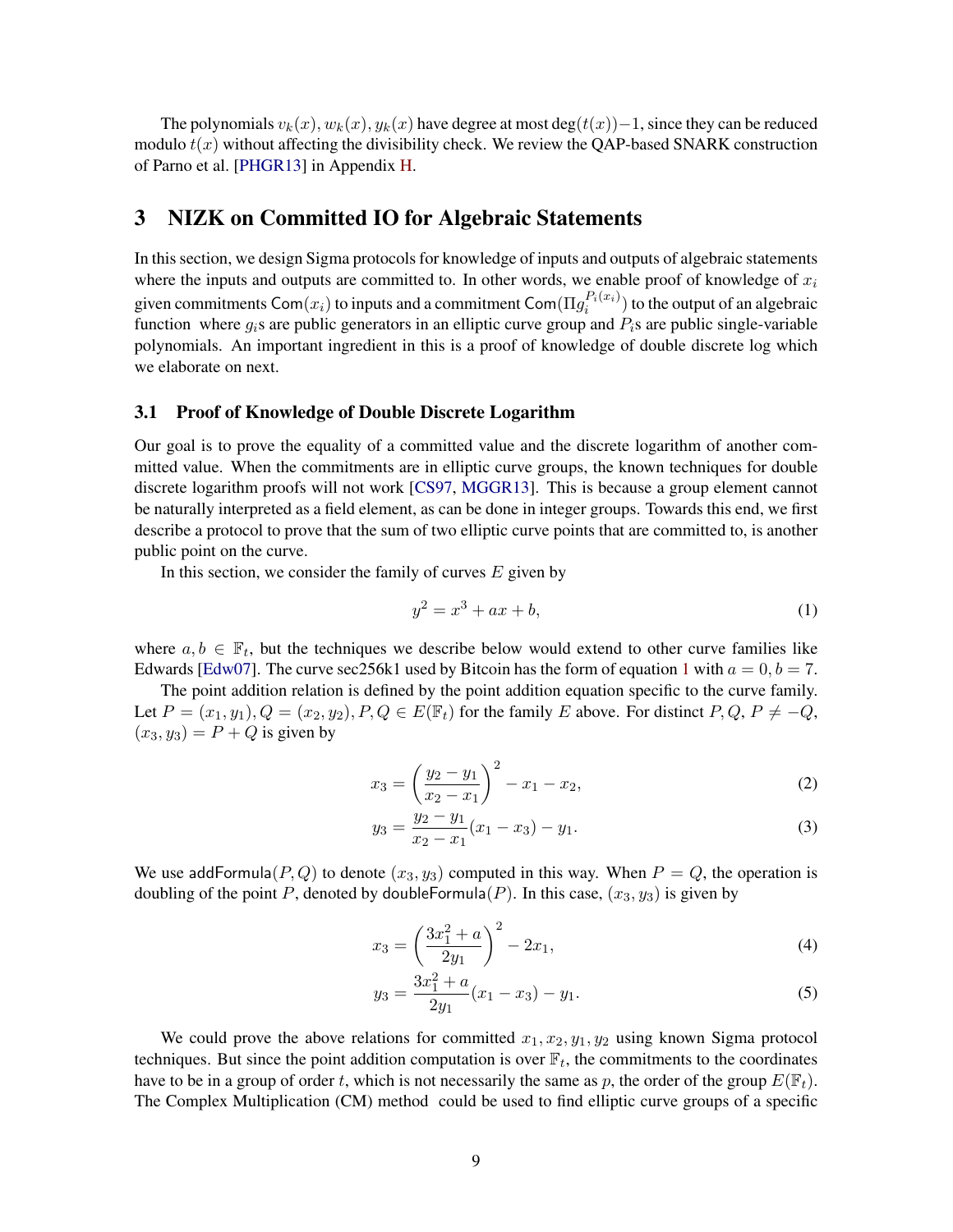The polynomials $v_k(x), w_k(x), y_k(x)$ have degree at most $\deg(t(x))-1$, since they can be reduced modulo $t(x)$ without affecting the divisibility check. We review the QAP-based SNARK construction of Parno et al. [PHGR13] in Appendix H.

# 3 NIZK on Committed IO for Algebraic Statements

In this section, we design Sigma protocols for knowledge of inputs and outputs of algebraic statements where the inputs and outputs are committed to. In other words, we enable proof of knowledge of $x_i$ given commitments $\mathsf{Com}(x_i)$ to inputs and a commitment $\mathsf{Com}(\Pi g_i^{P_i(x_i)})$ to the output of an algebraic function where $g_i$s are public generators in an elliptic curve group and $P_i$s are public single-variable polynomials. An important ingredient in this is a proof of knowledge of double discrete log which we elaborate on next.

## 3.1 Proof of Knowledge of Double Discrete Logarithm

Our goal is to prove the equality of a committed value and the discrete logarithm of another committed value. When the commitments are in elliptic curve groups, the known techniques for double discrete logarithm proofs will not work [CS97, MGGR13]. This is because a group element cannot be naturally interpreted as a field element, as can be done in integer groups. Towards this end, we first describe a protocol to prove that the sum of two elliptic curve points that are committed to, is another public point on the curve.

In this section, we consider the family of curves $E$ given by

$$y^2 = x^3 + ax + b, \tag{1}$$

where $a, b \in \mathbb{F}_t$, but the techniques we describe below would extend to other curve families like Edwards [Edw07]. The curve sec256k1 used by Bitcoin has the form of equation 1 with $a = 0, b = 7$.

The point addition relation is defined by the point addition equation specific to the curve family. Let $P = (x_1, y_1), Q = (x_2, y_2), P, Q \in E(\mathbb{F}_t)$ for the family $E$ above. For distinct $P, Q$, $P \neq -Q$, $(x_3, y_3) = P + Q$ is given by

$$x_3 = \left(\frac{y_2 - y_1}{x_2 - x_1}\right)^2 - x_1 - x_2, \tag{2}$$

$$y_3 = \frac{y_2 - y_1}{x_2 - x_1}(x_1 - x_3) - y_1. \tag{3}$$

We use $\mathsf{addFormula}(P, Q)$ to denote $(x_3, y_3)$ computed in this way. When $P = Q$, the operation is doubling of the point $P$, denoted by $\mathsf{doubleFormula}(P)$. In this case, $(x_3, y_3)$ is given by

$$x_3 = \left(\frac{3x_1^2 + a}{2y_1}\right)^2 - 2x_1, \tag{4}$$

$$y_3 = \frac{3x_1^2 + a}{2y_1}(x_1 - x_3) - y_1. \tag{5}$$

We could prove the above relations for committed $x_1, x_2, y_1, y_2$ using known Sigma protocol techniques. But since the point addition computation is over $\mathbb{F}_t$, the commitments to the coordinates have to be in a group of order $t$, which is not necessarily the same as $p$, the order of the group $E(\mathbb{F}_t)$. The Complex Multiplication (CM) method could be used to find elliptic curve groups of a specific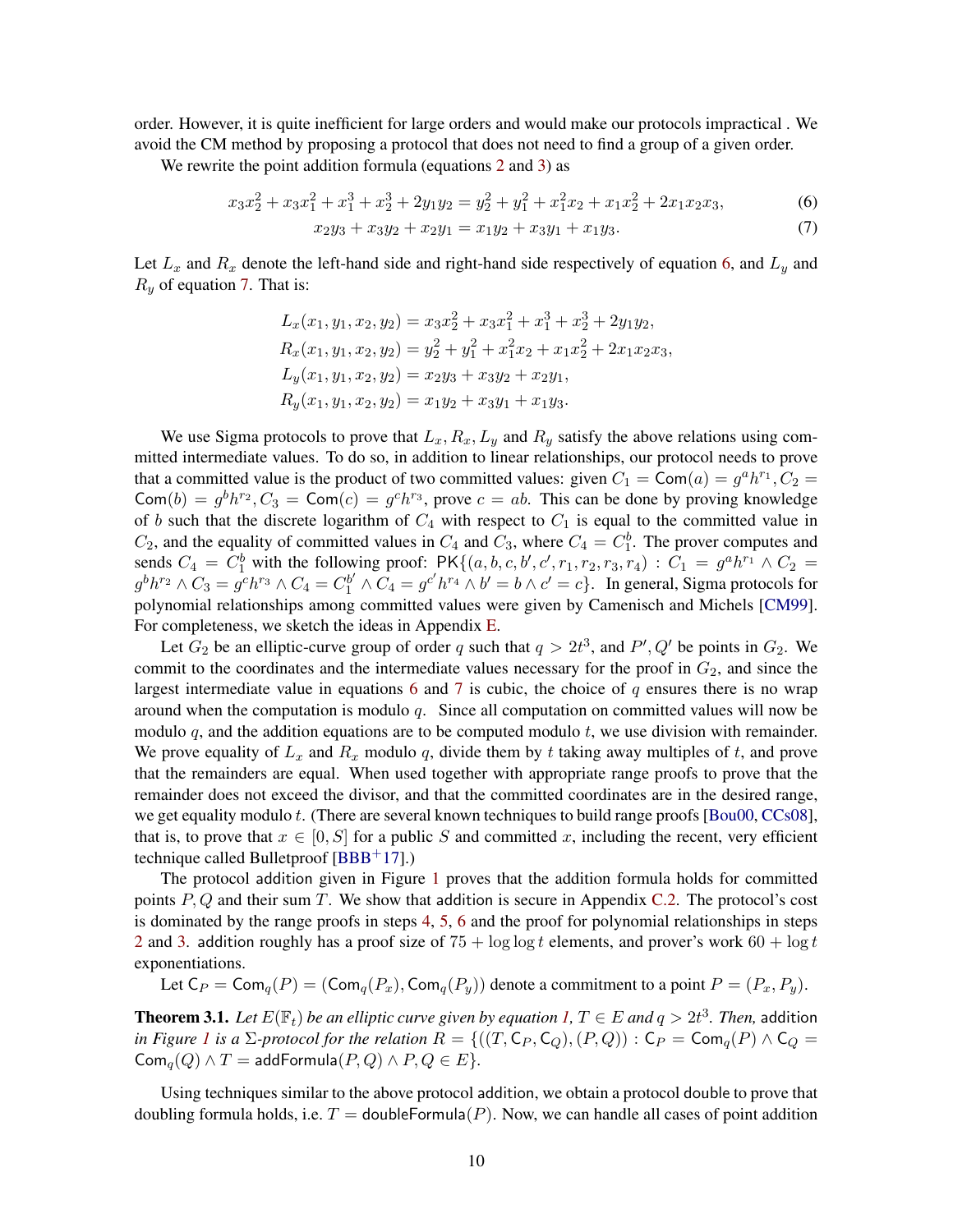order. However, it is quite inefficient for large orders and would make our protocols impractical . We avoid the CM method by proposing a protocol that does not need to find a group of a given order.

We rewrite the point addition formula (equations 2 and 3) as

$$x_3x_2^2 + x_3x_1^2 + x_1^3 + x_2^3 + 2y_1y_2 = y_2^2 + y_1^2 + x_1^2x_2 + x_1x_2^2 + 2x_1x_2x_3, \tag{6}$$

$$x_2y_3 + x_3y_2 + x_2y_1 = x_1y_2 + x_3y_1 + x_1y_3. \tag{7}$$

Let $L_x$ and $R_x$ denote the left-hand side and right-hand side respectively of equation 6, and $L_y$ and $R_y$ of equation 7. That is:

$$L_x(x_1, y_1, x_2, y_2) = x_3x_2^2 + x_3x_1^2 + x_1^3 + x_2^3 + 2y_1y_2,$$
$$R_x(x_1, y_1, x_2, y_2) = y_2^2 + y_1^2 + x_1^2x_2 + x_1x_2^2 + 2x_1x_2x_3,$$
$$L_y(x_1, y_1, x_2, y_2) = x_2y_3 + x_3y_2 + x_2y_1,$$
$$R_y(x_1, y_1, x_2, y_2) = x_1y_2 + x_3y_1 + x_1y_3.$$

We use Sigma protocols to prove that $L_x, R_x, L_y$ and $R_y$ satisfy the above relations using committed intermediate values. To do so, in addition to linear relationships, our protocol needs to prove that a committed value is the product of two committed values: given $C_1 = \mathsf{Com}(a) = g^a h^{r_1}, C_2 = \mathsf{Com}(b) = g^b h^{r_2}, C_3 = \mathsf{Com}(c) = g^c h^{r_3}$, prove $c = ab$. This can be done by proving knowledge of $b$ such that the discrete logarithm of $C_4$ with respect to $C_1$ is equal to the committed value in $C_2$, and the equality of committed values in $C_4$ and $C_3$, where $C_4 = C_1^b$. The prover computes and sends $C_4 = C_1^b$ with the following proof: $\mathsf{PK}\{(a, b, c, b', c', r_1, r_2, r_3, r_4) : C_1 = g^a h^{r_1} \wedge C_2 = g^b h^{r_2} \wedge C_3 = g^c h^{r_3} \wedge C_4 = C_1^{b'} \wedge C_4 = g^{c'} h^{r_4} \wedge b' = b \wedge c' = c\}$. In general, Sigma protocols for polynomial relationships among committed values were given by Camenisch and Michels [CM99]. For completeness, we sketch the ideas in Appendix E.

Let $G_2$ be an elliptic-curve group of order $q$ such that $q > 2t^3$, and $P', Q'$ be points in $G_2$. We commit to the coordinates and the intermediate values necessary for the proof in $G_2$, and since the largest intermediate value in equations 6 and 7 is cubic, the choice of $q$ ensures there is no wrap around when the computation is modulo $q$. Since all computation on committed values will now be modulo $q$, and the addition equations are to be computed modulo $t$, we use division with remainder. We prove equality of $L_x$ and $R_x$ modulo $q$, divide them by $t$ taking away multiples of $t$, and prove that the remainders are equal. When used together with appropriate range proofs to prove that the remainder does not exceed the divisor, and that the committed coordinates are in the desired range, we get equality modulo $t$. (There are several known techniques to build range proofs [Bou00, CCs08], that is, to prove that $x \in [0, S]$ for a public $S$ and committed $x$, including the recent, very efficient technique called Bulletproof [BBB+17].)

The protocol addition given in Figure 1 proves that the addition formula holds for committed points $P, Q$ and their sum $T$. We show that addition is secure in Appendix C.2. The protocol's cost is dominated by the range proofs in steps 4, 5, 6 and the proof for polynomial relationships in steps 2 and 3. addition roughly has a proof size of $75 + \log\log t$ elements, and prover's work $60 + \log t$ exponentiations.

Let $\mathsf{C}_P = \mathsf{Com}_q(P) = (\mathsf{Com}_q(P_x), \mathsf{Com}_q(P_y))$ denote a commitment to a point $P = (P_x, P_y)$.

**Theorem 3.1.** *Let $E(\mathbb{F}_t)$ be an elliptic curve given by equation 1, $T \in E$ and $q > 2t^3$. Then,* addition *in Figure 1 is a $\Sigma$-protocol for the relation $R = \{((T, \mathsf{C}_P, \mathsf{C}_Q), (P, Q)) : \mathsf{C}_P = \mathsf{Com}_q(P) \wedge \mathsf{C}_Q = \mathsf{Com}_q(Q) \wedge T = \mathsf{addFormula}(P, Q) \wedge P, Q \in E\}$.*

Using techniques similar to the above protocol addition, we obtain a protocol double to prove that doubling formula holds, i.e. $T = \mathsf{doubleFormula}(P)$. Now, we can handle all cases of point addition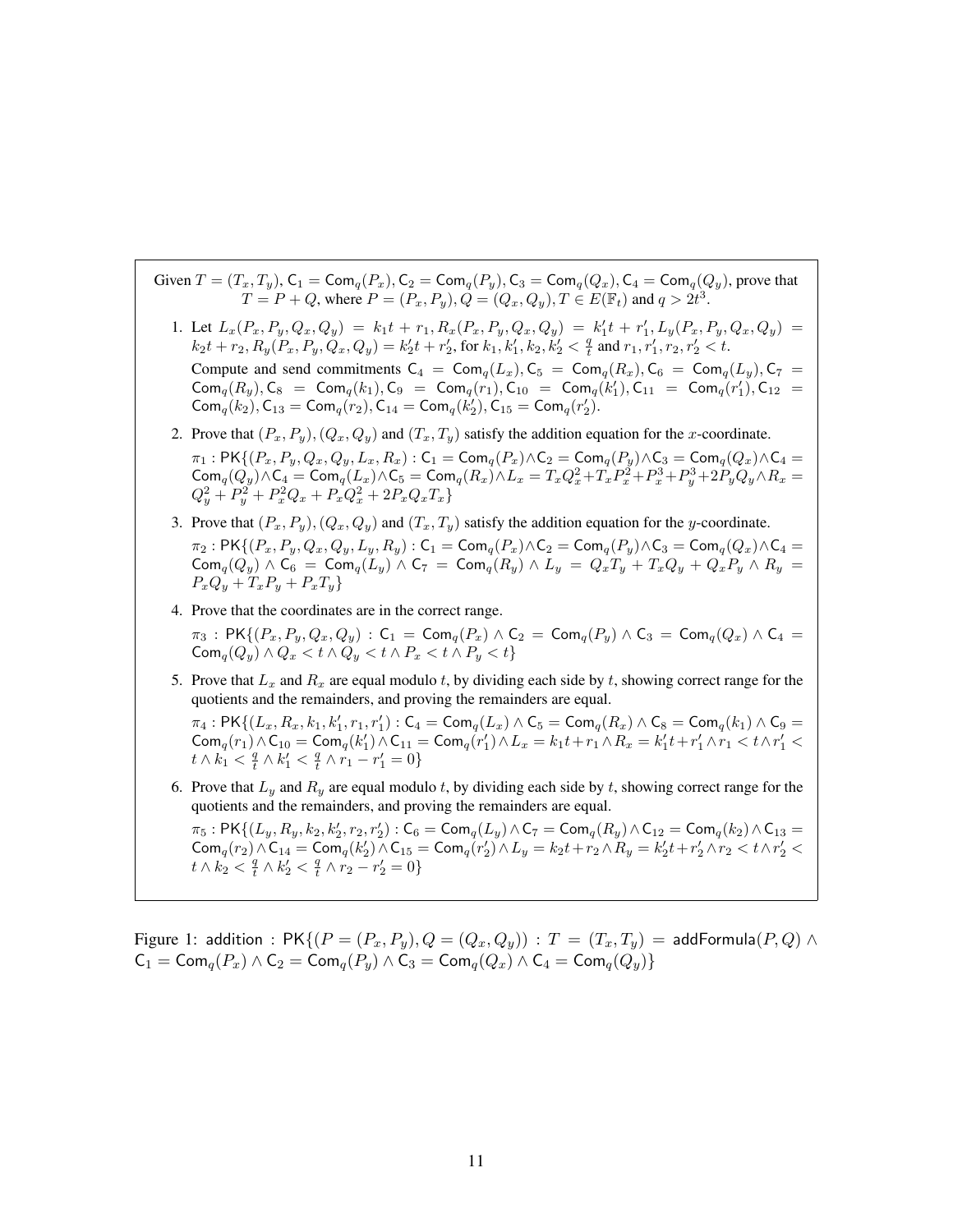Given $T = (T_x, T_y)$, $\mathsf{C}_1 = \mathsf{Com}_q(P_x)$, $\mathsf{C}_2 = \mathsf{Com}_q(P_y)$, $\mathsf{C}_3 = \mathsf{Com}_q(Q_x)$, $\mathsf{C}_4 = \mathsf{Com}_q(Q_y)$, prove that $T = P + Q$, where $P = (P_x, P_y)$, $Q = (Q_x, Q_y)$, $T \in E(\mathbb{F}_t)$ and $q > 2t^3$.

1. Let $L_x(P_x, P_y, Q_x, Q_y) = k_1 t + r_1$, $R_x(P_x, P_y, Q_x, Q_y) = k_1' t + r_1'$, $L_y(P_x, P_y, Q_x, Q_y) = k_2 t + r_2$, $R_y(P_x, P_y, Q_x, Q_y) = k_2' t + r_2'$, for $k_1, k_1', k_2, k_2' < \frac{q}{t}$ and $r_1, r_1', r_2, r_2' < t$.

   Compute and send commitments $\mathsf{C}_4 = \mathsf{Com}_q(L_x)$, $\mathsf{C}_5 = \mathsf{Com}_q(R_x)$, $\mathsf{C}_6 = \mathsf{Com}_q(L_y)$, $\mathsf{C}_7 = \mathsf{Com}_q(R_y)$, $\mathsf{C}_8 = \mathsf{Com}_q(k_1)$, $\mathsf{C}_9 = \mathsf{Com}_q(r_1)$, $\mathsf{C}_{10} = \mathsf{Com}_q(k_1')$, $\mathsf{C}_{11} = \mathsf{Com}_q(r_1')$, $\mathsf{C}_{12} = \mathsf{Com}_q(k_2)$, $\mathsf{C}_{13} = \mathsf{Com}_q(r_2)$, $\mathsf{C}_{14} = \mathsf{Com}_q(k_2')$, $\mathsf{C}_{15} = \mathsf{Com}_q(r_2')$.

2. Prove that $(P_x, P_y)$, $(Q_x, Q_y)$ and $(T_x, T_y)$ satisfy the addition equation for the $x$-coordinate.

   $\pi_1 : \mathsf{PK}\{(P_x, P_y, Q_x, Q_y, L_x, R_x) : \mathsf{C}_1 = \mathsf{Com}_q(P_x) \wedge \mathsf{C}_2 = \mathsf{Com}_q(P_y) \wedge \mathsf{C}_3 = \mathsf{Com}_q(Q_x) \wedge \mathsf{C}_4 = \mathsf{Com}_q(Q_y) \wedge \mathsf{C}_4 = \mathsf{Com}_q(L_x) \wedge \mathsf{C}_5 = \mathsf{Com}_q(R_x) \wedge L_x = T_x Q_x^2 + T_x P_x^2 + P_x^3 + P_y^3 + 2P_y Q_y \wedge R_x = Q_y^2 + P_y^2 + P_x^2 Q_x + P_x Q_x^2 + 2P_x Q_x T_x\}$

3. Prove that $(P_x, P_y)$, $(Q_x, Q_y)$ and $(T_x, T_y)$ satisfy the addition equation for the $y$-coordinate.

   $\pi_2 : \mathsf{PK}\{(P_x, P_y, Q_x, Q_y, L_y, R_y) : \mathsf{C}_1 = \mathsf{Com}_q(P_x) \wedge \mathsf{C}_2 = \mathsf{Com}_q(P_y) \wedge \mathsf{C}_3 = \mathsf{Com}_q(Q_x) \wedge \mathsf{C}_4 = \mathsf{Com}_q(Q_y) \wedge \mathsf{C}_6 = \mathsf{Com}_q(L_y) \wedge \mathsf{C}_7 = \mathsf{Com}_q(R_y) \wedge L_y = Q_x T_y + T_x Q_y + Q_x P_y \wedge R_y = P_x Q_y + T_x P_y + P_x T_y\}$

4. Prove that the coordinates are in the correct range.

   $\pi_3 : \mathsf{PK}\{(P_x, P_y, Q_x, Q_y) : \mathsf{C}_1 = \mathsf{Com}_q(P_x) \wedge \mathsf{C}_2 = \mathsf{Com}_q(P_y) \wedge \mathsf{C}_3 = \mathsf{Com}_q(Q_x) \wedge \mathsf{C}_4 = \mathsf{Com}_q(Q_y) \wedge Q_x < t \wedge Q_y < t \wedge P_x < t \wedge P_y < t\}$

5. Prove that $L_x$ and $R_x$ are equal modulo $t$, by dividing each side by $t$, showing correct range for the quotients and the remainders, and proving the remainders are equal.

   $\pi_4 : \mathsf{PK}\{(L_x, R_x, k_1, k_1', r_1, r_1') : \mathsf{C}_4 = \mathsf{Com}_q(L_x) \wedge \mathsf{C}_5 = \mathsf{Com}_q(R_x) \wedge \mathsf{C}_8 = \mathsf{Com}_q(k_1) \wedge \mathsf{C}_9 = \mathsf{Com}_q(r_1) \wedge \mathsf{C}_{10} = \mathsf{Com}_q(k_1') \wedge \mathsf{C}_{11} = \mathsf{Com}_q(r_1') \wedge L_x = k_1 t + r_1 \wedge R_x = k_1' t + r_1' \wedge r_1 < t \wedge r_1' < t \wedge k_1 < \frac{q}{t} \wedge k_1' < \frac{q}{t} \wedge r_1 - r_1' = 0\}$

6. Prove that $L_y$ and $R_y$ are equal modulo $t$, by dividing each side by $t$, showing correct range for the quotients and the remainders, and proving the remainders are equal.

   $\pi_5 : \mathsf{PK}\{(L_y, R_y, k_2, k_2', r_2, r_2') : \mathsf{C}_6 = \mathsf{Com}_q(L_y) \wedge \mathsf{C}_7 = \mathsf{Com}_q(R_y) \wedge \mathsf{C}_{12} = \mathsf{Com}_q(k_2) \wedge \mathsf{C}_{13} = \mathsf{Com}_q(r_2) \wedge \mathsf{C}_{14} = \mathsf{Com}_q(k_2') \wedge \mathsf{C}_{15} = \mathsf{Com}_q(r_2') \wedge L_y = k_2 t + r_2 \wedge R_y = k_2' t + r_2' \wedge r_2 < t \wedge r_2' < t \wedge k_2 < \frac{q}{t} \wedge k_2' < \frac{q}{t} \wedge r_2 - r_2' = 0\}$

Figure 1: addition : $\mathsf{PK}\{(P = (P_x, P_y), Q = (Q_x, Q_y)) : T = (T_x, T_y) = \mathsf{addFormula}(P, Q) \wedge \mathsf{C}_1 = \mathsf{Com}_q(P_x) \wedge \mathsf{C}_2 = \mathsf{Com}_q(P_y) \wedge \mathsf{C}_3 = \mathsf{Com}_q(Q_x) \wedge \mathsf{C}_4 = \mathsf{Com}_q(Q_y)\}$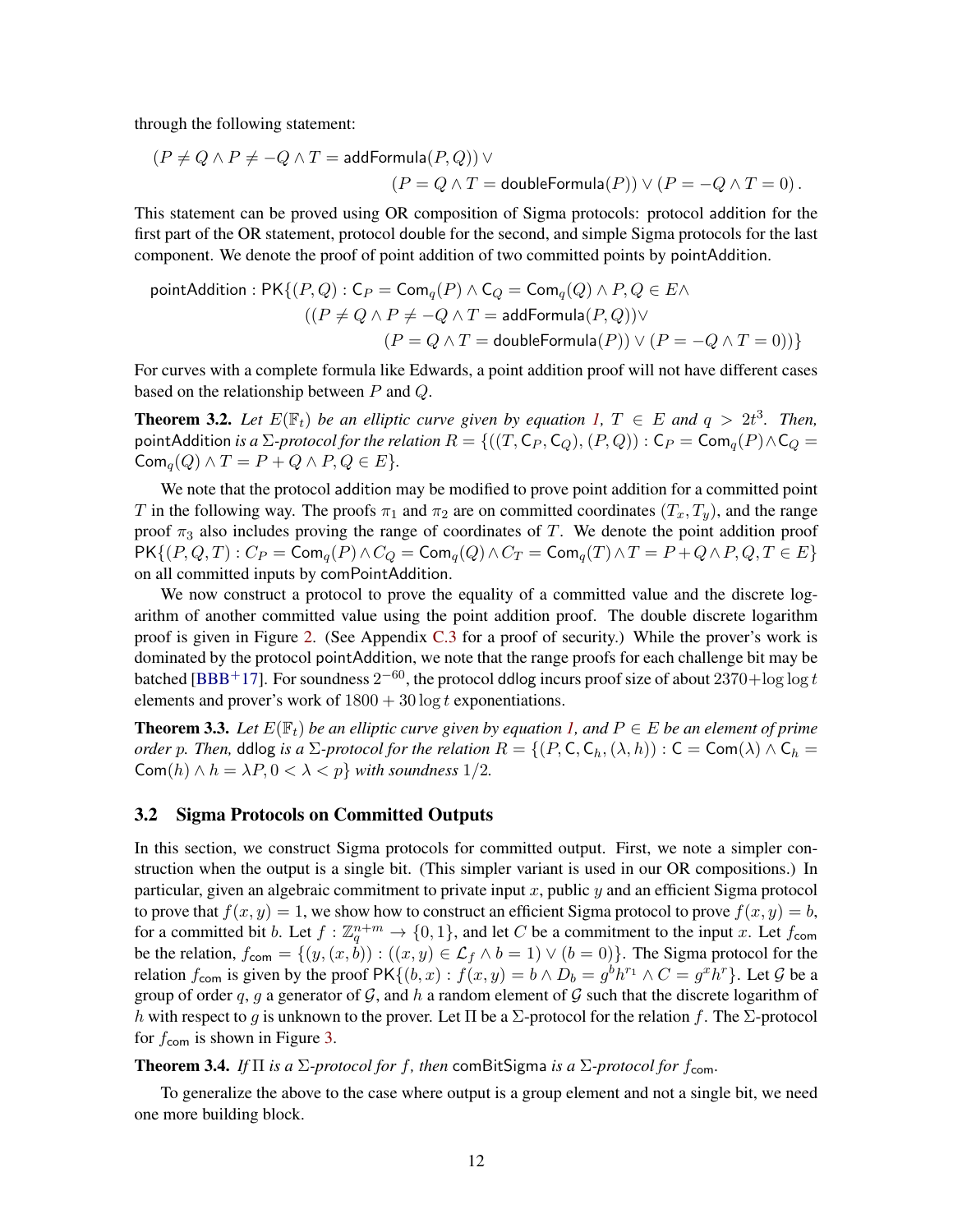through the following statement:

$$(P \neq Q \wedge P \neq -Q \wedge T = \mathsf{addFormula}(P, Q)) \vee$$
$$(P = Q \wedge T = \mathsf{doubleFormula}(P)) \vee (P = -Q \wedge T = 0)\,.$$

This statement can be proved using OR composition of Sigma protocols: protocol addition for the first part of the OR statement, protocol double for the second, and simple Sigma protocols for the last component. We denote the proof of point addition of two committed points by pointAddition.

$$\begin{aligned}\mathsf{pointAddition} : \mathsf{PK}\{(P, Q) : \mathsf{C}_P = \mathsf{Com}_q(P) \wedge \mathsf{C}_Q = \mathsf{Com}_q(Q) \wedge P, Q \in E \wedge \\ ((P \neq Q \wedge P \neq -Q \wedge T = \mathsf{addFormula}(P, Q)) \vee \\ (P = Q \wedge T = \mathsf{doubleFormula}(P)) \vee (P = -Q \wedge T = 0))\}\end{aligned}$$

For curves with a complete formula like Edwards, a point addition proof will not have different cases based on the relationship between $P$ and $Q$.

**Theorem 3.2.** *Let $E(\mathbb{F}_t)$ be an elliptic curve given by equation 1, $T \in E$ and $q > 2t^3$. Then,* pointAddition *is a $\Sigma$-protocol for the relation $R = \{((T, \mathsf{C}_P, \mathsf{C}_Q), (P, Q)) : \mathsf{C}_P = \mathsf{Com}_q(P) \wedge \mathsf{C}_Q = \mathsf{Com}_q(Q) \wedge T = P + Q \wedge P, Q \in E\}$.*

We note that the protocol addition may be modified to prove point addition for a committed point $T$ in the following way. The proofs $\pi_1$ and $\pi_2$ are on committed coordinates $(T_x, T_y)$, and the range proof $\pi_3$ also includes proving the range of coordinates of $T$. We denote the point addition proof $\mathsf{PK}\{(P, Q, T) : C_P = \mathsf{Com}_q(P) \wedge C_Q = \mathsf{Com}_q(Q) \wedge C_T = \mathsf{Com}_q(T) \wedge T = P + Q \wedge P, Q, T \in E\}$ on all committed inputs by comPointAddition.

We now construct a protocol to prove the equality of a committed value and the discrete logarithm of another committed value using the point addition proof. The double discrete logarithm proof is given in Figure 2. (See Appendix C.3 for a proof of security.) While the prover's work is dominated by the protocol pointAddition, we note that the range proofs for each challenge bit may be batched [BBB+17]. For soundness $2^{-60}$, the protocol ddlog incurs proof size of about $2370 + \log\log t$ elements and prover's work of $1800 + 30 \log t$ exponentiations.

**Theorem 3.3.** *Let $E(\mathbb{F}_t)$ be an elliptic curve given by equation 1, and $P \in E$ be an element of prime order $p$. Then,* ddlog *is a $\Sigma$-protocol for the relation $R = \{(P, \mathsf{C}, \mathsf{C}_h, (\lambda, h)) : \mathsf{C} = \mathsf{Com}(\lambda) \wedge \mathsf{C}_h = \mathsf{Com}(h) \wedge h = \lambda P, 0 < \lambda < p\}$ with soundness $1/2$.*

## 3.2 Sigma Protocols on Committed Outputs

In this section, we construct Sigma protocols for committed output. First, we note a simpler construction when the output is a single bit. (This simpler variant is used in our OR compositions.) In particular, given an algebraic commitment to private input $x$, public $y$ and an efficient Sigma protocol to prove that $f(x, y) = 1$, we show how to construct an efficient Sigma protocol to prove $f(x, y) = b$, for a committed bit $b$. Let $f : \mathbb{Z}_q^{n+m} \to \{0, 1\}$, and let $C$ be a commitment to the input $x$. Let $f_{\mathsf{com}}$ be the relation, $f_{\mathsf{com}} = \{(y, (x, b)) : ((x, y) \in \mathcal{L}_f \wedge b = 1) \vee (b = 0)\}$. The Sigma protocol for the relation $f_{\mathsf{com}}$ is given by the proof $\mathsf{PK}\{(b, x) : f(x, y) = b \wedge D_b = g^b h^{r_1} \wedge C = g^x h^r\}$. Let $\mathcal{G}$ be a group of order $q$, $g$ a generator of $\mathcal{G}$, and $h$ a random element of $\mathcal{G}$ such that the discrete logarithm of $h$ with respect to $g$ is unknown to the prover. Let $\Pi$ be a $\Sigma$-protocol for the relation $f$. The $\Sigma$-protocol for $f_{\mathsf{com}}$ is shown in Figure 3.

**Theorem 3.4.** *If $\Pi$ is a $\Sigma$-protocol for $f$, then* comBitSigma *is a $\Sigma$-protocol for $f_{\mathsf{com}}$.*

To generalize the above to the case where output is a group element and not a single bit, we need one more building block.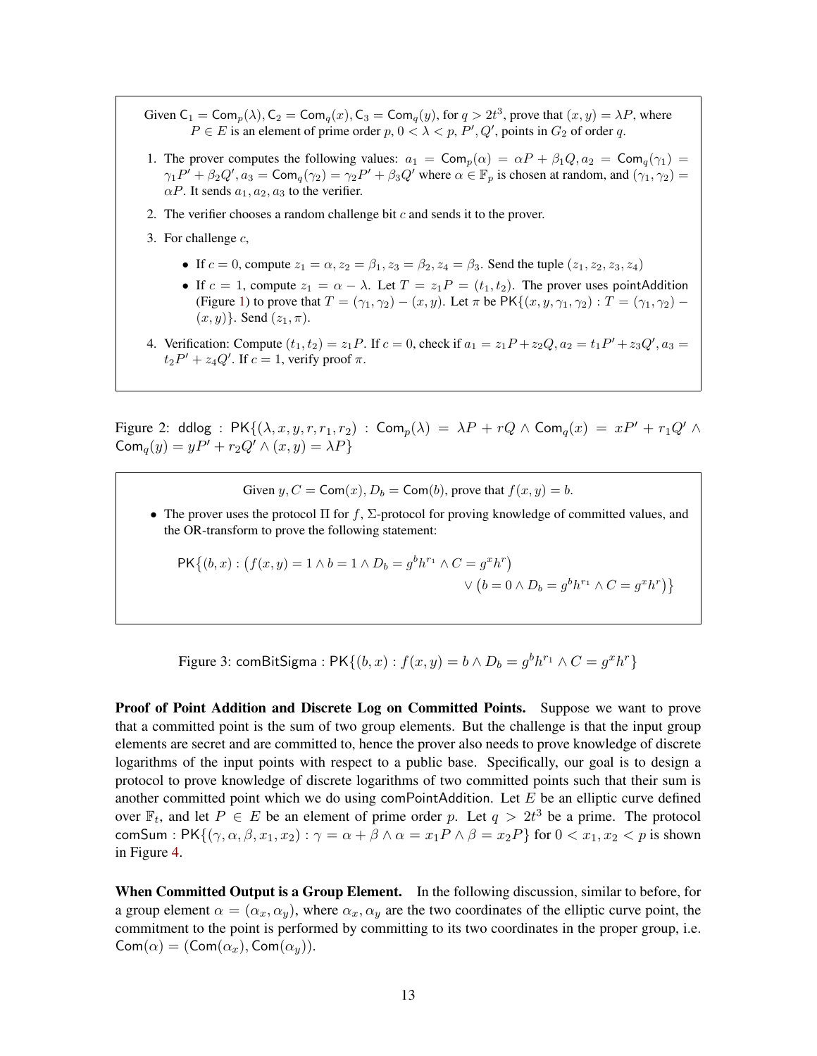Given $\mathsf{C}_1 = \mathsf{Com}_p(\lambda), \mathsf{C}_2 = \mathsf{Com}_q(x), \mathsf{C}_3 = \mathsf{Com}_q(y)$, for $q > 2t^3$, prove that $(x, y) = \lambda P$, where $P \in E$ is an element of prime order $p$, $0 < \lambda < p$, $P', Q'$, points in $G_2$ of order $q$.

1. The prover computes the following values: $a_1 = \mathsf{Com}_p(\alpha) = \alpha P + \beta_1 Q, a_2 = \mathsf{Com}_q(\gamma_1) = \gamma_1 P' + \beta_2 Q', a_3 = \mathsf{Com}_q(\gamma_2) = \gamma_2 P' + \beta_3 Q'$ where $\alpha \in \mathbb{F}_p$ is chosen at random, and $(\gamma_1, \gamma_2) = \alpha P$. It sends $a_1, a_2, a_3$ to the verifier.
2. The verifier chooses a random challenge bit $c$ and sends it to the prover.
3. For challenge $c$,
   - If $c = 0$, compute $z_1 = \alpha, z_2 = \beta_1, z_3 = \beta_2, z_4 = \beta_3$. Send the tuple $(z_1, z_2, z_3, z_4)$
   - If $c = 1$, compute $z_1 = \alpha - \lambda$. Let $T = z_1 P = (t_1, t_2)$. The prover uses $\mathsf{pointAddition}$ (Figure 1) to prove that $T = (\gamma_1, \gamma_2) - (x, y)$. Let $\pi$ be $\mathsf{PK}\{(x, y, \gamma_1, \gamma_2) : T = (\gamma_1, \gamma_2) - (x, y)\}$. Send $(z_1, \pi)$.
4. Verification: Compute $(t_1, t_2) = z_1 P$. If $c = 0$, check if $a_1 = z_1 P + z_2 Q, a_2 = t_1 P' + z_3 Q', a_3 = t_2 P' + z_4 Q'$. If $c = 1$, verify proof $\pi$.

Figure 2: $\mathsf{ddlog} : \mathsf{PK}\{(\lambda, x, y, r, r_1, r_2) : \mathsf{Com}_p(\lambda) = \lambda P + rQ \wedge \mathsf{Com}_q(x) = xP' + r_1 Q' \wedge \mathsf{Com}_q(y) = yP' + r_2 Q' \wedge (x, y) = \lambda P\}$

Given $y, C = \mathsf{Com}(x), D_b = \mathsf{Com}(b)$, prove that $f(x, y) = b$.

- The prover uses the protocol $\Pi$ for $f$, $\Sigma$-protocol for proving knowledge of committed values, and the OR-transform to prove the following statement:

$$\mathsf{PK}\big\{(b, x) : \big(f(x, y) = 1 \wedge b = 1 \wedge D_b = g^b h^{r_1} \wedge C = g^x h^r\big) \vee \big(b = 0 \wedge D_b = g^b h^{r_1} \wedge C = g^x h^r\big)\big\}$$

Figure 3: $\mathsf{comBitSigma} : \mathsf{PK}\{(b, x) : f(x, y) = b \wedge D_b = g^b h^{r_1} \wedge C = g^x h^r\}$

**Proof of Point Addition and Discrete Log on Committed Points.** Suppose we want to prove that a committed point is the sum of two group elements. But the challenge is that the input group elements are secret and are committed to, hence the prover also needs to prove knowledge of discrete logarithms of the input points with respect to a public base. Specifically, our goal is to design a protocol to prove knowledge of discrete logarithms of two committed points such that their sum is another committed point which we do using $\mathsf{comPointAddition}$. Let $E$ be an elliptic curve defined over $\mathbb{F}_t$, and let $P \in E$ be an element of prime order $p$. Let $q > 2t^3$ be a prime. The protocol $\mathsf{comSum} : \mathsf{PK}\{(\gamma, \alpha, \beta, x_1, x_2) : \gamma = \alpha + \beta \wedge \alpha = x_1 P \wedge \beta = x_2 P\}$ for $0 < x_1, x_2 < p$ is shown in Figure 4.

**When Committed Output is a Group Element.** In the following discussion, similar to before, for a group element $\alpha = (\alpha_x, \alpha_y)$, where $\alpha_x, \alpha_y$ are the two coordinates of the elliptic curve point, the commitment to the point is performed by committing to its two coordinates in the proper group, i.e. $\mathsf{Com}(\alpha) = (\mathsf{Com}(\alpha_x), \mathsf{Com}(\alpha_y))$.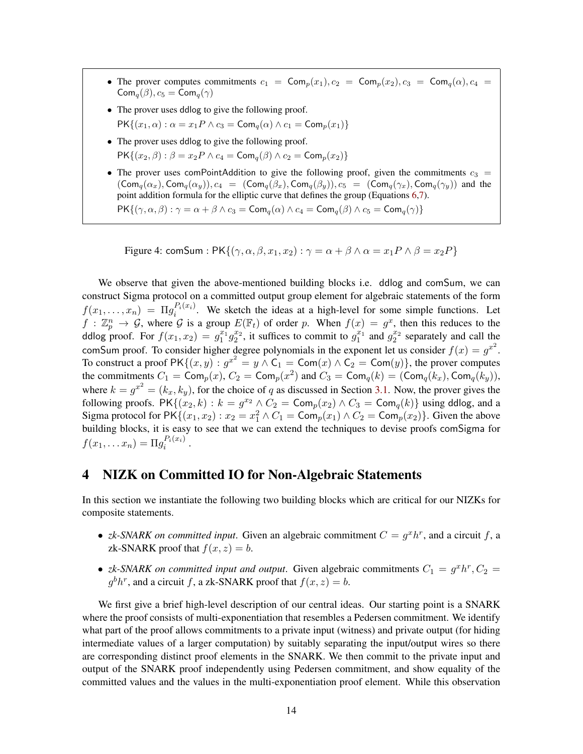- The prover computes commitments $c_1 = \mathsf{Com}_p(x_1), c_2 = \mathsf{Com}_p(x_2), c_3 = \mathsf{Com}_q(\alpha), c_4 = \mathsf{Com}_q(\beta), c_5 = \mathsf{Com}_q(\gamma)$
- The prover uses ddlog to give the following proof.
  $\mathsf{PK}\{(x_1, \alpha) : \alpha = x_1 P \wedge c_3 = \mathsf{Com}_q(\alpha) \wedge c_1 = \mathsf{Com}_p(x_1)\}$
- The prover uses ddlog to give the following proof.
  $\mathsf{PK}\{(x_2, \beta) : \beta = x_2 P \wedge c_4 = \mathsf{Com}_q(\beta) \wedge c_2 = \mathsf{Com}_p(x_2)\}$
- The prover uses comPointAddition to give the following proof, given the commitments $c_3 = (\mathsf{Com}_q(\alpha_x), \mathsf{Com}_q(\alpha_y)), c_4 = (\mathsf{Com}_q(\beta_x), \mathsf{Com}_q(\beta_y)), c_5 = (\mathsf{Com}_q(\gamma_x), \mathsf{Com}_q(\gamma_y))$ and the point addition formula for the elliptic curve that defines the group (Equations 6,7).
  $\mathsf{PK}\{(\gamma, \alpha, \beta) : \gamma = \alpha + \beta \wedge c_3 = \mathsf{Com}_q(\alpha) \wedge c_4 = \mathsf{Com}_q(\beta) \wedge c_5 = \mathsf{Com}_q(\gamma)\}$

Figure 4: comSum : $\mathsf{PK}\{(\gamma, \alpha, \beta, x_1, x_2) : \gamma = \alpha + \beta \wedge \alpha = x_1 P \wedge \beta = x_2 P\}$

We observe that given the above-mentioned building blocks i.e. ddlog and comSum, we can construct Sigma protocol on a committed output group element for algebraic statements of the form $f(x_1, \ldots, x_n) = \Pi g_i^{P_i(x_i)}$. We sketch the ideas at a high-level for some simple functions. Let $f : \mathbb{Z}_p^n \to \mathcal{G}$, where $\mathcal{G}$ is a group $E(\mathbb{F}_t)$ of order $p$. When $f(x) = g^x$, then this reduces to the ddlog proof. For $f(x_1, x_2) = g_1^{x_1} g_2^{x_2}$, it suffices to commit to $g_1^{x_1}$ and $g_2^{x_2}$ separately and call the comSum proof. To consider higher degree polynomials in the exponent let us consider $f(x) = g^{x^2}$. To construct a proof $\mathsf{PK}\{(x, y) : g^{x^2} = y \wedge \mathsf{C}_1 = \mathsf{Com}(x) \wedge \mathsf{C}_2 = \mathsf{Com}(y)\}$, the prover computes the commitments $C_1 = \mathsf{Com}_p(x)$, $C_2 = \mathsf{Com}_p(x^2)$ and $C_3 = \mathsf{Com}_q(k) = (\mathsf{Com}_q(k_x), \mathsf{Com}_q(k_y))$, where $k = g^{x^2} = (k_x, k_y)$, for the choice of $q$ as discussed in Section 3.1. Now, the prover gives the following proofs. $\mathsf{PK}\{(x_2, k) : k = g^{x_2} \wedge C_2 = \mathsf{Com}_p(x_2) \wedge C_3 = \mathsf{Com}_q(k)\}$ using ddlog, and a Sigma protocol for $\mathsf{PK}\{(x_1, x_2) : x_2 = x_1^2 \wedge C_1 = \mathsf{Com}_p(x_1) \wedge C_2 = \mathsf{Com}_p(x_2)\}$. Given the above building blocks, it is easy to see that we can extend the techniques to devise proofs comSigma for $f(x_1, \ldots x_n) = \Pi g_i^{P_i(x_i)}$.

# 4 NIZK on Committed IO for Non-Algebraic Statements

In this section we instantiate the following two building blocks which are critical for our NIZKs for composite statements.

- *zk-SNARK on committed input*. Given an algebraic commitment $C = g^x h^r$, and a circuit $f$, a zk-SNARK proof that $f(x, z) = b$.
- *zk-SNARK on committed input and output*. Given algebraic commitments $C_1 = g^x h^r, C_2 = g^b h^r$, and a circuit $f$, a zk-SNARK proof that $f(x, z) = b$.

We first give a brief high-level description of our central ideas. Our starting point is a SNARK where the proof consists of multi-exponentiation that resembles a Pedersen commitment. We identify what part of the proof allows commitments to a private input (witness) and private output (for hiding intermediate values of a larger computation) by suitably separating the input/output wires so there are corresponding distinct proof elements in the SNARK. We then commit to the private input and output of the SNARK proof independently using Pedersen commitment, and show equality of the committed values and the values in the multi-exponentiation proof element. While this observation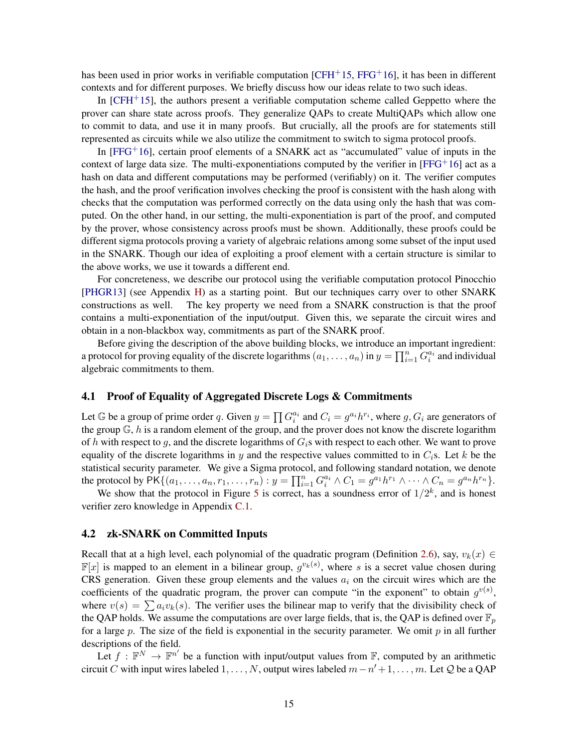has been used in prior works in verifiable computation [CFH+15, FFG+16], it has been in different contexts and for different purposes. We briefly discuss how our ideas relate to two such ideas.

In [CFH+15], the authors present a verifiable computation scheme called Geppetto where the prover can share state across proofs. They generalize QAPs to create MultiQAPs which allow one to commit to data, and use it in many proofs. But crucially, all the proofs are for statements still represented as circuits while we also utilize the commitment to switch to sigma protocol proofs.

In [FFG+16], certain proof elements of a SNARK act as "accumulated" value of inputs in the context of large data size. The multi-exponentiations computed by the verifier in [FFG+16] act as a hash on data and different computations may be performed (verifiably) on it. The verifier computes the hash, and the proof verification involves checking the proof is consistent with the hash along with checks that the computation was performed correctly on the data using only the hash that was computed. On the other hand, in our setting, the multi-exponentiation is part of the proof, and computed by the prover, whose consistency across proofs must be shown. Additionally, these proofs could be different sigma protocols proving a variety of algebraic relations among some subset of the input used in the SNARK. Though our idea of exploiting a proof element with a certain structure is similar to the above works, we use it towards a different end.

For concreteness, we describe our protocol using the verifiable computation protocol Pinocchio [PHGR13] (see Appendix H) as a starting point. But our techniques carry over to other SNARK constructions as well. The key property we need from a SNARK construction is that the proof contains a multi-exponentiation of the input/output. Given this, we separate the circuit wires and obtain in a non-blackbox way, commitments as part of the SNARK proof.

Before giving the description of the above building blocks, we introduce an important ingredient: a protocol for proving equality of the discrete logarithms $(a_1, \dots, a_n)$ in $y = \prod_{i=1}^{n} G_i^{a_i}$ and individual algebraic commitments to them.

## 4.1 Proof of Equality of Aggregated Discrete Logs & Commitments

Let $\mathbb{G}$ be a group of prime order $q$. Given $y = \prod G_i^{a_i}$ and $C_i = g^{a_i} h^{r_i}$, where $g, G_i$ are generators of the group $\mathbb{G}$, $h$ is a random element of the group, and the prover does not know the discrete logarithm of $h$ with respect to $g$, and the discrete logarithms of $G_i$s with respect to each other. We want to prove equality of the discrete logarithms in $y$ and the respective values committed to in $C_i$s. Let $k$ be the statistical security parameter. We give a Sigma protocol, and following standard notation, we denote the protocol by $\mathsf{PK}\{(a_1, \dots, a_n, r_1, \dots, r_n) : y = \prod_{i=1}^{n} G_i^{a_i} \wedge C_1 = g^{a_1} h^{r_1} \wedge \dots \wedge C_n = g^{a_n} h^{r_n}\}$.

We show that the protocol in Figure 5 is correct, has a soundness error of $1/2^k$, and is honest verifier zero knowledge in Appendix C.1.

## 4.2 zk-SNARK on Committed Inputs

Recall that at a high level, each polynomial of the quadratic program (Definition 2.6), say, $v_k(x) \in \mathbb{F}[x]$ is mapped to an element in a bilinear group, $g^{v_k(s)}$, where $s$ is a secret value chosen during CRS generation. Given these group elements and the values $a_i$ on the circuit wires which are the coefficients of the quadratic program, the prover can compute "in the exponent" to obtain $g^{v(s)}$, where $v(s) = \sum a_i v_k(s)$. The verifier uses the bilinear map to verify that the divisibility check of the QAP holds. We assume the computations are over large fields, that is, the QAP is defined over $\mathbb{F}_p$ for a large $p$. The size of the field is exponential in the security parameter. We omit $p$ in all further descriptions of the field.

Let $f : \mathbb{F}^N \to \mathbb{F}^{n'}$ be a function with input/output values from $\mathbb{F}$, computed by an arithmetic circuit $C$ with input wires labeled $1, \dots, N$, output wires labeled $m - n' + 1, \dots, m$. Let $\mathcal{Q}$ be a QAP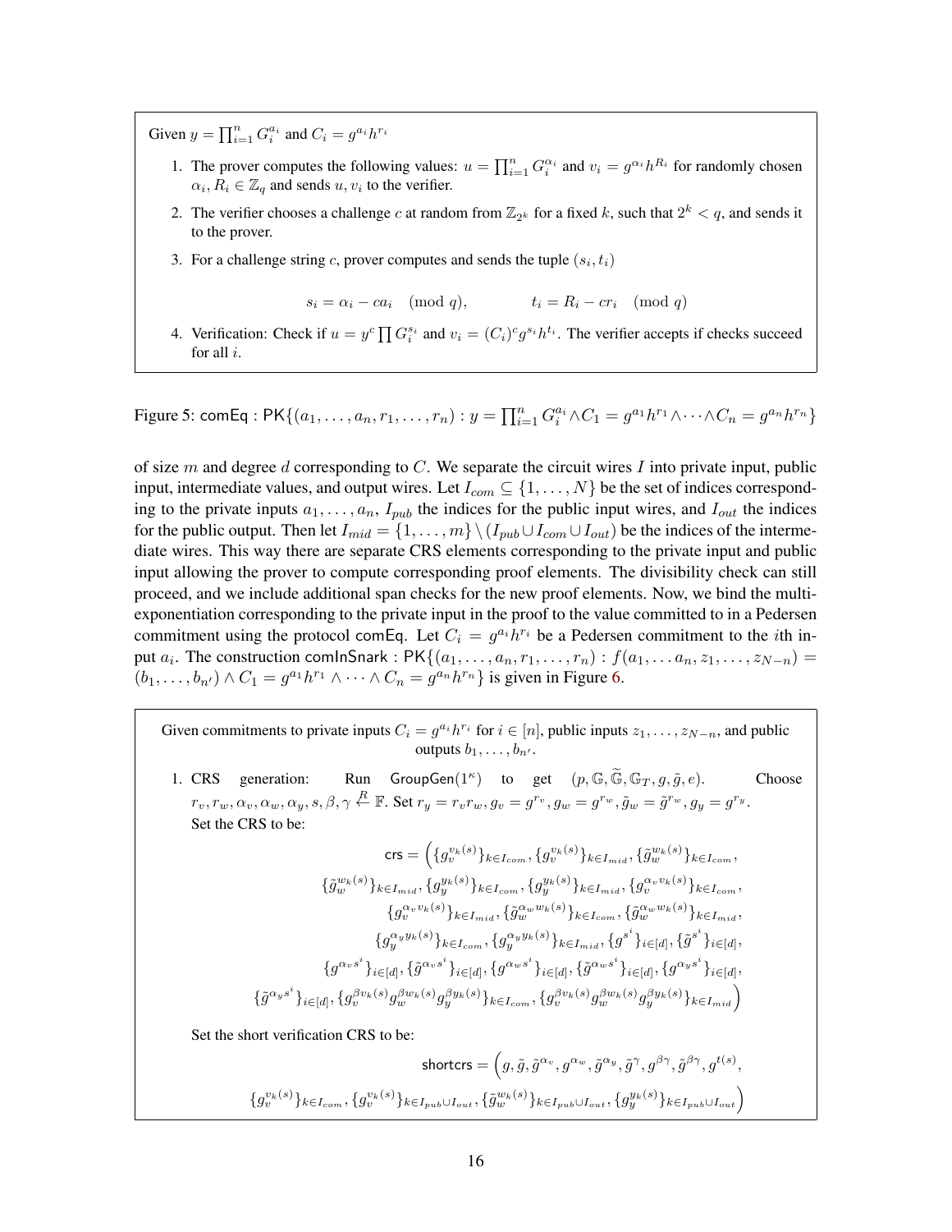Given $y = \prod_{i=1}^{n} G_i^{a_i}$ and $C_i = g^{a_i} h^{r_i}$

1. The prover computes the following values: $u = \prod_{i=1}^{n} G_i^{\alpha_i}$ and $v_i = g^{\alpha_i} h^{R_i}$ for randomly chosen $\alpha_i, R_i \in \mathbb{Z}_q$ and sends $u, v_i$ to the verifier.
2. The verifier chooses a challenge $c$ at random from $\mathbb{Z}_{2^k}$ for a fixed $k$, such that $2^k < q$, and sends it to the prover.
3. For a challenge string $c$, prover computes and sends the tuple $(s_i, t_i)$

$$s_i = \alpha_i - ca_i \pmod q, \qquad t_i = R_i - cr_i \pmod q$$

4. Verification: Check if $u = y^c \prod G_i^{s_i}$ and $v_i = (C_i)^c g^{s_i} h^{t_i}$. The verifier accepts if checks succeed for all $i$.

Figure 5: $\mathsf{comEq} : \mathsf{PK}\{(a_1, \ldots, a_n, r_1, \ldots, r_n) : y = \prod_{i=1}^{n} G_i^{a_i} \wedge C_1 = g^{a_1} h^{r_1} \wedge \cdots \wedge C_n = g^{a_n} h^{r_n}\}$

of size $m$ and degree $d$ corresponding to $C$. We separate the circuit wires $I$ into private input, public input, intermediate values, and output wires. Let $I_{com} \subseteq \{1, \ldots, N\}$ be the set of indices corresponding to the private inputs $a_1, \ldots, a_n$, $I_{pub}$ the indices for the public input wires, and $I_{out}$ the indices for the public output. Then let $I_{mid} = \{1, \ldots, m\} \setminus (I_{pub} \cup I_{com} \cup I_{out})$ be the indices of the intermediate wires. This way there are separate CRS elements corresponding to the private input and public input allowing the prover to compute corresponding proof elements. The divisibility check can still proceed, and we include additional span checks for the new proof elements. Now, we bind the multi-exponentiation corresponding to the private input in the proof to the value committed to in a Pedersen commitment using the protocol $\mathsf{comEq}$. Let $C_i = g^{a_i} h^{r_i}$ be a Pedersen commitment to the $i$th input $a_i$. The construction $\mathsf{comInSnark} : \mathsf{PK}\{(a_1, \ldots, a_n, r_1, \ldots, r_n) : f(a_1, \ldots a_n, z_1, \ldots, z_{N-n}) = (b_1, \ldots, b_{n'}) \wedge C_1 = g^{a_1} h^{r_1} \wedge \cdots \wedge C_n = g^{a_n} h^{r_n}\}$ is given in Figure 6.

Given commitments to private inputs $C_i = g^{a_i} h^{r_i}$ for $i \in [n]$, public inputs $z_1, \ldots, z_{N-n}$, and public outputs $b_1, \ldots, b_{n'}$.

1. CRS generation: Run $\mathsf{GroupGen}(1^\kappa)$ to get $(p, \mathbb{G}, \widetilde{\mathbb{G}}, \mathbb{G}_T, g, \tilde{g}, e)$. Choose $r_v, r_w, \alpha_v, \alpha_w, \alpha_y, s, \beta, \gamma \xleftarrow{R} \mathbb{F}$. Set $r_y = r_v r_w, g_v = g^{r_v}, g_w = g^{r_w}, \tilde{g}_w = \tilde{g}^{r_w}, g_y = g^{r_y}$. Set the CRS to be:

$$\begin{aligned}
\mathsf{crs} = \Big( &\{g_v^{v_k(s)}\}_{k \in I_{com}}, \{g_v^{v_k(s)}\}_{k \in I_{mid}}, \{\tilde{g}_w^{w_k(s)}\}_{k \in I_{com}}, \\
&\{\tilde{g}_w^{w_k(s)}\}_{k \in I_{mid}}, \{g_y^{y_k(s)}\}_{k \in I_{com}}, \{g_y^{y_k(s)}\}_{k \in I_{mid}}, \{g_v^{\alpha_v v_k(s)}\}_{k \in I_{com}}, \\
&\{g_v^{\alpha_v v_k(s)}\}_{k \in I_{mid}}, \{\tilde{g}_w^{\alpha_w w_k(s)}\}_{k \in I_{com}}, \{\tilde{g}_w^{\alpha_w w_k(s)}\}_{k \in I_{mid}}, \\
&\{g_y^{\alpha_y y_k(s)}\}_{k \in I_{com}}, \{g_y^{\alpha_y y_k(s)}\}_{k \in I_{mid}}, \{g^{s^i}\}_{i \in [d]}, \{\tilde{g}^{s^i}\}_{i \in [d]}, \\
&\{g^{\alpha_v s^i}\}_{i \in [d]}, \{\tilde{g}^{\alpha_v s^i}\}_{i \in [d]}, \{g^{\alpha_w s^i}\}_{i \in [d]}, \{\tilde{g}^{\alpha_w s^i}\}_{i \in [d]}, \{g^{\alpha_y s^i}\}_{i \in [d]}, \\
&\{\tilde{g}^{\alpha_y s^i}\}_{i \in [d]}, \{g_v^{\beta v_k(s)} g_w^{\beta w_k(s)} g_y^{\beta y_k(s)}\}_{k \in I_{com}}, \{g_v^{\beta v_k(s)} g_w^{\beta w_k(s)} g_y^{\beta y_k(s)}\}_{k \in I_{mid}} \Big)
\end{aligned}$$

Set the short verification CRS to be:

$$\begin{aligned}
\mathsf{shortcrs} = \Big( &g, \tilde{g}, \tilde{g}^{\alpha_v}, g^{\alpha_w}, \tilde{g}^{\alpha_y}, \tilde{g}^{\gamma}, g^{\beta\gamma}, \tilde{g}^{\beta\gamma}, g^{t(s)}, \\
&\{g_v^{v_k(s)}\}_{k \in I_{com}}, \{g_v^{v_k(s)}\}_{k \in I_{pub} \cup I_{out}}, \{\tilde{g}_w^{w_k(s)}\}_{k \in I_{pub} \cup I_{out}}, \{g_y^{y_k(s)}\}_{k \in I_{pub} \cup I_{out}} \Big)
\end{aligned}$$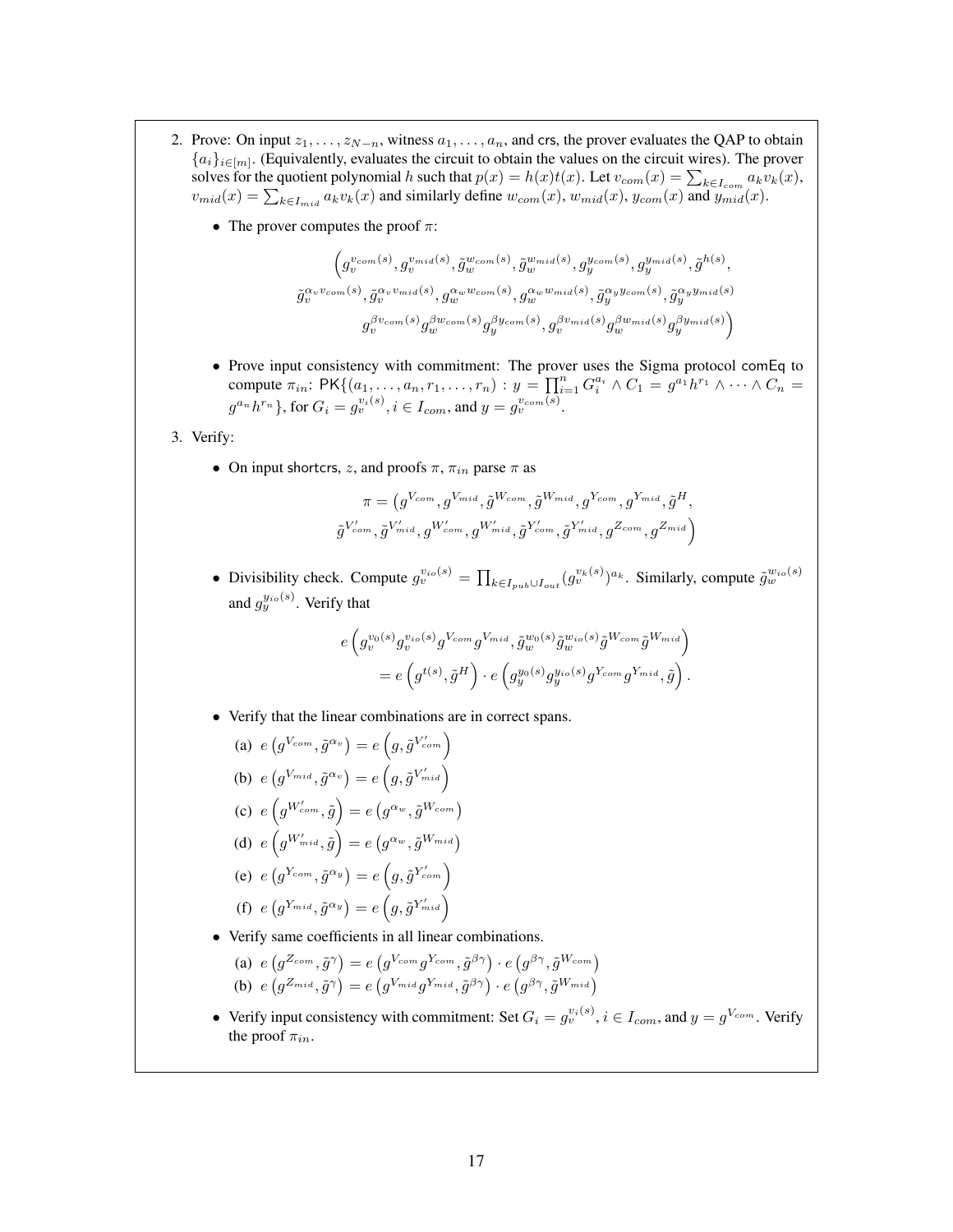2. Prove: On input $z_1, \ldots, z_{N-n}$, witness $a_1, \ldots, a_n$, and crs, the prover evaluates the QAP to obtain $\{a_i\}_{i \in [m]}$. (Equivalently, evaluates the circuit to obtain the values on the circuit wires). The prover solves for the quotient polynomial $h$ such that $p(x) = h(x)t(x)$. Let $v_{com}(x) = \sum_{k \in I_{com}} a_k v_k(x)$, $v_{mid}(x) = \sum_{k \in I_{mid}} a_k v_k(x)$ and similarly define $w_{com}(x)$, $w_{mid}(x)$, $y_{com}(x)$ and $y_{mid}(x)$.

   - The prover computes the proof $\pi$:

   $$\Big( g_v^{v_{com}(s)}, g_v^{v_{mid}(s)}, \tilde{g}_w^{w_{com}(s)}, \tilde{g}_w^{w_{mid}(s)}, g_y^{y_{com}(s)}, g_y^{y_{mid}(s)}, \tilde{g}^{h(s)},$$
   $$\tilde{g}_v^{\alpha_v v_{com}(s)}, \tilde{g}_v^{\alpha_v v_{mid}(s)}, g_w^{\alpha_w w_{com}(s)}, g_w^{\alpha_w w_{mid}(s)}, \tilde{g}_y^{\alpha_y y_{com}(s)}, \tilde{g}_y^{\alpha_y y_{mid}(s)}$$
   $$g_v^{\beta v_{com}(s)} g_w^{\beta w_{com}(s)} g_y^{\beta y_{com}(s)}, g_v^{\beta v_{mid}(s)} g_w^{\beta w_{mid}(s)} g_y^{\beta y_{mid}(s)} \Big)$$

   - Prove input consistency with commitment: The prover uses the Sigma protocol comEq to compute $\pi_{in}$: $\mathsf{PK}\{(a_1, \ldots, a_n, r_1, \ldots, r_n) : y = \prod_{i=1}^{n} G_i^{a_i} \wedge C_1 = g^{a_1} h^{r_1} \wedge \cdots \wedge C_n = g^{a_n} h^{r_n}\}$, for $G_i = g_v^{v_i(s)}, i \in I_{com}$, and $y = g_v^{v_{com}(s)}$.

3. Verify:

   - On input shortcrs, $z$, and proofs $\pi$, $\pi_{in}$ parse $\pi$ as

   $$\pi = \big( g^{V_{com}}, g^{V_{mid}}, \tilde{g}^{W_{com}}, \tilde{g}^{W_{mid}}, g^{Y_{com}}, g^{Y_{mid}}, \tilde{g}^{H},$$
   $$\tilde{g}^{V'_{com}}, \tilde{g}^{V'_{mid}}, g^{W'_{com}}, g^{W'_{mid}}, \tilde{g}^{Y'_{com}}, \tilde{g}^{Y'_{mid}}, g^{Z_{com}}, g^{Z_{mid}} \Big)$$

   - Divisibility check. Compute $g_v^{v_{io}(s)} = \prod_{k \in I_{pub} \cup I_{out}} (g_v^{v_k(s)})^{a_k}$. Similarly, compute $\tilde{g}_w^{w_{io}(s)}$ and $g_y^{y_{io}(s)}$. Verify that

   $$e\left( g_v^{v_0(s)} g_v^{v_{io}(s)} g^{V_{com}} g^{V_{mid}}, \tilde{g}_w^{w_0(s)} \tilde{g}_w^{w_{io}(s)} \tilde{g}^{W_{com}} \tilde{g}^{W_{mid}} \right)$$
   $$= e\left( g^{t(s)}, \tilde{g}^{H} \right) \cdot e\left( g_y^{y_0(s)} g_y^{y_{io}(s)} g^{Y_{com}} g^{Y_{mid}}, \tilde{g} \right).$$

   - Verify that the linear combinations are in correct spans.
     (a) $e\left(g^{V_{com}}, \tilde{g}^{\alpha_v}\right) = e\left(g, \tilde{g}^{V'_{com}}\right)$
     (b) $e\left(g^{V_{mid}}, \tilde{g}^{\alpha_v}\right) = e\left(g, \tilde{g}^{V'_{mid}}\right)$
     (c) $e\left(g^{W'_{com}}, \tilde{g}\right) = e\left(g^{\alpha_w}, \tilde{g}^{W_{com}}\right)$
     (d) $e\left(g^{W'_{mid}}, \tilde{g}\right) = e\left(g^{\alpha_w}, \tilde{g}^{W_{mid}}\right)$
     (e) $e\left(g^{Y_{com}}, \tilde{g}^{\alpha_y}\right) = e\left(g, \tilde{g}^{Y'_{com}}\right)$
     (f) $e\left(g^{Y_{mid}}, \tilde{g}^{\alpha_y}\right) = e\left(g, \tilde{g}^{Y'_{mid}}\right)$

   - Verify same coefficients in all linear combinations.
     (a) $e\left(g^{Z_{com}}, \tilde{g}^{\gamma}\right) = e\left(g^{V_{com}} g^{Y_{com}}, \tilde{g}^{\beta\gamma}\right) \cdot e\left(g^{\beta\gamma}, \tilde{g}^{W_{com}}\right)$
     (b) $e\left(g^{Z_{mid}}, \tilde{g}^{\gamma}\right) = e\left(g^{V_{mid}} g^{Y_{mid}}, \tilde{g}^{\beta\gamma}\right) \cdot e\left(g^{\beta\gamma}, \tilde{g}^{W_{mid}}\right)$

   - Verify input consistency with commitment: Set $G_i = g_v^{v_i(s)}, i \in I_{com}$, and $y = g^{V_{com}}$. Verify the proof $\pi_{in}$.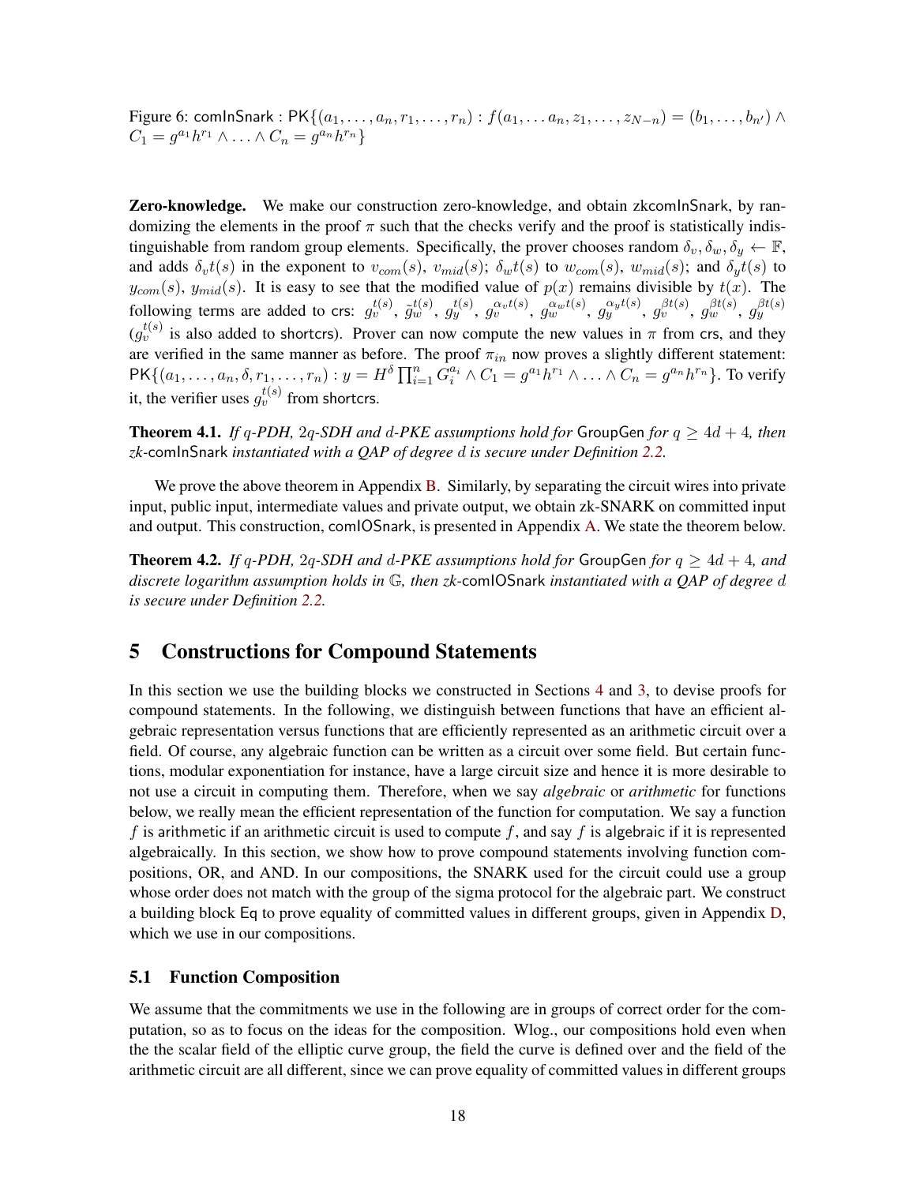Figure 6: comInSnark : $\mathsf{PK}\{(a_1, \ldots, a_n, r_1, \ldots, r_n) : f(a_1, \ldots a_n, z_1, \ldots, z_{N-n}) = (b_1, \ldots, b_{n'}) \wedge C_1 = g^{a_1}h^{r_1} \wedge \ldots \wedge C_n = g^{a_n}h^{r_n}\}$

**Zero-knowledge.** We make our construction zero-knowledge, and obtain zkcomInSnark, by randomizing the elements in the proof $\pi$ such that the checks verify and the proof is statistically indistinguishable from random group elements. Specifically, the prover chooses random $\delta_v, \delta_w, \delta_y \leftarrow \mathbb{F}$, and adds $\delta_v t(s)$ in the exponent to $v_{com}(s)$, $v_{mid}(s)$; $\delta_w t(s)$ to $w_{com}(s)$, $w_{mid}(s)$; and $\delta_y t(s)$ to $y_{com}(s)$, $y_{mid}(s)$. It is easy to see that the modified value of $p(x)$ remains divisible by $t(x)$. The following terms are added to crs: $g_v^{t(s)}$, $\tilde{g}_w^{t(s)}$, $g_y^{t(s)}$, $g_v^{\alpha_v t(s)}$, $g_w^{\alpha_w t(s)}$, $g_y^{\alpha_y t(s)}$, $g_v^{\beta t(s)}$, $g_w^{\beta t(s)}$, $g_y^{\beta t(s)}$ ($g_v^{t(s)}$ is also added to shortcrs). Prover can now compute the new values in $\pi$ from crs, and they are verified in the same manner as before. The proof $\pi_{in}$ now proves a slightly different statement: $\mathsf{PK}\{(a_1, \ldots, a_n, \delta, r_1, \ldots, r_n) : y = H^\delta \prod_{i=1}^n G_i^{a_i} \wedge C_1 = g^{a_1}h^{r_1} \wedge \ldots \wedge C_n = g^{a_n}h^{r_n}\}$. To verify it, the verifier uses $g_v^{t(s)}$ from shortcrs.

**Theorem 4.1.** *If $q$-PDH, $2q$-SDH and $d$-PKE assumptions hold for* GroupGen *for $q \geq 4d + 4$, then zk-*comInSnark *instantiated with a QAP of degree $d$ is secure under Definition 2.2.*

We prove the above theorem in Appendix B. Similarly, by separating the circuit wires into private input, public input, intermediate values and private output, we obtain zk-SNARK on committed input and output. This construction, comIOSnark, is presented in Appendix A. We state the theorem below.

**Theorem 4.2.** *If $q$-PDH, $2q$-SDH and $d$-PKE assumptions hold for* GroupGen *for $q \geq 4d + 4$, and discrete logarithm assumption holds in $\mathbb{G}$, then zk-*comIOSnark *instantiated with a QAP of degree $d$ is secure under Definition 2.2.*

# 5 Constructions for Compound Statements

In this section we use the building blocks we constructed in Sections 4 and 3, to devise proofs for compound statements. In the following, we distinguish between functions that have an efficient algebraic representation versus functions that are efficiently represented as an arithmetic circuit over a field. Of course, any algebraic function can be written as a circuit over some field. But certain functions, modular exponentiation for instance, have a large circuit size and hence it is more desirable to not use a circuit in computing them. Therefore, when we say *algebraic* or *arithmetic* for functions below, we really mean the efficient representation of the function for computation. We say a function $f$ is arithmetic if an arithmetic circuit is used to compute $f$, and say $f$ is algebraic if it is represented algebraically. In this section, we show how to prove compound statements involving function compositions, OR, and AND. In our compositions, the SNARK used for the circuit could use a group whose order does not match with the group of the sigma protocol for the algebraic part. We construct a building block Eq to prove equality of committed values in different groups, given in Appendix D, which we use in our compositions.

## 5.1 Function Composition

We assume that the commitments we use in the following are in groups of correct order for the computation, so as to focus on the ideas for the composition. Wlog., our compositions hold even when the the scalar field of the elliptic curve group, the field the curve is defined over and the field of the arithmetic circuit are all different, since we can prove equality of committed values in different groups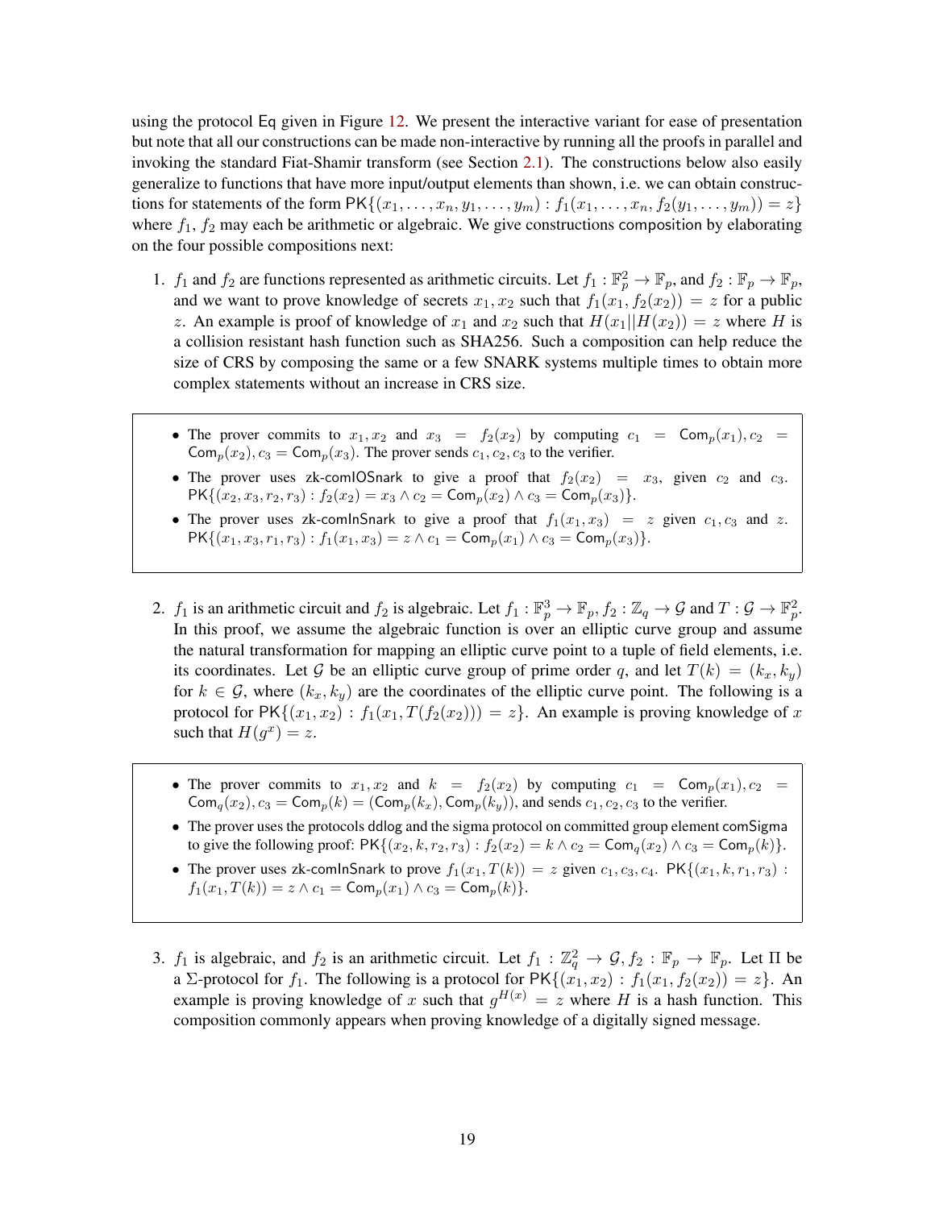using the protocol Eq given in Figure 12. We present the interactive variant for ease of presentation but note that all our constructions can be made non-interactive by running all the proofs in parallel and invoking the standard Fiat-Shamir transform (see Section 2.1). The constructions below also easily generalize to functions that have more input/output elements than shown, i.e. we can obtain constructions for statements of the form $\mathsf{PK}\{(x_1, \ldots, x_n, y_1, \ldots, y_m) : f_1(x_1, \ldots, x_n, f_2(y_1, \ldots, y_m)) = z\}$ where $f_1$, $f_2$ may each be arithmetic or algebraic. We give constructions composition by elaborating on the four possible compositions next:

1. $f_1$ and $f_2$ are functions represented as arithmetic circuits. Let $f_1 : \mathbb{F}_p^2 \to \mathbb{F}_p$, and $f_2 : \mathbb{F}_p \to \mathbb{F}_p$, and we want to prove knowledge of secrets $x_1, x_2$ such that $f_1(x_1, f_2(x_2)) = z$ for a public $z$. An example is proof of knowledge of $x_1$ and $x_2$ such that $H(x_1 || H(x_2)) = z$ where $H$ is a collision resistant hash function such as SHA256. Such a composition can help reduce the size of CRS by composing the same or a few SNARK systems multiple times to obtain more complex statements without an increase in CRS size.

   - The prover commits to $x_1, x_2$ and $x_3 = f_2(x_2)$ by computing $c_1 = \mathsf{Com}_p(x_1), c_2 = \mathsf{Com}_p(x_2), c_3 = \mathsf{Com}_p(x_3)$. The prover sends $c_1, c_2, c_3$ to the verifier.
   - The prover uses zk-comIOSnark to give a proof that $f_2(x_2) = x_3$, given $c_2$ and $c_3$. $\mathsf{PK}\{(x_2, x_3, r_2, r_3) : f_2(x_2) = x_3 \wedge c_2 = \mathsf{Com}_p(x_2) \wedge c_3 = \mathsf{Com}_p(x_3)\}$.
   - The prover uses zk-comInSnark to give a proof that $f_1(x_1, x_3) = z$ given $c_1, c_3$ and $z$. $\mathsf{PK}\{(x_1, x_3, r_1, r_3) : f_1(x_1, x_3) = z \wedge c_1 = \mathsf{Com}_p(x_1) \wedge c_3 = \mathsf{Com}_p(x_3)\}$.

2. $f_1$ is an arithmetic circuit and $f_2$ is algebraic. Let $f_1 : \mathbb{F}_p^3 \to \mathbb{F}_p, f_2 : \mathbb{Z}_q \to \mathcal{G}$ and $T : \mathcal{G} \to \mathbb{F}_p^2$. In this proof, we assume the algebraic function is over an elliptic curve group and assume the natural transformation for mapping an elliptic curve point to a tuple of field elements, i.e. its coordinates. Let $\mathcal{G}$ be an elliptic curve group of prime order $q$, and let $T(k) = (k_x, k_y)$ for $k \in \mathcal{G}$, where $(k_x, k_y)$ are the coordinates of the elliptic curve point. The following is a protocol for $\mathsf{PK}\{(x_1, x_2) : f_1(x_1, T(f_2(x_2))) = z\}$. An example is proving knowledge of $x$ such that $H(g^x) = z$.

   - The prover commits to $x_1, x_2$ and $k = f_2(x_2)$ by computing $c_1 = \mathsf{Com}_p(x_1), c_2 = \mathsf{Com}_q(x_2), c_3 = \mathsf{Com}_p(k) = (\mathsf{Com}_p(k_x), \mathsf{Com}_p(k_y))$, and sends $c_1, c_2, c_3$ to the verifier.
   - The prover uses the protocols ddlog and the sigma protocol on committed group element comSigma to give the following proof: $\mathsf{PK}\{(x_2, k, r_2, r_3) : f_2(x_2) = k \wedge c_2 = \mathsf{Com}_q(x_2) \wedge c_3 = \mathsf{Com}_p(k)\}$.
   - The prover uses zk-comInSnark to prove $f_1(x_1, T(k)) = z$ given $c_1, c_3, c_4$. $\mathsf{PK}\{(x_1, k, r_1, r_3) : f_1(x_1, T(k)) = z \wedge c_1 = \mathsf{Com}_p(x_1) \wedge c_3 = \mathsf{Com}_p(k)\}$.

3. $f_1$ is algebraic, and $f_2$ is an arithmetic circuit. Let $f_1 : \mathbb{Z}_q^2 \to \mathcal{G}, f_2 : \mathbb{F}_p \to \mathbb{F}_p$. Let $\Pi$ be a $\Sigma$-protocol for $f_1$. The following is a protocol for $\mathsf{PK}\{(x_1, x_2) : f_1(x_1, f_2(x_2)) = z\}$. An example is proving knowledge of $x$ such that $g^{H(x)} = z$ where $H$ is a hash function. This composition commonly appears when proving knowledge of a digitally signed message.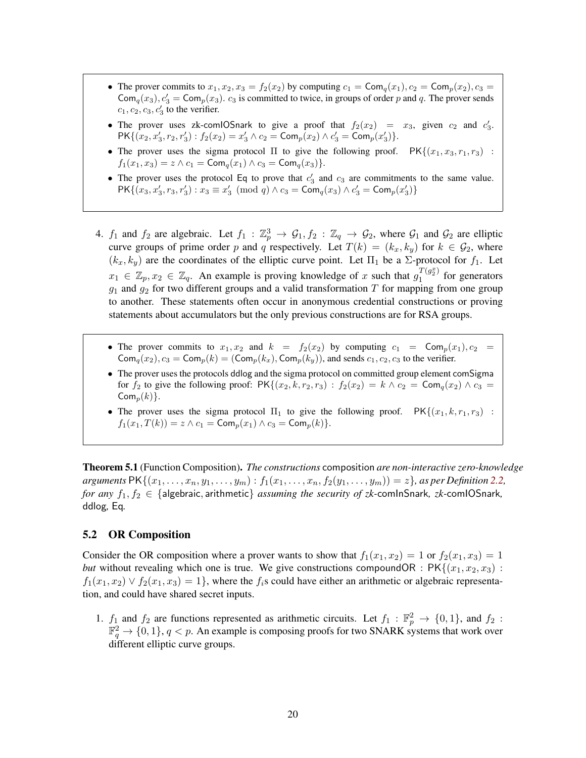- The prover commits to $x_1, x_2, x_3 = f_2(x_2)$ by computing $c_1 = \mathsf{Com}_q(x_1), c_2 = \mathsf{Com}_p(x_2), c_3 = \mathsf{Com}_q(x_3), c_3' = \mathsf{Com}_p(x_3)$. $c_3$ is committed to twice, in groups of order $p$ and $q$. The prover sends $c_1, c_2, c_3, c_3'$ to the verifier.
- The prover uses zk-comIOSnark to give a proof that $f_2(x_2) = x_3$, given $c_2$ and $c_3'$. $\mathsf{PK}\{(x_2, x_3', r_2, r_3') : f_2(x_2) = x_3' \wedge c_2 = \mathsf{Com}_p(x_2) \wedge c_3' = \mathsf{Com}_p(x_3')\}$.
- The prover uses the sigma protocol $\Pi$ to give the following proof. $\mathsf{PK}\{(x_1, x_3, r_1, r_3) : f_1(x_1, x_3) = z \wedge c_1 = \mathsf{Com}_q(x_1) \wedge c_3 = \mathsf{Com}_q(x_3)\}$.
- The prover uses the protocol Eq to prove that $c_3'$ and $c_3$ are commitments to the same value. $\mathsf{PK}\{(x_3, x_3', r_3, r_3') : x_3 \equiv x_3' \pmod q \wedge c_3 = \mathsf{Com}_q(x_3) \wedge c_3' = \mathsf{Com}_p(x_3')\}$

4. $f_1$ and $f_2$ are algebraic. Let $f_1 : \mathbb{Z}_p^3 \to \mathcal{G}_1, f_2 : \mathbb{Z}_q \to \mathcal{G}_2$, where $\mathcal{G}_1$ and $\mathcal{G}_2$ are elliptic curve groups of prime order $p$ and $q$ respectively. Let $T(k) = (k_x, k_y)$ for $k \in \mathcal{G}_2$, where $(k_x, k_y)$ are the coordinates of the elliptic curve point. Let $\Pi_1$ be a $\Sigma$-protocol for $f_1$. Let $x_1 \in \mathbb{Z}_p, x_2 \in \mathbb{Z}_q$. An example is proving knowledge of $x$ such that $g_1^{T(g_2^x)}$ for generators $g_1$ and $g_2$ for two different groups and a valid transformation $T$ for mapping from one group to another. These statements often occur in anonymous credential constructions or proving statements about accumulators but the only previous constructions are for RSA groups.

- The prover commits to $x_1, x_2$ and $k = f_2(x_2)$ by computing $c_1 = \mathsf{Com}_p(x_1), c_2 = \mathsf{Com}_q(x_2), c_3 = \mathsf{Com}_p(k) = (\mathsf{Com}_p(k_x), \mathsf{Com}_p(k_y))$, and sends $c_1, c_2, c_3$ to the verifier.
- The prover uses the protocols ddlog and the sigma protocol on committed group element comSigma for $f_2$ to give the following proof: $\mathsf{PK}\{(x_2, k, r_2, r_3) : f_2(x_2) = k \wedge c_2 = \mathsf{Com}_q(x_2) \wedge c_3 = \mathsf{Com}_p(k)\}$.
- The prover uses the sigma protocol $\Pi_1$ to give the following proof. $\mathsf{PK}\{(x_1, k, r_1, r_3) : f_1(x_1, T(k)) = z \wedge c_1 = \mathsf{Com}_p(x_1) \wedge c_3 = \mathsf{Com}_p(k)\}$.

**Theorem 5.1** (Function Composition). *The constructions* composition *are non-interactive zero-knowledge arguments* $\mathsf{PK}\{(x_1, \ldots, x_n, y_1, \ldots, y_m) : f_1(x_1, \ldots, x_n, f_2(y_1, \ldots, y_m)) = z\}$*, as per Definition 2.2, for any* $f_1, f_2 \in \{\mathsf{algebraic}, \mathsf{arithmetic}\}$ *assuming the security of zk-*comInSnark*, zk-*comIOSnark*,* ddlog*,* Eq*.*

## 5.2 OR Composition

Consider the OR composition where a prover wants to show that $f_1(x_1, x_2) = 1$ or $f_2(x_1, x_3) = 1$ *but* without revealing which one is true. We give constructions compoundOR : $\mathsf{PK}\{(x_1, x_2, x_3) : f_1(x_1, x_2) \vee f_2(x_1, x_3) = 1\}$, where the $f_i$s could have either an arithmetic or algebraic representation, and could have shared secret inputs.

1. $f_1$ and $f_2$ are functions represented as arithmetic circuits. Let $f_1 : \mathbb{F}_p^2 \to \{0, 1\}$, and $f_2 : \mathbb{F}_q^2 \to \{0, 1\}$, $q < p$. An example is composing proofs for two SNARK systems that work over different elliptic curve groups.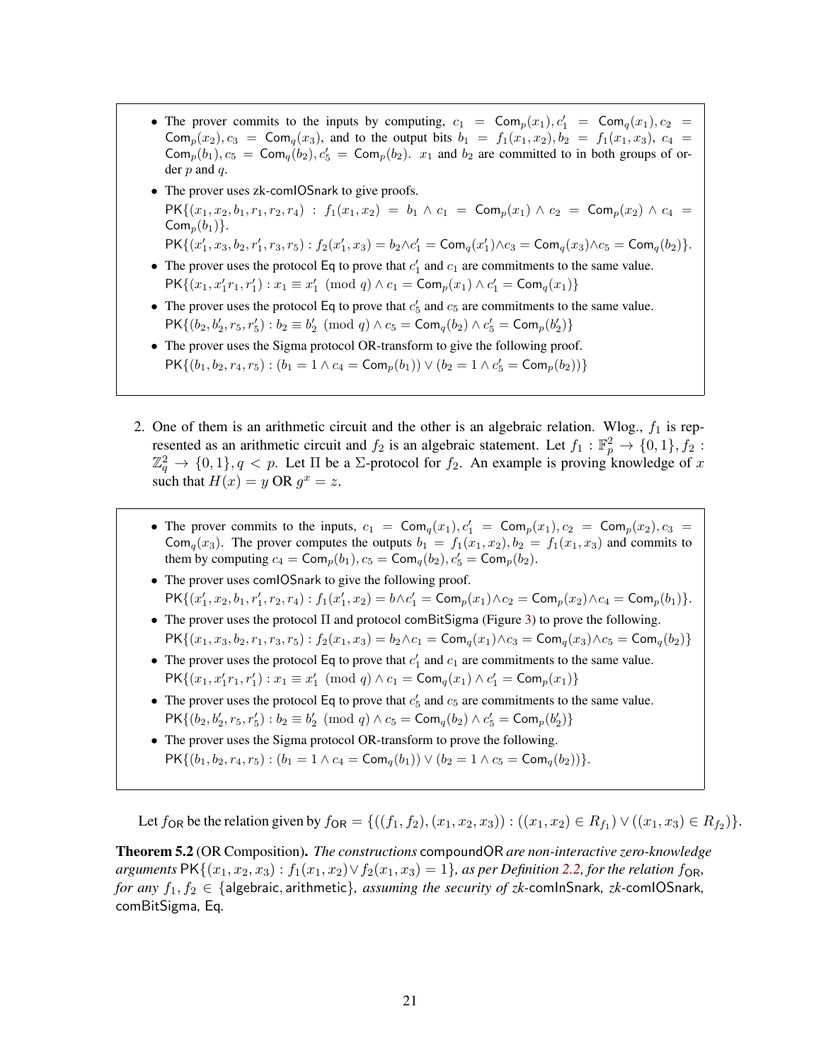- The prover commits to the inputs by computing, $c_1 = \mathsf{Com}_p(x_1), c_1' = \mathsf{Com}_q(x_1), c_2 = \mathsf{Com}_p(x_2), c_3 = \mathsf{Com}_q(x_3)$, and to the output bits $b_1 = f_1(x_1, x_2), b_2 = f_1(x_1, x_3)$, $c_4 = \mathsf{Com}_p(b_1), c_5 = \mathsf{Com}_q(b_2), c_5' = \mathsf{Com}_p(b_2)$. $x_1$ and $b_2$ are committed to in both groups of order $p$ and $q$.
- The prover uses zk-comIOSnark to give proofs.
  $\mathsf{PK}\{(x_1, x_2, b_1, r_1, r_2, r_4) : f_1(x_1, x_2) = b_1 \wedge c_1 = \mathsf{Com}_p(x_1) \wedge c_2 = \mathsf{Com}_p(x_2) \wedge c_4 = \mathsf{Com}_p(b_1)\}$.
  $\mathsf{PK}\{(x_1', x_3, b_2, r_1', r_3, r_5) : f_2(x_1', x_3) = b_2 \wedge c_1' = \mathsf{Com}_q(x_1') \wedge c_3 = \mathsf{Com}_q(x_3) \wedge c_5 = \mathsf{Com}_q(b_2)\}$.
- The prover uses the protocol Eq to prove that $c_1'$ and $c_1$ are commitments to the same value.
  $\mathsf{PK}\{(x_1, x_1' r_1, r_1') : x_1 \equiv x_1' \pmod q \wedge c_1 = \mathsf{Com}_p(x_1) \wedge c_1' = \mathsf{Com}_q(x_1)\}$
- The prover uses the protocol Eq to prove that $c_5'$ and $c_5$ are commitments to the same value.
  $\mathsf{PK}\{(b_2, b_2', r_5, r_5') : b_2 \equiv b_2' \pmod q \wedge c_5 = \mathsf{Com}_q(b_2) \wedge c_5' = \mathsf{Com}_p(b_2')\}$
- The prover uses the Sigma protocol OR-transform to give the following proof.
  $\mathsf{PK}\{(b_1, b_2, r_4, r_5) : (b_1 = 1 \wedge c_4 = \mathsf{Com}_p(b_1)) \vee (b_2 = 1 \wedge c_5' = \mathsf{Com}_p(b_2))\}$

2. One of them is an arithmetic circuit and the other is an algebraic relation. Wlog., $f_1$ is represented as an arithmetic circuit and $f_2$ is an algebraic statement. Let $f_1 : \mathbb{F}_p^2 \to \{0, 1\}, f_2 : \mathbb{Z}_q^2 \to \{0, 1\}, q < p$. Let $\Pi$ be a $\Sigma$-protocol for $f_2$. An example is proving knowledge of $x$ such that $H(x) = y$ OR $g^x = z$.

- The prover commits to the inputs, $c_1 = \mathsf{Com}_q(x_1), c_1' = \mathsf{Com}_p(x_1), c_2 = \mathsf{Com}_p(x_2), c_3 = \mathsf{Com}_q(x_3)$. The prover computes the outputs $b_1 = f_1(x_1, x_2), b_2 = f_1(x_1, x_3)$ and commits to them by computing $c_4 = \mathsf{Com}_p(b_1), c_5 = \mathsf{Com}_q(b_2), c_5' = \mathsf{Com}_p(b_2)$.
- The prover uses comIOSnark to give the following proof.
  $\mathsf{PK}\{(x_1', x_2, b_1, r_1', r_2, r_4) : f_1(x_1', x_2) = b \wedge c_1' = \mathsf{Com}_p(x_1) \wedge c_2 = \mathsf{Com}_p(x_2) \wedge c_4 = \mathsf{Com}_p(b_1)\}$.
- The prover uses the protocol $\Pi$ and protocol comBitSigma (Figure 3) to prove the following.
  $\mathsf{PK}\{(x_1, x_3, b_2, r_1, r_3, r_5) : f_2(x_1, x_3) = b_2 \wedge c_1 = \mathsf{Com}_q(x_1) \wedge c_3 = \mathsf{Com}_q(x_3) \wedge c_5 = \mathsf{Com}_q(b_2)\}$
- The prover uses the protocol Eq to prove that $c_1'$ and $c_1$ are commitments to the same value.
  $\mathsf{PK}\{(x_1, x_1' r_1, r_1') : x_1 \equiv x_1' \pmod q \wedge c_1 = \mathsf{Com}_q(x_1) \wedge c_1' = \mathsf{Com}_p(x_1)\}$
- The prover uses the protocol Eq to prove that $c_5'$ and $c_5$ are commitments to the same value.
  $\mathsf{PK}\{(b_2, b_2', r_5, r_5') : b_2 \equiv b_2' \pmod q \wedge c_5 = \mathsf{Com}_q(b_2) \wedge c_5' = \mathsf{Com}_p(b_2')\}$
- The prover uses the Sigma protocol OR-transform to prove the following.
  $\mathsf{PK}\{(b_1, b_2, r_4, r_5) : (b_1 = 1 \wedge c_4 = \mathsf{Com}_q(b_1)) \vee (b_2 = 1 \wedge c_5 = \mathsf{Com}_q(b_2))\}$.

Let $f_{\mathsf{OR}}$ be the relation given by $f_{\mathsf{OR}} = \{((f_1, f_2), (x_1, x_2, x_3)) : ((x_1, x_2) \in R_{f_1}) \vee ((x_1, x_3) \in R_{f_2})\}$.

**Theorem 5.2** (OR Composition). *The constructions* compoundOR *are non-interactive zero-knowledge arguments* $\mathsf{PK}\{(x_1, x_2, x_3) : f_1(x_1, x_2) \vee f_2(x_1, x_3) = 1\}$*, as per Definition 2.2, for the relation* $f_{\mathsf{OR}}$*, for any* $f_1, f_2 \in \{\mathsf{algebraic}, \mathsf{arithmetic}\}$*, assuming the security of zk-*comInSnark*, zk-*comIOSnark*,* comBitSigma*,* Eq*.*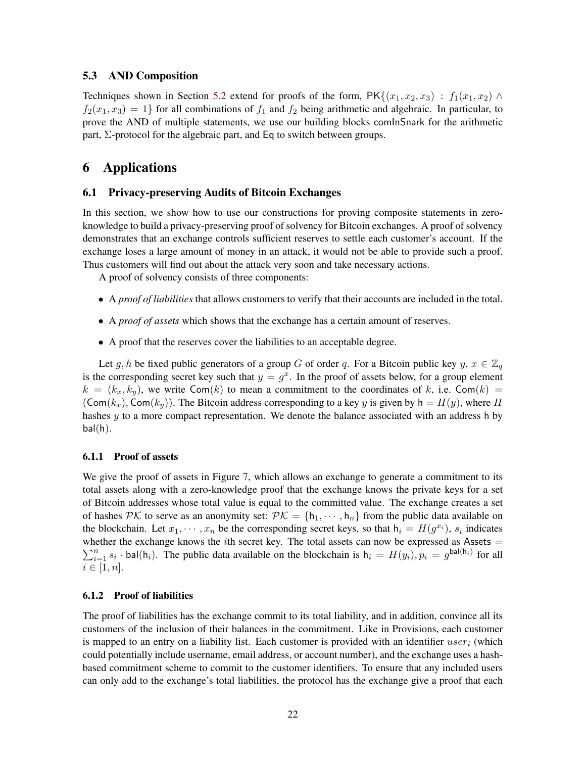### 5.3 AND Composition

Techniques shown in Section 5.2 extend for proofs of the form, $\mathsf{PK}\{(x_1, x_2, x_3) : f_1(x_1, x_2) \wedge f_2(x_1, x_3) = 1\}$ for all combinations of $f_1$ and $f_2$ being arithmetic and algebraic. In particular, to prove the AND of multiple statements, we use our building blocks $\mathsf{comInSnark}$ for the arithmetic part, $\Sigma$-protocol for the algebraic part, and $\mathsf{Eq}$ to switch between groups.

## 6 Applications

### 6.1 Privacy-preserving Audits of Bitcoin Exchanges

In this section, we show how to use our constructions for proving composite statements in zero-knowledge to build a privacy-preserving proof of solvency for Bitcoin exchanges. A proof of solvency demonstrates that an exchange controls sufficient reserves to settle each customer's account. If the exchange loses a large amount of money in an attack, it would not be able to provide such a proof. Thus customers will find out about the attack very soon and take necessary actions.

A proof of solvency consists of three components:

- A *proof of liabilities* that allows customers to verify that their accounts are included in the total.
- A *proof of assets* which shows that the exchange has a certain amount of reserves.
- A proof that the reserves cover the liabilities to an acceptable degree.

Let $g, h$ be fixed public generators of a group $G$ of order $q$. For a Bitcoin public key $y$, $x \in \mathbb{Z}_q$ is the corresponding secret key such that $y = g^x$. In the proof of assets below, for a group element $k = (k_x, k_y)$, we write $\mathsf{Com}(k)$ to mean a commitment to the coordinates of $k$, i.e. $\mathsf{Com}(k) = (\mathsf{Com}(k_x), \mathsf{Com}(k_y))$. The Bitcoin address corresponding to a key $y$ is given by $\mathsf{h} = H(y)$, where $H$ hashes $y$ to a more compact representation. We denote the balance associated with an address $\mathsf{h}$ by $\mathsf{bal}(\mathsf{h})$.

#### 6.1.1 Proof of assets

We give the proof of assets in Figure 7, which allows an exchange to generate a commitment to its total assets along with a zero-knowledge proof that the exchange knows the private keys for a set of Bitcoin addresses whose total value is equal to the committed value. The exchange creates a set of hashes $\mathcal{PK}$ to serve as an anonymity set: $\mathcal{PK} = \{\mathsf{h}_1, \cdots, \mathsf{h}_n\}$ from the public data available on the blockchain. Let $x_1, \cdots, x_n$ be the corresponding secret keys, so that $\mathsf{h}_i = H(g^{x_i})$, $s_i$ indicates whether the exchange knows the $i$th secret key. The total assets can now be expressed as $\mathsf{Assets} = \sum_{i=1}^{n} s_i \cdot \mathsf{bal}(\mathsf{h}_i)$. The public data available on the blockchain is $\mathsf{h}_i = H(y_i), p_i = g^{\mathsf{bal}(\mathsf{h}_i)}$ for all $i \in [1, n]$.

#### 6.1.2 Proof of liabilities

The proof of liabilities has the exchange commit to its total liability, and in addition, convince all its customers of the inclusion of their balances in the commitment. Like in Provisions, each customer is mapped to an entry on a liability list. Each customer is provided with an identifier $user_i$ (which could potentially include username, email address, or account number), and the exchange uses a hash-based commitment scheme to commit to the customer identifiers. To ensure that any included users can only add to the exchange's total liabilities, the protocol has the exchange give a proof that each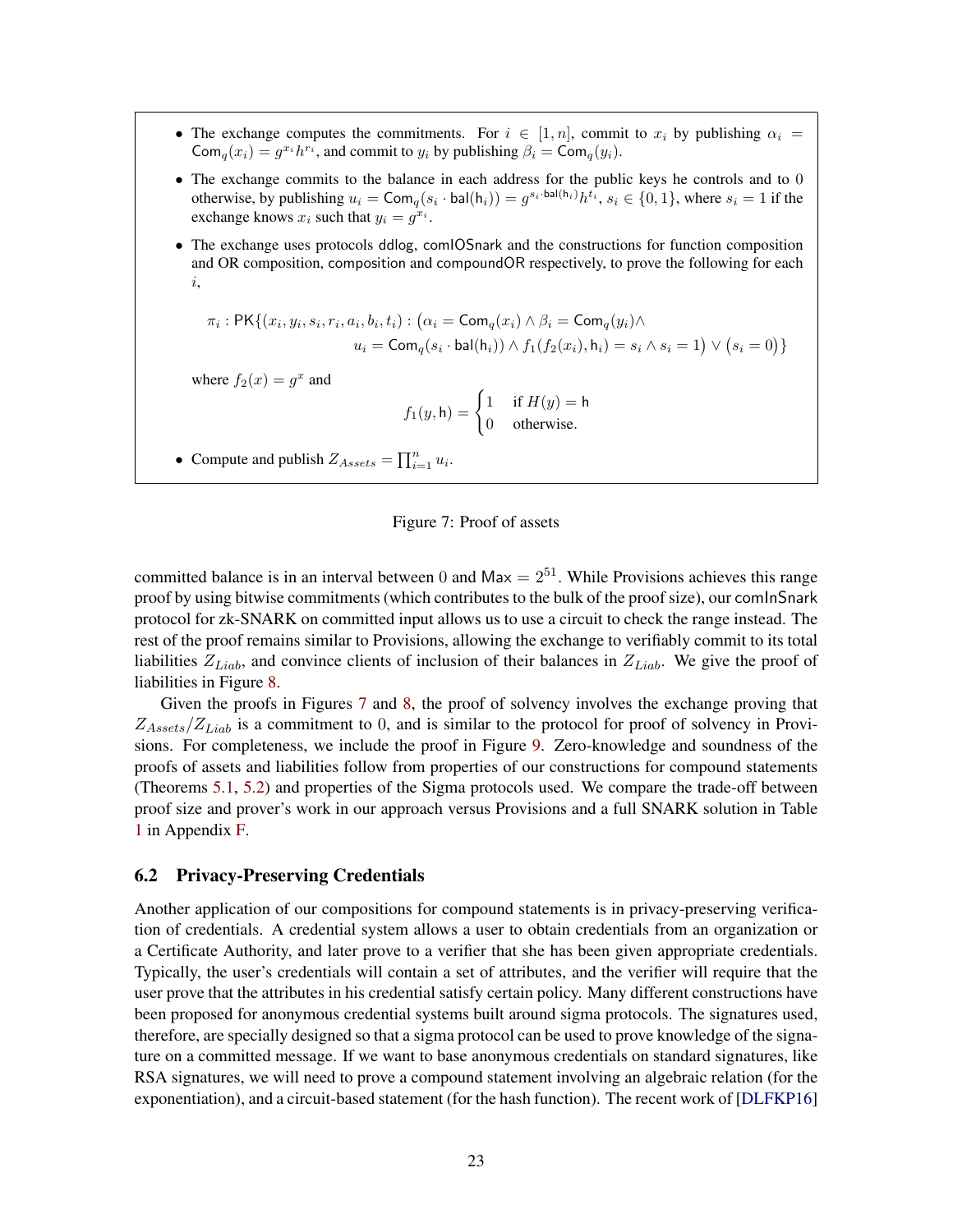- The exchange computes the commitments. For $i \in [1, n]$, commit to $x_i$ by publishing $\alpha_i = \mathsf{Com}_q(x_i) = g^{x_i} h^{r_i}$, and commit to $y_i$ by publishing $\beta_i = \mathsf{Com}_q(y_i)$.
- The exchange commits to the balance in each address for the public keys he controls and to 0 otherwise, by publishing $u_i = \mathsf{Com}_q(s_i \cdot \mathsf{bal}(\mathsf{h}_i)) = g^{s_i \cdot \mathsf{bal}(\mathsf{h}_i)} h^{t_i}$, $s_i \in \{0, 1\}$, where $s_i = 1$ if the exchange knows $x_i$ such that $y_i = g^{x_i}$.
- The exchange uses protocols ddlog, comIOSnark and the constructions for function composition and OR composition, composition and compoundOR respectively, to prove the following for each $i$,

$$\pi_i : \mathsf{PK}\{(x_i, y_i, s_i, r_i, a_i, b_i, t_i) : \big(\alpha_i = \mathsf{Com}_q(x_i) \wedge \beta_i = \mathsf{Com}_q(y_i) \wedge u_i = \mathsf{Com}_q(s_i \cdot \mathsf{bal}(\mathsf{h}_i)) \wedge f_1(f_2(x_i), \mathsf{h}_i) = s_i \wedge s_i = 1\big) \vee \big(s_i = 0\big)\}$$

  where $f_2(x) = g^x$ and

$$f_1(y, \mathsf{h}) = \begin{cases} 1 & \text{if } H(y) = \mathsf{h} \\ 0 & \text{otherwise.} \end{cases}$$

- Compute and publish $Z_{Assets} = \prod_{i=1}^{n} u_i$.

Figure 7: Proof of assets

committed balance is in an interval between 0 and $\mathsf{Max} = 2^{51}$. While Provisions achieves this range proof by using bitwise commitments (which contributes to the bulk of the proof size), our comInSnark protocol for zk-SNARK on committed input allows us to use a circuit to check the range instead. The rest of the proof remains similar to Provisions, allowing the exchange to verifiably commit to its total liabilities $Z_{Liab}$, and convince clients of inclusion of their balances in $Z_{Liab}$. We give the proof of liabilities in Figure 8.

Given the proofs in Figures 7 and 8, the proof of solvency involves the exchange proving that $Z_{Assets}/Z_{Liab}$ is a commitment to 0, and is similar to the protocol for proof of solvency in Provisions. For completeness, we include the proof in Figure 9. Zero-knowledge and soundness of the proofs of assets and liabilities follow from properties of our constructions for compound statements (Theorems 5.1, 5.2) and properties of the Sigma protocols used. We compare the trade-off between proof size and prover's work in our approach versus Provisions and a full SNARK solution in Table 1 in Appendix F.

### 6.2 Privacy-Preserving Credentials

Another application of our compositions for compound statements is in privacy-preserving verification of credentials. A credential system allows a user to obtain credentials from an organization or a Certificate Authority, and later prove to a verifier that she has been given appropriate credentials. Typically, the user's credentials will contain a set of attributes, and the verifier will require that the user prove that the attributes in his credential satisfy certain policy. Many different constructions have been proposed for anonymous credential systems built around sigma protocols. The signatures used, therefore, are specially designed so that a sigma protocol can be used to prove knowledge of the signature on a committed message. If we want to base anonymous credentials on standard signatures, like RSA signatures, we will need to prove a compound statement involving an algebraic relation (for the exponentiation), and a circuit-based statement (for the hash function). The recent work of [DLFKP16]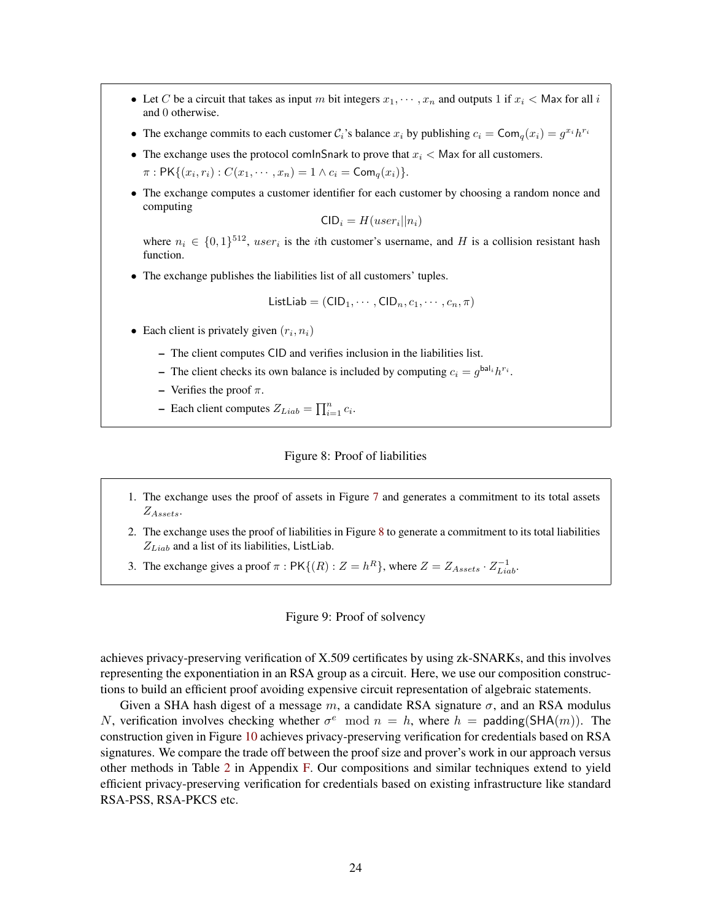- Let $C$ be a circuit that takes as input $m$ bit integers $x_1, \cdots, x_n$ and outputs 1 if $x_i < \mathsf{Max}$ for all $i$ and 0 otherwise.
- The exchange commits to each customer $\mathcal{C}_i$'s balance $x_i$ by publishing $c_i = \mathsf{Com}_q(x_i) = g^{x_i} h^{r_i}$
- The exchange uses the protocol comInSnark to prove that $x_i < \mathsf{Max}$ for all customers.
  $\pi : \mathsf{PK}\{(x_i, r_i) : C(x_1, \cdots, x_n) = 1 \wedge c_i = \mathsf{Com}_q(x_i)\}$.
- The exchange computes a customer identifier for each customer by choosing a random nonce and computing

  $$\mathsf{CID}_i = H(user_i || n_i)$$

  where $n_i \in \{0,1\}^{512}$, $user_i$ is the $i$th customer's username, and $H$ is a collision resistant hash function.
- The exchange publishes the liabilities list of all customers' tuples.

  $$\mathsf{ListLiab} = (\mathsf{CID}_1, \cdots, \mathsf{CID}_n, c_1, \cdots, c_n, \pi)$$

- Each client is privately given $(r_i, n_i)$
  - The client computes CID and verifies inclusion in the liabilities list.
  - The client checks its own balance is included by computing $c_i = g^{\mathsf{bal}_i} h^{r_i}$.
  - Verifies the proof $\pi$.
  - Each client computes $Z_{Liab} = \prod_{i=1}^{n} c_i$.

Figure 8: Proof of liabilities

1. The exchange uses the proof of assets in Figure 7 and generates a commitment to its total assets $Z_{Assets}$.
2. The exchange uses the proof of liabilities in Figure 8 to generate a commitment to its total liabilities $Z_{Liab}$ and a list of its liabilities, ListLiab.
3. The exchange gives a proof $\pi : \mathsf{PK}\{(R) : Z = h^R\}$, where $Z = Z_{Assets} \cdot Z_{Liab}^{-1}$.

Figure 9: Proof of solvency

achieves privacy-preserving verification of X.509 certificates by using zk-SNARKs, and this involves representing the exponentiation in an RSA group as a circuit. Here, we use our composition constructions to build an efficient proof avoiding expensive circuit representation of algebraic statements.

Given a SHA hash digest of a message $m$, a candidate RSA signature $\sigma$, and an RSA modulus $N$, verification involves checking whether $\sigma^e \mod n = h$, where $h = \mathsf{padding}(\mathsf{SHA}(m))$. The construction given in Figure 10 achieves privacy-preserving verification for credentials based on RSA signatures. We compare the trade off between the proof size and prover's work in our approach versus other methods in Table 2 in Appendix F. Our compositions and similar techniques extend to yield efficient privacy-preserving verification for credentials based on existing infrastructure like standard RSA-PSS, RSA-PKCS etc.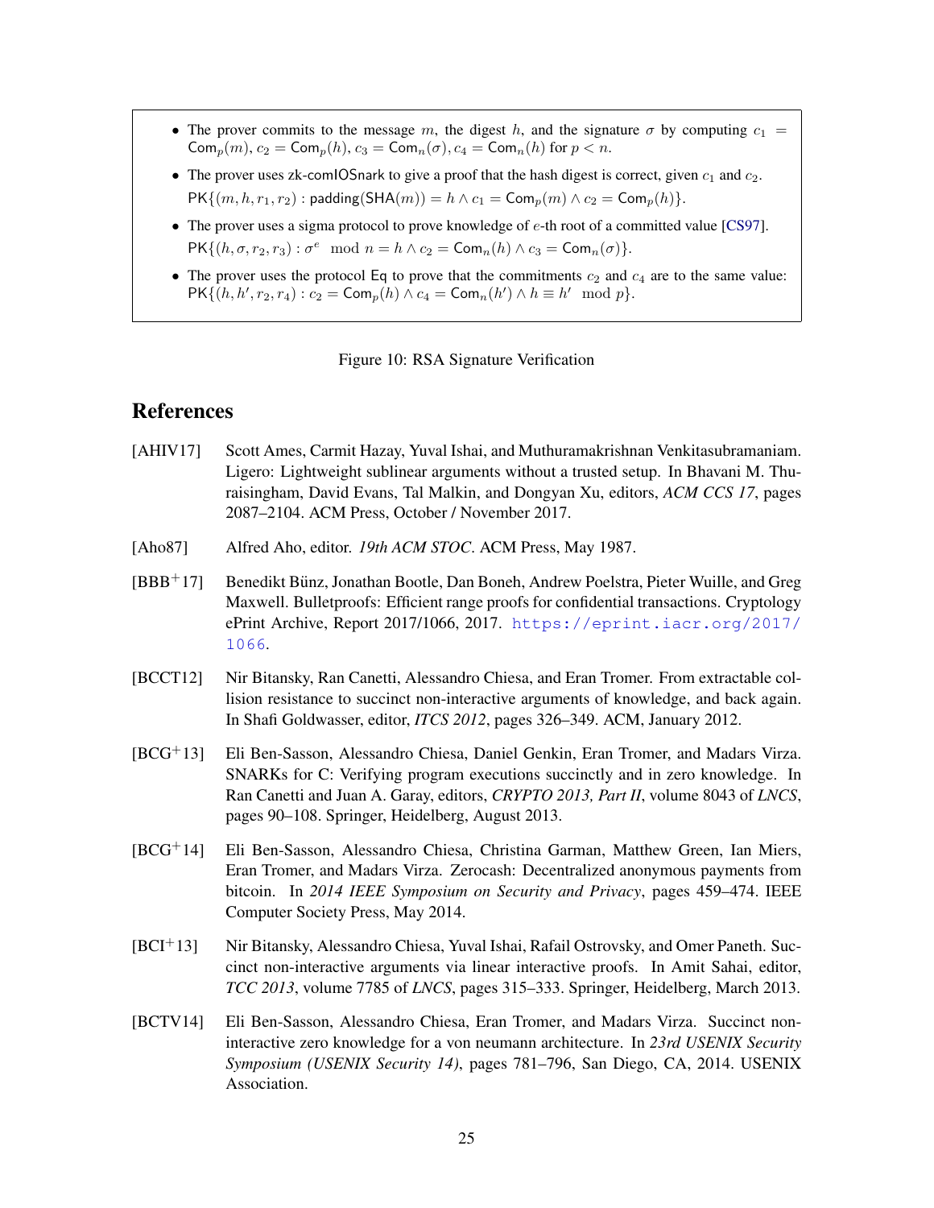- The prover commits to the message $m$, the digest $h$, and the signature $\sigma$ by computing $c_1 = \mathsf{Com}_p(m)$, $c_2 = \mathsf{Com}_p(h)$, $c_3 = \mathsf{Com}_n(\sigma)$, $c_4 = \mathsf{Com}_n(h)$ for $p < n$.
- The prover uses zk-comIOSnark to give a proof that the hash digest is correct, given $c_1$ and $c_2$.
  $\mathsf{PK}\{(m, h, r_1, r_2) : \mathsf{padding}(\mathsf{SHA}(m)) = h \wedge c_1 = \mathsf{Com}_p(m) \wedge c_2 = \mathsf{Com}_p(h)\}$.
- The prover uses a sigma protocol to prove knowledge of $e$-th root of a committed value [CS97].
  $\mathsf{PK}\{(h, \sigma, r_2, r_3) : \sigma^e \mod n = h \wedge c_2 = \mathsf{Com}_n(h) \wedge c_3 = \mathsf{Com}_n(\sigma)\}$.
- The prover uses the protocol Eq to prove that the commitments $c_2$ and $c_4$ are to the same value: $\mathsf{PK}\{(h, h', r_2, r_4) : c_2 = \mathsf{Com}_p(h) \wedge c_4 = \mathsf{Com}_n(h') \wedge h \equiv h' \mod p\}$.

Figure 10: RSA Signature Verification

# References

[AHIV17] Scott Ames, Carmit Hazay, Yuval Ishai, and Muthuramakrishnan Venkitasubramaniam. Ligero: Lightweight sublinear arguments without a trusted setup. In Bhavani M. Thuraisingham, David Evans, Tal Malkin, and Dongyan Xu, editors, *ACM CCS 17*, pages 2087–2104. ACM Press, October / November 2017.

[Aho87] Alfred Aho, editor. *19th ACM STOC*. ACM Press, May 1987.

[BBB+17] Benedikt Bünz, Jonathan Bootle, Dan Boneh, Andrew Poelstra, Pieter Wuille, and Greg Maxwell. Bulletproofs: Efficient range proofs for confidential transactions. Cryptology ePrint Archive, Report 2017/1066, 2017. https://eprint.iacr.org/2017/1066.

[BCCT12] Nir Bitansky, Ran Canetti, Alessandro Chiesa, and Eran Tromer. From extractable collision resistance to succinct non-interactive arguments of knowledge, and back again. In Shafi Goldwasser, editor, *ITCS 2012*, pages 326–349. ACM, January 2012.

[BCG+13] Eli Ben-Sasson, Alessandro Chiesa, Daniel Genkin, Eran Tromer, and Madars Virza. SNARKs for C: Verifying program executions succinctly and in zero knowledge. In Ran Canetti and Juan A. Garay, editors, *CRYPTO 2013, Part II*, volume 8043 of *LNCS*, pages 90–108. Springer, Heidelberg, August 2013.

[BCG+14] Eli Ben-Sasson, Alessandro Chiesa, Christina Garman, Matthew Green, Ian Miers, Eran Tromer, and Madars Virza. Zerocash: Decentralized anonymous payments from bitcoin. In *2014 IEEE Symposium on Security and Privacy*, pages 459–474. IEEE Computer Society Press, May 2014.

[BCI+13] Nir Bitansky, Alessandro Chiesa, Yuval Ishai, Rafail Ostrovsky, and Omer Paneth. Succinct non-interactive arguments via linear interactive proofs. In Amit Sahai, editor, *TCC 2013*, volume 7785 of *LNCS*, pages 315–333. Springer, Heidelberg, March 2013.

[BCTV14] Eli Ben-Sasson, Alessandro Chiesa, Eran Tromer, and Madars Virza. Succinct non-interactive zero knowledge for a von neumann architecture. In *23rd USENIX Security Symposium (USENIX Security 14)*, pages 781–796, San Diego, CA, 2014. USENIX Association.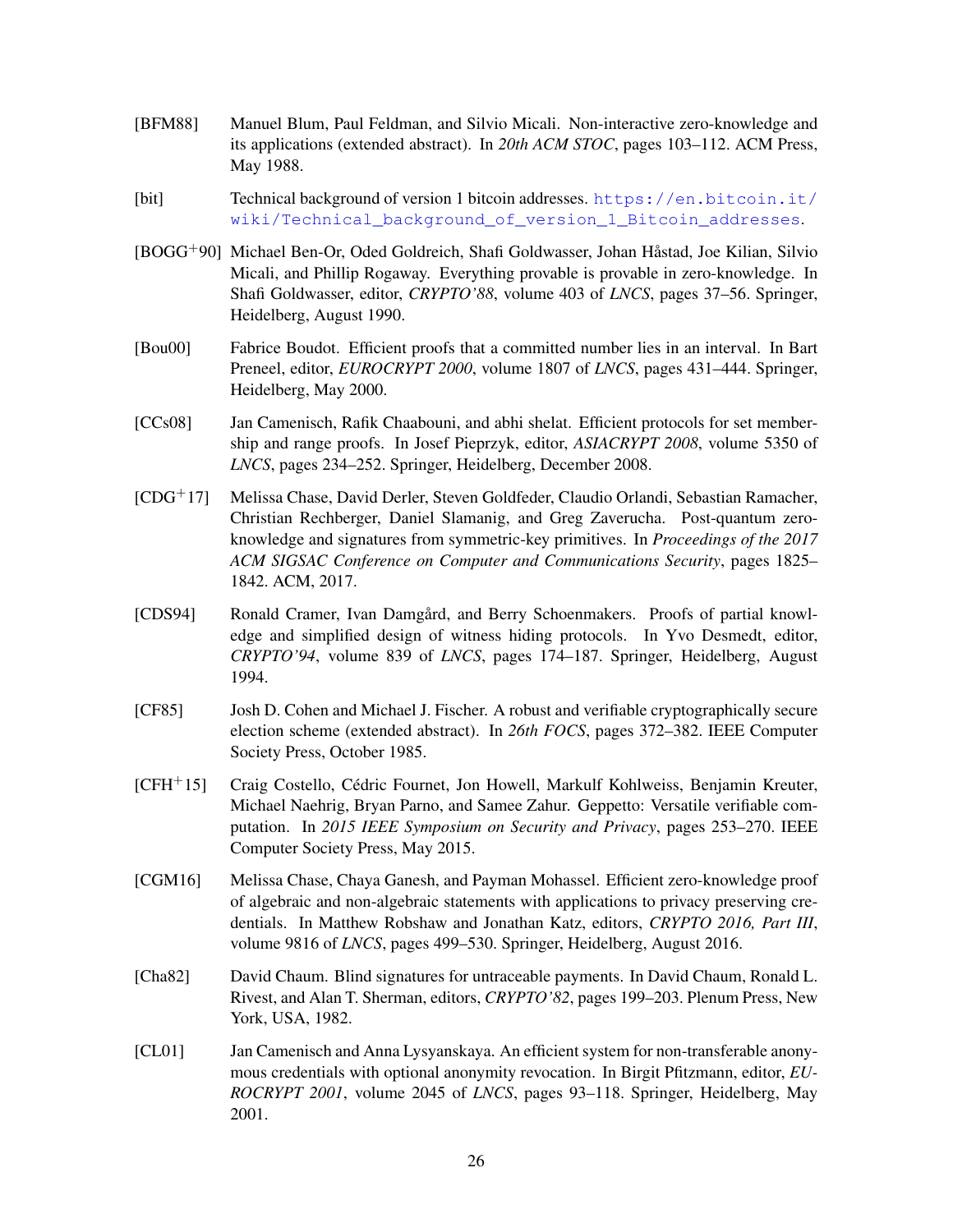[BFM88] Manuel Blum, Paul Feldman, and Silvio Micali. Non-interactive zero-knowledge and its applications (extended abstract). In *20th ACM STOC*, pages 103–112. ACM Press, May 1988.

[bit] Technical background of version 1 bitcoin addresses. https://en.bitcoin.it/wiki/Technical_background_of_version_1_Bitcoin_addresses.

[BOGG+90] Michael Ben-Or, Oded Goldreich, Shafi Goldwasser, Johan Håstad, Joe Kilian, Silvio Micali, and Phillip Rogaway. Everything provable is provable in zero-knowledge. In Shafi Goldwasser, editor, *CRYPTO'88*, volume 403 of *LNCS*, pages 37–56. Springer, Heidelberg, August 1990.

[Bou00] Fabrice Boudot. Efficient proofs that a committed number lies in an interval. In Bart Preneel, editor, *EUROCRYPT 2000*, volume 1807 of *LNCS*, pages 431–444. Springer, Heidelberg, May 2000.

[CCs08] Jan Camenisch, Rafik Chaabouni, and abhi shelat. Efficient protocols for set membership and range proofs. In Josef Pieprzyk, editor, *ASIACRYPT 2008*, volume 5350 of *LNCS*, pages 234–252. Springer, Heidelberg, December 2008.

[CDG+17] Melissa Chase, David Derler, Steven Goldfeder, Claudio Orlandi, Sebastian Ramacher, Christian Rechberger, Daniel Slamanig, and Greg Zaverucha. Post-quantum zero-knowledge and signatures from symmetric-key primitives. In *Proceedings of the 2017 ACM SIGSAC Conference on Computer and Communications Security*, pages 1825–1842. ACM, 2017.

[CDS94] Ronald Cramer, Ivan Damgård, and Berry Schoenmakers. Proofs of partial knowledge and simplified design of witness hiding protocols. In Yvo Desmedt, editor, *CRYPTO'94*, volume 839 of *LNCS*, pages 174–187. Springer, Heidelberg, August 1994.

[CF85] Josh D. Cohen and Michael J. Fischer. A robust and verifiable cryptographically secure election scheme (extended abstract). In *26th FOCS*, pages 372–382. IEEE Computer Society Press, October 1985.

[CFH+15] Craig Costello, Cédric Fournet, Jon Howell, Markulf Kohlweiss, Benjamin Kreuter, Michael Naehrig, Bryan Parno, and Samee Zahur. Geppetto: Versatile verifiable computation. In *2015 IEEE Symposium on Security and Privacy*, pages 253–270. IEEE Computer Society Press, May 2015.

[CGM16] Melissa Chase, Chaya Ganesh, and Payman Mohassel. Efficient zero-knowledge proof of algebraic and non-algebraic statements with applications to privacy preserving credentials. In Matthew Robshaw and Jonathan Katz, editors, *CRYPTO 2016, Part III*, volume 9816 of *LNCS*, pages 499–530. Springer, Heidelberg, August 2016.

[Cha82] David Chaum. Blind signatures for untraceable payments. In David Chaum, Ronald L. Rivest, and Alan T. Sherman, editors, *CRYPTO'82*, pages 199–203. Plenum Press, New York, USA, 1982.

[CL01] Jan Camenisch and Anna Lysyanskaya. An efficient system for non-transferable anonymous credentials with optional anonymity revocation. In Birgit Pfitzmann, editor, *EUROCRYPT 2001*, volume 2045 of *LNCS*, pages 93–118. Springer, Heidelberg, May 2001.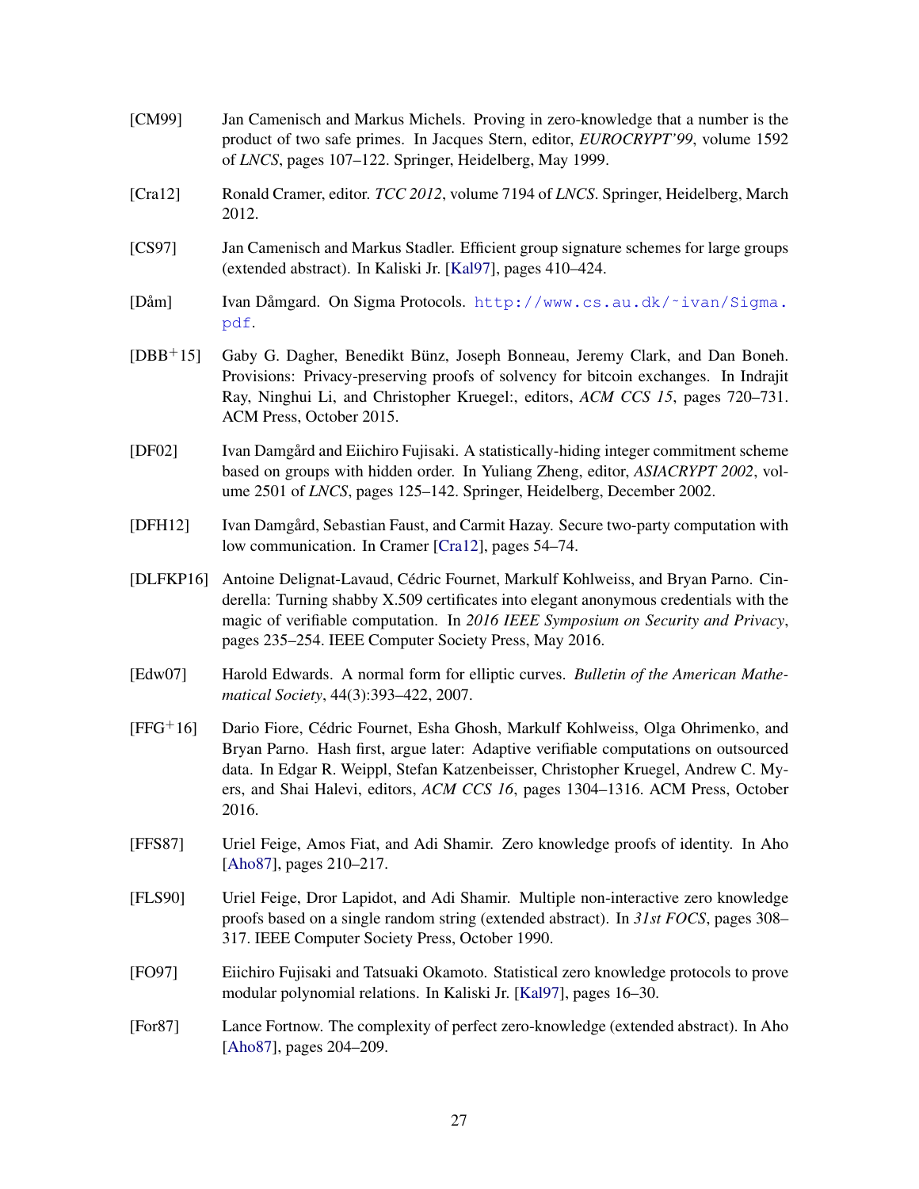[CM99] Jan Camenisch and Markus Michels. Proving in zero-knowledge that a number is the product of two safe primes. In Jacques Stern, editor, *EUROCRYPT'99*, volume 1592 of *LNCS*, pages 107–122. Springer, Heidelberg, May 1999.

[Cra12] Ronald Cramer, editor. *TCC 2012*, volume 7194 of *LNCS*. Springer, Heidelberg, March 2012.

[CS97] Jan Camenisch and Markus Stadler. Efficient group signature schemes for large groups (extended abstract). In Kaliski Jr. [Kal97], pages 410–424.

[Dåm] Ivan Dåmgard. On Sigma Protocols. http://www.cs.au.dk/~ivan/Sigma.pdf.

[DBB+15] Gaby G. Dagher, Benedikt Bünz, Joseph Bonneau, Jeremy Clark, and Dan Boneh. Provisions: Privacy-preserving proofs of solvency for bitcoin exchanges. In Indrajit Ray, Ninghui Li, and Christopher Kruegel:, editors, *ACM CCS 15*, pages 720–731. ACM Press, October 2015.

[DF02] Ivan Damgård and Eiichiro Fujisaki. A statistically-hiding integer commitment scheme based on groups with hidden order. In Yuliang Zheng, editor, *ASIACRYPT 2002*, volume 2501 of *LNCS*, pages 125–142. Springer, Heidelberg, December 2002.

[DFH12] Ivan Damgård, Sebastian Faust, and Carmit Hazay. Secure two-party computation with low communication. In Cramer [Cra12], pages 54–74.

[DLFKP16] Antoine Delignat-Lavaud, Cédric Fournet, Markulf Kohlweiss, and Bryan Parno. Cinderella: Turning shabby X.509 certificates into elegant anonymous credentials with the magic of verifiable computation. In *2016 IEEE Symposium on Security and Privacy*, pages 235–254. IEEE Computer Society Press, May 2016.

[Edw07] Harold Edwards. A normal form for elliptic curves. *Bulletin of the American Mathematical Society*, 44(3):393–422, 2007.

[FFG+16] Dario Fiore, Cédric Fournet, Esha Ghosh, Markulf Kohlweiss, Olga Ohrimenko, and Bryan Parno. Hash first, argue later: Adaptive verifiable computations on outsourced data. In Edgar R. Weippl, Stefan Katzenbeisser, Christopher Kruegel, Andrew C. Myers, and Shai Halevi, editors, *ACM CCS 16*, pages 1304–1316. ACM Press, October 2016.

[FFS87] Uriel Feige, Amos Fiat, and Adi Shamir. Zero knowledge proofs of identity. In Aho [Aho87], pages 210–217.

[FLS90] Uriel Feige, Dror Lapidot, and Adi Shamir. Multiple non-interactive zero knowledge proofs based on a single random string (extended abstract). In *31st FOCS*, pages 308–317. IEEE Computer Society Press, October 1990.

[FO97] Eiichiro Fujisaki and Tatsuaki Okamoto. Statistical zero knowledge protocols to prove modular polynomial relations. In Kaliski Jr. [Kal97], pages 16–30.

[For87] Lance Fortnow. The complexity of perfect zero-knowledge (extended abstract). In Aho [Aho87], pages 204–209.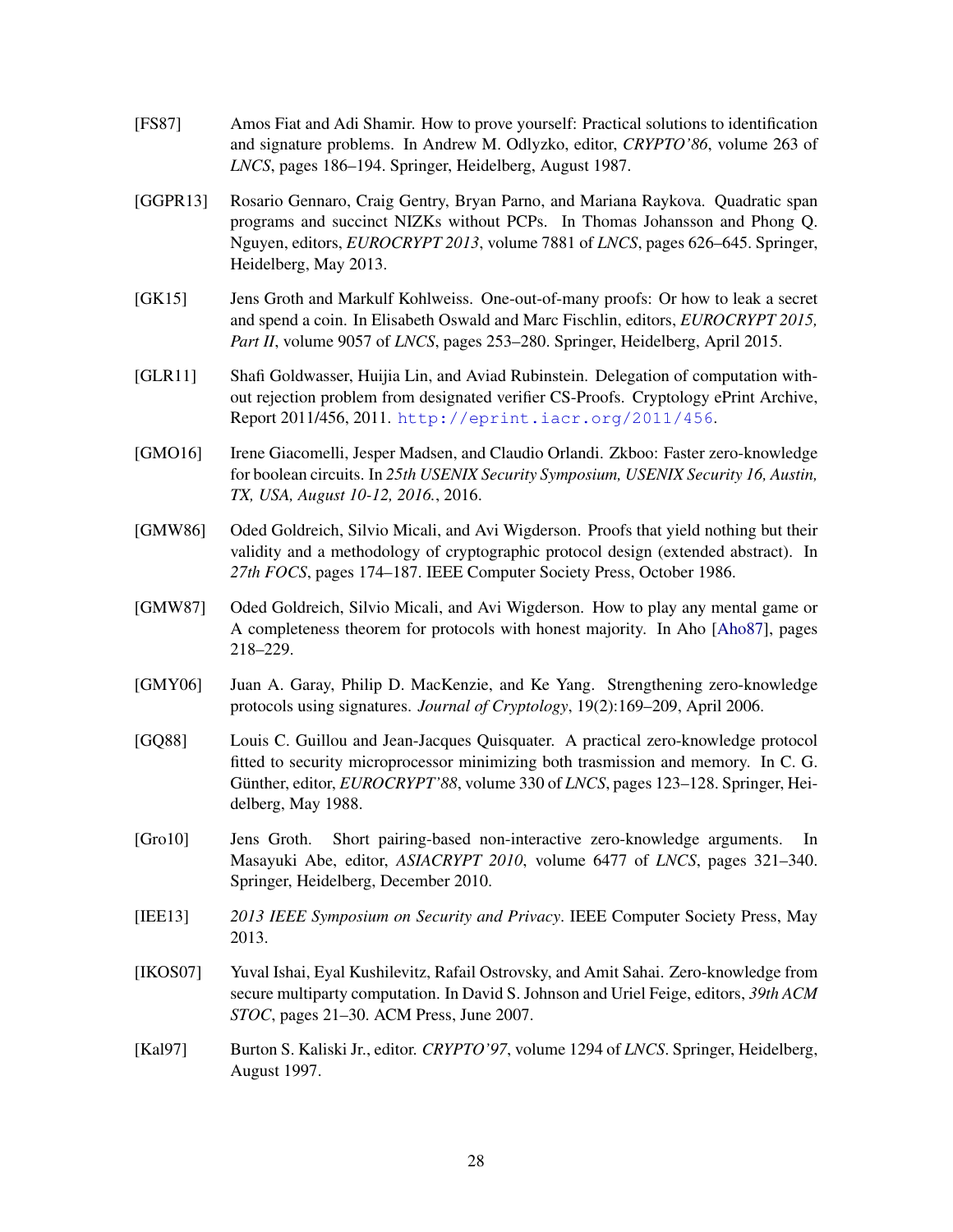[FS87] Amos Fiat and Adi Shamir. How to prove yourself: Practical solutions to identification and signature problems. In Andrew M. Odlyzko, editor, *CRYPTO'86*, volume 263 of *LNCS*, pages 186–194. Springer, Heidelberg, August 1987.

[GGPR13] Rosario Gennaro, Craig Gentry, Bryan Parno, and Mariana Raykova. Quadratic span programs and succinct NIZKs without PCPs. In Thomas Johansson and Phong Q. Nguyen, editors, *EUROCRYPT 2013*, volume 7881 of *LNCS*, pages 626–645. Springer, Heidelberg, May 2013.

[GK15] Jens Groth and Markulf Kohlweiss. One-out-of-many proofs: Or how to leak a secret and spend a coin. In Elisabeth Oswald and Marc Fischlin, editors, *EUROCRYPT 2015, Part II*, volume 9057 of *LNCS*, pages 253–280. Springer, Heidelberg, April 2015.

[GLR11] Shafi Goldwasser, Huijia Lin, and Aviad Rubinstein. Delegation of computation without rejection problem from designated verifier CS-Proofs. Cryptology ePrint Archive, Report 2011/456, 2011. http://eprint.iacr.org/2011/456.

[GMO16] Irene Giacomelli, Jesper Madsen, and Claudio Orlandi. Zkboo: Faster zero-knowledge for boolean circuits. In *25th USENIX Security Symposium, USENIX Security 16, Austin, TX, USA, August 10-12, 2016.*, 2016.

[GMW86] Oded Goldreich, Silvio Micali, and Avi Wigderson. Proofs that yield nothing but their validity and a methodology of cryptographic protocol design (extended abstract). In *27th FOCS*, pages 174–187. IEEE Computer Society Press, October 1986.

[GMW87] Oded Goldreich, Silvio Micali, and Avi Wigderson. How to play any mental game or A completeness theorem for protocols with honest majority. In Aho [Aho87], pages 218–229.

[GMY06] Juan A. Garay, Philip D. MacKenzie, and Ke Yang. Strengthening zero-knowledge protocols using signatures. *Journal of Cryptology*, 19(2):169–209, April 2006.

[GQ88] Louis C. Guillou and Jean-Jacques Quisquater. A practical zero-knowledge protocol fitted to security microprocessor minimizing both trasmission and memory. In C. G. Günther, editor, *EUROCRYPT'88*, volume 330 of *LNCS*, pages 123–128. Springer, Heidelberg, May 1988.

[Gro10] Jens Groth. Short pairing-based non-interactive zero-knowledge arguments. In Masayuki Abe, editor, *ASIACRYPT 2010*, volume 6477 of *LNCS*, pages 321–340. Springer, Heidelberg, December 2010.

[IEE13] *2013 IEEE Symposium on Security and Privacy*. IEEE Computer Society Press, May 2013.

[IKOS07] Yuval Ishai, Eyal Kushilevitz, Rafail Ostrovsky, and Amit Sahai. Zero-knowledge from secure multiparty computation. In David S. Johnson and Uriel Feige, editors, *39th ACM STOC*, pages 21–30. ACM Press, June 2007.

[Kal97] Burton S. Kaliski Jr., editor. *CRYPTO'97*, volume 1294 of *LNCS*. Springer, Heidelberg, August 1997.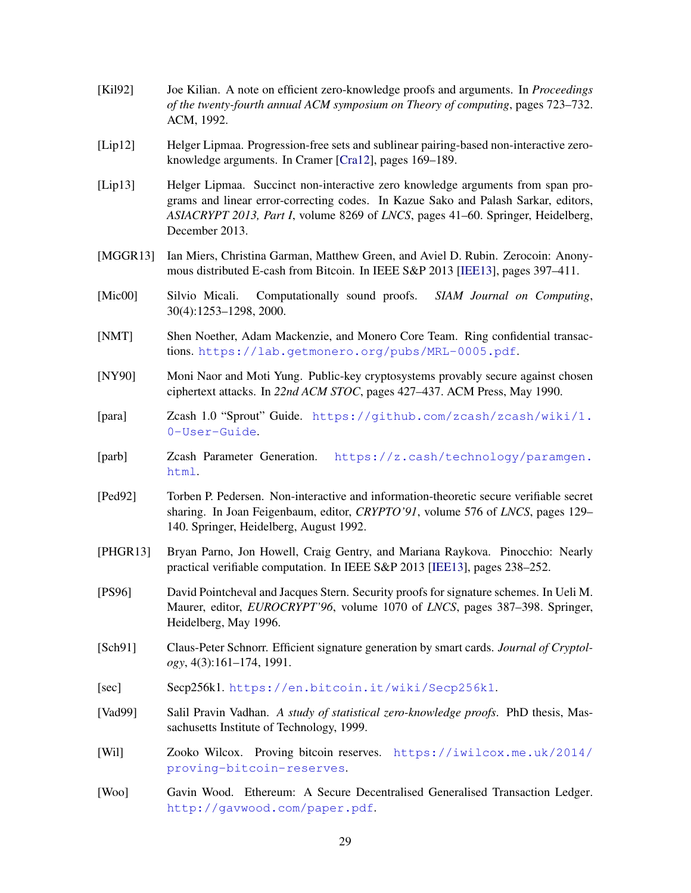[Kil92] Joe Kilian. A note on efficient zero-knowledge proofs and arguments. In *Proceedings of the twenty-fourth annual ACM symposium on Theory of computing*, pages 723–732. ACM, 1992.

[Lip12] Helger Lipmaa. Progression-free sets and sublinear pairing-based non-interactive zero-knowledge arguments. In Cramer [Cra12], pages 169–189.

[Lip13] Helger Lipmaa. Succinct non-interactive zero knowledge arguments from span programs and linear error-correcting codes. In Kazue Sako and Palash Sarkar, editors, *ASIACRYPT 2013, Part I*, volume 8269 of *LNCS*, pages 41–60. Springer, Heidelberg, December 2013.

[MGGR13] Ian Miers, Christina Garman, Matthew Green, and Aviel D. Rubin. Zerocoin: Anonymous distributed E-cash from Bitcoin. In IEEE S&P 2013 [IEE13], pages 397–411.

[Mic00] Silvio Micali. Computationally sound proofs. *SIAM Journal on Computing*, 30(4):1253–1298, 2000.

[NMT] Shen Noether, Adam Mackenzie, and Monero Core Team. Ring confidential transactions. https://lab.getmonero.org/pubs/MRL-0005.pdf.

[NY90] Moni Naor and Moti Yung. Public-key cryptosystems provably secure against chosen ciphertext attacks. In *22nd ACM STOC*, pages 427–437. ACM Press, May 1990.

[para] Zcash 1.0 "Sprout" Guide. https://github.com/zcash/zcash/wiki/1.0-User-Guide.

[parb] Zcash Parameter Generation. https://z.cash/technology/paramgen.html.

[Ped92] Torben P. Pedersen. Non-interactive and information-theoretic secure verifiable secret sharing. In Joan Feigenbaum, editor, *CRYPTO'91*, volume 576 of *LNCS*, pages 129–140. Springer, Heidelberg, August 1992.

[PHGR13] Bryan Parno, Jon Howell, Craig Gentry, and Mariana Raykova. Pinocchio: Nearly practical verifiable computation. In IEEE S&P 2013 [IEE13], pages 238–252.

[PS96] David Pointcheval and Jacques Stern. Security proofs for signature schemes. In Ueli M. Maurer, editor, *EUROCRYPT'96*, volume 1070 of *LNCS*, pages 387–398. Springer, Heidelberg, May 1996.

[Sch91] Claus-Peter Schnorr. Efficient signature generation by smart cards. *Journal of Cryptology*, 4(3):161–174, 1991.

[sec] Secp256k1. https://en.bitcoin.it/wiki/Secp256k1.

[Vad99] Salil Pravin Vadhan. *A study of statistical zero-knowledge proofs*. PhD thesis, Massachusetts Institute of Technology, 1999.

[Wil] Zooko Wilcox. Proving bitcoin reserves. https://iwilcox.me.uk/2014/proving-bitcoin-reserves.

[Woo] Gavin Wood. Ethereum: A Secure Decentralised Generalised Transaction Ledger. http://gavwood.com/paper.pdf.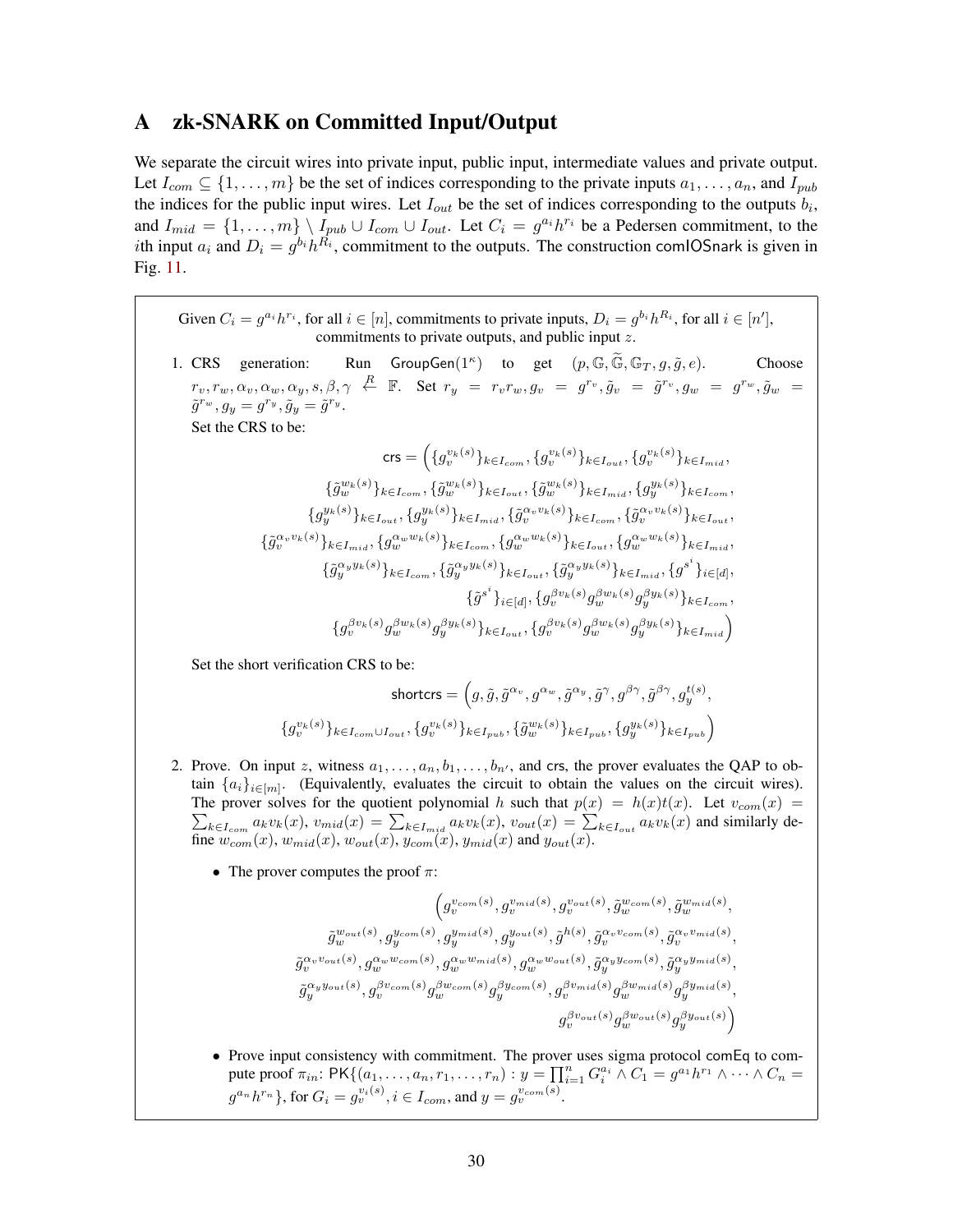# A zk-SNARK on Committed Input/Output

We separate the circuit wires into private input, public input, intermediate values and private output. Let $I_{com} \subseteq \{1, \ldots, m\}$ be the set of indices corresponding to the private inputs $a_1, \ldots, a_n$, and $I_{pub}$ the indices for the public input wires. Let $I_{out}$ be the set of indices corresponding to the outputs $b_i$, and $I_{mid} = \{1, \ldots, m\} \setminus I_{pub} \cup I_{com} \cup I_{out}$. Let $C_i = g^{a_i} h^{r_i}$ be a Pedersen commitment, to the $i$th input $a_i$ and $D_i = g^{b_i} h^{R_i}$, commitment to the outputs. The construction comIOSnark is given in Fig. 11.

Given $C_i = g^{a_i} h^{r_i}$, for all $i \in [n]$, commitments to private inputs, $D_i = g^{b_i} h^{R_i}$, for all $i \in [n']$, commitments to private outputs, and public input $z$.

1. CRS generation: Run $\mathsf{GroupGen}(1^\kappa)$ to get $(p, \mathbb{G}, \widetilde{\mathbb{G}}, \mathbb{G}_T, g, \tilde{g}, e)$. Choose $r_v, r_w, \alpha_v, \alpha_w, \alpha_y, s, \beta, \gamma \xleftarrow{R} \mathbb{F}$. Set $r_y = r_v r_w, g_v = g^{r_v}, \tilde{g}_v = \tilde{g}^{r_v}, g_w = g^{r_w}, \tilde{g}_w = \tilde{g}^{r_w}, g_y = g^{r_y}, \tilde{g}_y = \tilde{g}^{r_y}$.
   Set the CRS to be:
   $$\begin{aligned}\mathsf{crs} = \Big(&\{g_v^{v_k(s)}\}_{k \in I_{com}}, \{g_v^{v_k(s)}\}_{k \in I_{out}}, \{g_v^{v_k(s)}\}_{k \in I_{mid}},\\ &\{\tilde{g}_w^{w_k(s)}\}_{k \in I_{com}}, \{\tilde{g}_w^{w_k(s)}\}_{k \in I_{out}}, \{\tilde{g}_w^{w_k(s)}\}_{k \in I_{mid}}, \{g_y^{y_k(s)}\}_{k \in I_{com}},\\ &\{g_y^{y_k(s)}\}_{k \in I_{out}}, \{g_y^{y_k(s)}\}_{k \in I_{mid}}, \{\tilde{g}_v^{\alpha_v v_k(s)}\}_{k \in I_{com}}, \{\tilde{g}_v^{\alpha_v v_k(s)}\}_{k \in I_{out}},\\ &\{\tilde{g}_v^{\alpha_v v_k(s)}\}_{k \in I_{mid}}, \{g_w^{\alpha_w w_k(s)}\}_{k \in I_{com}}, \{g_w^{\alpha_w w_k(s)}\}_{k \in I_{out}}, \{g_w^{\alpha_w w_k(s)}\}_{k \in I_{mid}},\\ &\{\tilde{g}_y^{\alpha_y y_k(s)}\}_{k \in I_{com}}, \{\tilde{g}_y^{\alpha_y y_k(s)}\}_{k \in I_{out}}, \{\tilde{g}_y^{\alpha_y y_k(s)}\}_{k \in I_{mid}}, \{g^{s^i}\}_{i \in [d]},\\ &\{\tilde{g}^{s^i}\}_{i \in [d]}, \{g_v^{\beta v_k(s)} g_w^{\beta w_k(s)} g_y^{\beta y_k(s)}\}_{k \in I_{com}},\\ &\{g_v^{\beta v_k(s)} g_w^{\beta w_k(s)} g_y^{\beta y_k(s)}\}_{k \in I_{out}}, \{g_v^{\beta v_k(s)} g_w^{\beta w_k(s)} g_y^{\beta y_k(s)}\}_{k \in I_{mid}}\Big)\end{aligned}$$
   Set the short verification CRS to be:
   $$\begin{aligned}\mathsf{shortcrs} = \Big(&g, \tilde{g}, \tilde{g}^{\alpha_v}, g^{\alpha_w}, \tilde{g}^{\alpha_y}, \tilde{g}^{\gamma}, g^{\beta\gamma}, \tilde{g}^{\beta\gamma}, g_y^{t(s)},\\ &\{g_v^{v_k(s)}\}_{k \in I_{com} \cup I_{out}}, \{g_v^{v_k(s)}\}_{k \in I_{pub}}, \{\tilde{g}_w^{w_k(s)}\}_{k \in I_{pub}}, \{g_y^{y_k(s)}\}_{k \in I_{pub}}\Big)\end{aligned}$$

2. Prove. On input $z$, witness $a_1, \ldots, a_n, b_1, \ldots, b_{n'}$, and crs, the prover evaluates the QAP to obtain $\{a_i\}_{i \in [m]}$. (Equivalently, evaluates the circuit to obtain the values on the circuit wires). The prover solves for the quotient polynomial $h$ such that $p(x) = h(x)t(x)$. Let $v_{com}(x) = \sum_{k \in I_{com}} a_k v_k(x)$, $v_{mid}(x) = \sum_{k \in I_{mid}} a_k v_k(x)$, $v_{out}(x) = \sum_{k \in I_{out}} a_k v_k(x)$ and similarly define $w_{com}(x)$, $w_{mid}(x)$, $w_{out}(x)$, $y_{com}(x)$, $y_{mid}(x)$ and $y_{out}(x)$.
   - The prover computes the proof $\pi$:
   $$\begin{aligned}\Big(&g_v^{v_{com}(s)}, g_v^{v_{mid}(s)}, g_v^{v_{out}(s)}, \tilde{g}_w^{w_{com}(s)}, \tilde{g}_w^{w_{mid}(s)},\\ &\tilde{g}_w^{w_{out}(s)}, g_y^{y_{com}(s)}, g_y^{y_{mid}(s)}, g_y^{y_{out}(s)}, \tilde{g}^{h(s)}, \tilde{g}_v^{\alpha_v v_{com}(s)}, \tilde{g}_v^{\alpha_v v_{mid}(s)},\\ &\tilde{g}_v^{\alpha_v v_{out}(s)}, g_w^{\alpha_w w_{com}(s)}, g_w^{\alpha_w w_{mid}(s)}, g_w^{\alpha_w w_{out}(s)}, \tilde{g}_y^{\alpha_y y_{com}(s)}, \tilde{g}_y^{\alpha_y y_{mid}(s)},\\ &\tilde{g}_y^{\alpha_y y_{out}(s)}, g_v^{\beta v_{com}(s)} g_w^{\beta w_{com}(s)} g_y^{\beta y_{com}(s)}, g_v^{\beta v_{mid}(s)} g_w^{\beta w_{mid}(s)} g_y^{\beta y_{mid}(s)},\\ &g_v^{\beta v_{out}(s)} g_w^{\beta w_{out}(s)} g_y^{\beta y_{out}(s)}\Big)\end{aligned}$$
   - Prove input consistency with commitment. The prover uses sigma protocol comEq to compute proof $\pi_{in}$: $\mathsf{PK}\{(a_1, \ldots, a_n, r_1, \ldots, r_n) : y = \prod_{i=1}^n G_i^{a_i} \wedge C_1 = g^{a_1} h^{r_1} \wedge \cdots \wedge C_n = g^{a_n} h^{r_n}\}$, for $G_i = g_v^{v_i(s)}, i \in I_{com}$, and $y = g_v^{v_{com}(s)}$.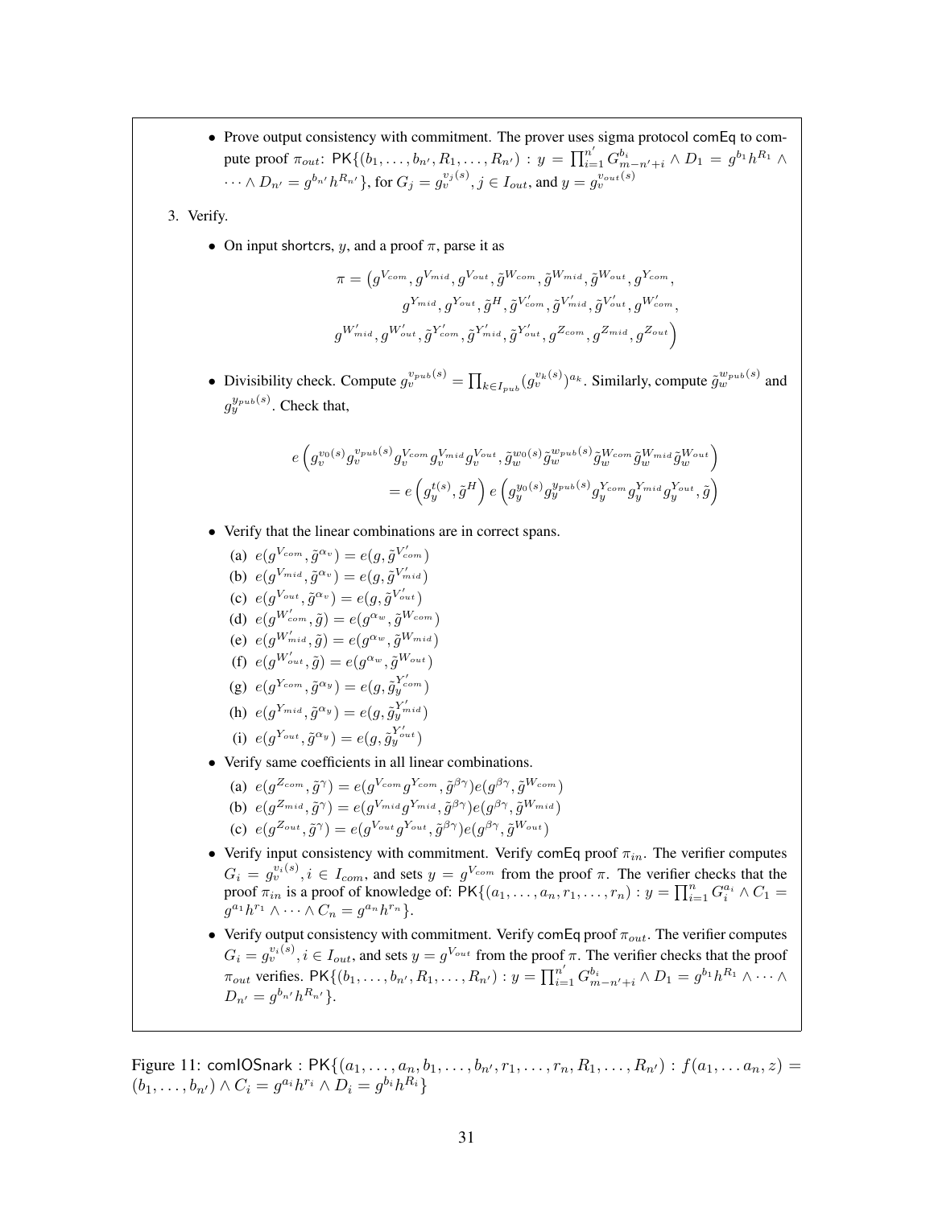- Prove output consistency with commitment. The prover uses sigma protocol comEq to compute proof $\pi_{out}$: $\mathsf{PK}\{(b_1,\ldots,b_{n'},R_1,\ldots,R_{n'}) : y = \prod_{i=1}^{n'} G_{m-n'+i}^{b_i} \wedge D_1 = g^{b_1}h^{R_1} \wedge \cdots \wedge D_{n'} = g^{b_{n'}}h^{R_{n'}}\}$, for $G_j = g_v^{v_j(s)}, j \in I_{out}$, and $y = g_v^{v_{out}(s)}$

3. Verify.

   - On input shortcrs, $y$, and a proof $\pi$, parse it as

   $$\pi = \big(g^{V_{com}}, g^{V_{mid}}, g^{V_{out}}, \tilde{g}^{W_{com}}, \tilde{g}^{W_{mid}}, \tilde{g}^{W_{out}}, g^{Y_{com}}, g^{Y_{mid}}, g^{Y_{out}}, \tilde{g}^{H}, \tilde{g}^{V'_{com}}, \tilde{g}^{V'_{mid}}, \tilde{g}^{V'_{out}}, g^{W'_{com}}, g^{W'_{mid}}, g^{W'_{out}}, \tilde{g}^{Y'_{com}}, \tilde{g}^{Y'_{mid}}, \tilde{g}^{Y'_{out}}, g^{Z_{com}}, g^{Z_{mid}}, g^{Z_{out}}\big)$$

   - Divisibility check. Compute $g_v^{v_{pub}(s)} = \prod_{k \in I_{pub}} (g_v^{v_k(s)})^{a_k}$. Similarly, compute $\tilde{g}_w^{w_{pub}(s)}$ and $g_y^{y_{pub}(s)}$. Check that,

   $$e\left(g_v^{v_0(s)} g_v^{v_{pub}(s)} g_v^{V_{com}} g_v^{V_{mid}} g_v^{V_{out}}, \tilde{g}_w^{w_0(s)} \tilde{g}_w^{w_{pub}(s)} \tilde{g}_w^{W_{com}} \tilde{g}_w^{W_{mid}} \tilde{g}_w^{W_{out}}\right) = e\left(g_y^{t(s)}, \tilde{g}^{H}\right) e\left(g_y^{y_0(s)} g_y^{y_{pub}(s)} g_y^{Y_{com}} g_y^{Y_{mid}} g_y^{Y_{out}}, \tilde{g}\right)$$

   - Verify that the linear combinations are in correct spans.
     (a) $e(g^{V_{com}}, \tilde{g}^{\alpha_v}) = e(g, \tilde{g}^{V'_{com}})$
     (b) $e(g^{V_{mid}}, \tilde{g}^{\alpha_v}) = e(g, \tilde{g}^{V'_{mid}})$
     (c) $e(g^{V_{out}}, \tilde{g}^{\alpha_v}) = e(g, \tilde{g}^{V'_{out}})$
     (d) $e(g^{W'_{com}}, \tilde{g}) = e(g^{\alpha_w}, \tilde{g}^{W_{com}})$
     (e) $e(g^{W'_{mid}}, \tilde{g}) = e(g^{\alpha_w}, \tilde{g}^{W_{mid}})$
     (f) $e(g^{W'_{out}}, \tilde{g}) = e(g^{\alpha_w}, \tilde{g}^{W_{out}})$
     (g) $e(g^{Y_{com}}, \tilde{g}^{\alpha_y}) = e(g, \tilde{g}_y^{Y'_{com}})$
     (h) $e(g^{Y_{mid}}, \tilde{g}^{\alpha_y}) = e(g, \tilde{g}_y^{Y'_{mid}})$
     (i) $e(g^{Y_{out}}, \tilde{g}^{\alpha_y}) = e(g, \tilde{g}_y^{Y'_{out}})$

   - Verify same coefficients in all linear combinations.
     (a) $e(g^{Z_{com}}, \tilde{g}^{\gamma}) = e(g^{V_{com}} g^{Y_{com}}, \tilde{g}^{\beta\gamma}) e(g^{\beta\gamma}, \tilde{g}^{W_{com}})$
     (b) $e(g^{Z_{mid}}, \tilde{g}^{\gamma}) = e(g^{V_{mid}} g^{Y_{mid}}, \tilde{g}^{\beta\gamma}) e(g^{\beta\gamma}, \tilde{g}^{W_{mid}})$
     (c) $e(g^{Z_{out}}, \tilde{g}^{\gamma}) = e(g^{V_{out}} g^{Y_{out}}, \tilde{g}^{\beta\gamma}) e(g^{\beta\gamma}, \tilde{g}^{W_{out}})$

   - Verify input consistency with commitment. Verify comEq proof $\pi_{in}$. The verifier computes $G_i = g_v^{v_i(s)}, i \in I_{com}$, and sets $y = g^{V_{com}}$ from the proof $\pi$. The verifier checks that the proof $\pi_{in}$ is a proof of knowledge of: $\mathsf{PK}\{(a_1,\ldots,a_n,r_1,\ldots,r_n) : y = \prod_{i=1}^{n} G_i^{a_i} \wedge C_1 = g^{a_1}h^{r_1} \wedge \cdots \wedge C_n = g^{a_n}h^{r_n}\}$.

   - Verify output consistency with commitment. Verify comEq proof $\pi_{out}$. The verifier computes $G_i = g_v^{v_i(s)}, i \in I_{out}$, and sets $y = g^{V_{out}}$ from the proof $\pi$. The verifier checks that the proof $\pi_{out}$ verifies. $\mathsf{PK}\{(b_1,\ldots,b_{n'},R_1,\ldots,R_{n'}) : y = \prod_{i=1}^{n'} G_{m-n'+i}^{b_i} \wedge D_1 = g^{b_1}h^{R_1} \wedge \cdots \wedge D_{n'} = g^{b_{n'}}h^{R_{n'}}\}$.

Figure 11: comIOSnark : $\mathsf{PK}\{(a_1,\ldots,a_n,b_1,\ldots,b_{n'},r_1,\ldots,r_n,R_1,\ldots,R_{n'}) : f(a_1,\ldots a_n,z) = (b_1,\ldots,b_{n'}) \wedge C_i = g^{a_i}h^{r_i} \wedge D_i = g^{b_i}h^{R_i}\}$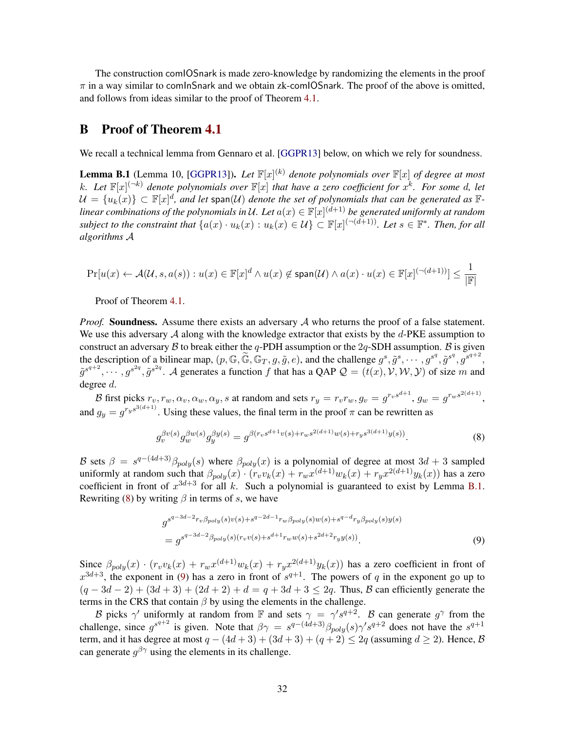The construction comIOSnark is made zero-knowledge by randomizing the elements in the proof $\pi$ in a way similar to comInSnark and we obtain zk-comIOSnark. The proof of the above is omitted, and follows from ideas similar to the proof of Theorem 4.1.

# B Proof of Theorem 4.1

We recall a technical lemma from Gennaro et al. [GGPR13] below, on which we rely for soundness.

**Lemma B.1** (Lemma 10, [GGPR13]). *Let $\mathbb{F}[x]^{(k)}$ denote polynomials over $\mathbb{F}[x]$ of degree at most $k$. Let $\mathbb{F}[x]^{(\neg k)}$ denote polynomials over $\mathbb{F}[x]$ that have a zero coefficient for $x^k$. For some $d$, let $\mathcal{U} = \{u_k(x)\} \subset \mathbb{F}[x]^d$, and let $\mathsf{span}(\mathcal{U})$ denote the set of polynomials that can be generated as $\mathbb{F}$-linear combinations of the polynomials in $\mathcal{U}$. Let $a(x) \in \mathbb{F}[x]^{(d+1)}$ be generated uniformly at random subject to the constraint that $\{a(x) \cdot u_k(x) : u_k(x) \in \mathcal{U}\} \subset \mathbb{F}[x]^{(\neg(d+1))}$. Let $s \in \mathbb{F}^*$. Then, for all algorithms $\mathcal{A}$*

$$\Pr[u(x) \leftarrow \mathcal{A}(\mathcal{U}, s, a(s)) : u(x) \in \mathbb{F}[x]^d \wedge u(x) \notin \mathsf{span}(\mathcal{U}) \wedge a(x) \cdot u(x) \in \mathbb{F}[x]^{(\neg(d+1))}] \leq \frac{1}{|\mathbb{F}|}$$

Proof of Theorem 4.1.

*Proof.* **Soundness.** Assume there exists an adversary $\mathcal{A}$ who returns the proof of a false statement. We use this adversary $\mathcal{A}$ along with the knowledge extractor that exists by the $d$-PKE assumption to construct an adversary $\mathcal{B}$ to break either the $q$-PDH assumption or the $2q$-SDH assumption. $\mathcal{B}$ is given the description of a bilinear map, $(p, \mathbb{G}, \widetilde{\mathbb{G}}, \mathbb{G}_T, g, \tilde{g}, e)$, and the challenge $g^s, \tilde{g}^s, \cdots, g^{s^q}, \tilde{g}^{s^q}, g^{s^{q+2}}, \tilde{g}^{s^{q+2}}, \cdots, g^{s^{2q}}, \tilde{g}^{s^{2q}}$. $\mathcal{A}$ generates a function $f$ that has a QAP $\mathcal{Q} = (t(x), \mathcal{V}, \mathcal{W}, \mathcal{Y})$ of size $m$ and degree $d$.

$\mathcal{B}$ first picks $r_v, r_w, \alpha_v, \alpha_w, \alpha_y, s$ at random and sets $r_y = r_v r_w, g_v = g^{r_v s^{d+1}}$, $g_w = g^{r_w s^{2(d+1)}}$, and $g_y = g^{r_y s^{3(d+1)}}$. Using these values, the final term in the proof $\pi$ can be rewritten as

$$g_v^{\beta v(s)} g_w^{\beta w(s)} g_y^{\beta y(s)} = g^{\beta(r_v s^{d+1} v(s) + r_w s^{2(d+1)} w(s) + r_y s^{3(d+1)} y(s))}. \tag{8}$$

$\mathcal{B}$ sets $\beta = s^{q-(4d+3)}\beta_{poly}(s)$ where $\beta_{poly}(x)$ is a polynomial of degree at most $3d+3$ sampled uniformly at random such that $\beta_{poly}(x) \cdot (r_v v_k(x) + r_w x^{(d+1)} w_k(x) + r_y x^{2(d+1)} y_k(x))$ has a zero coefficient in front of $x^{3d+3}$ for all $k$. Such a polynomial is guaranteed to exist by Lemma B.1. Rewriting (8) by writing $\beta$ in terms of $s$, we have

$$\begin{aligned} & g^{s^{q-3d-2} r_v \beta_{poly}(s) v(s) + s^{q-2d-1} r_w \beta_{poly}(s) w(s) + s^{q-d} r_y \beta_{poly}(s) y(s)} \\ & = g^{s^{q-3d-2} \beta_{poly}(s)(r_v v(s) + s^{d+1} r_w w(s) + s^{2d+2} r_y y(s))}. \end{aligned} \tag{9}$$

Since $\beta_{poly}(x) \cdot (r_v v_k(x) + r_w x^{(d+1)} w_k(x) + r_y x^{2(d+1)} y_k(x))$ has a zero coefficient in front of $x^{3d+3}$, the exponent in (9) has a zero in front of $s^{q+1}$. The powers of $q$ in the exponent go up to $(q - 3d - 2) + (3d + 3) + (2d + 2) + d = q + 3d + 3 \leq 2Q$. Thus, $\mathcal{B}$ can efficiently generate the terms in the CRS that contain $\beta$ by using the elements in the challenge.

$\mathcal{B}$ picks $\gamma'$ uniformly at random from $\mathbb{F}$ and sets $\gamma = \gamma' s^{q+2}$. $\mathcal{B}$ can generate $g^\gamma$ from the challenge, since $g^{s^{q+2}}$ is given. Note that $\beta\gamma = s^{q-(4d+3)}\beta_{poly}(s)\gamma' s^{q+2}$ does not have the $s^{q+1}$ term, and it has degree at most $q - (4d+3) + (3d+3) + (q+2) \leq 2q$ (assuming $d \geq 2$). Hence, $\mathcal{B}$ can generate $g^{\beta\gamma}$ using the elements in its challenge.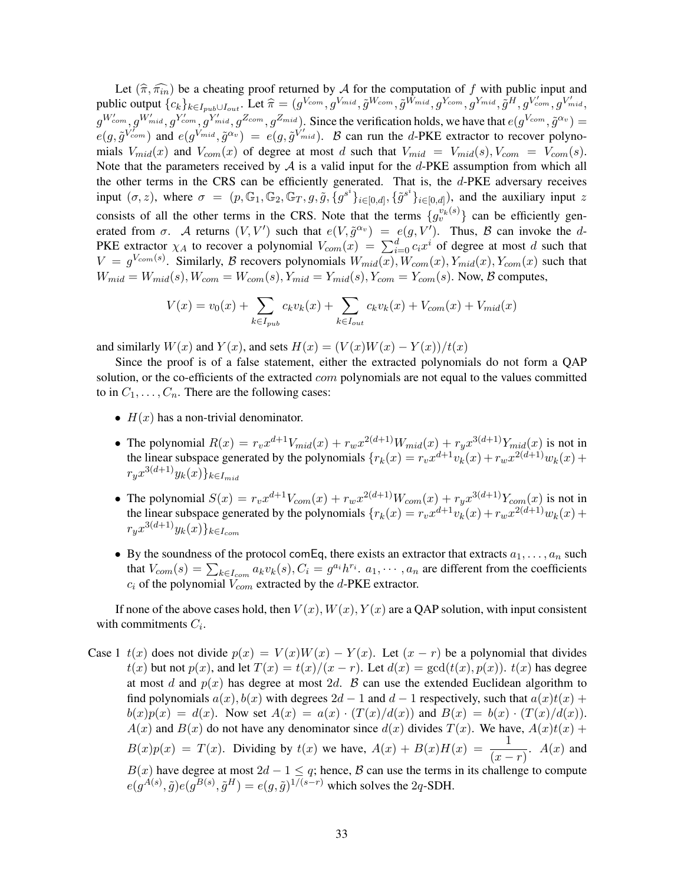Let $(\widehat{\pi}, \widehat{\pi_{in}})$ be a cheating proof returned by $\mathcal{A}$ for the computation of $f$ with public input and public output $\{c_k\}_{k \in I_{pub} \cup I_{out}}$. Let $\widehat{\pi} = (g^{V_{com}}, g^{V_{mid}}, \tilde{g}^{W_{com}}, \tilde{g}^{W_{mid}}, g^{Y_{com}}, g^{Y_{mid}}, \tilde{g}^{H}, g^{V'_{com}}, g^{V'_{mid}}, g^{W'_{com}}, g^{W'_{mid}}, g^{Y'_{com}}, g^{Y'_{mid}}, g^{Z_{com}}, g^{Z_{mid}})$. Since the verification holds, we have that $e(g^{V_{com}}, \tilde{g}^{\alpha_v}) = e(g, \tilde{g}^{V'_{com}})$ and $e(g^{V_{mid}}, \tilde{g}^{\alpha_v}) = e(g, \tilde{g}^{V'_{mid}})$. $\mathcal{B}$ can run the $d$-PKE extractor to recover polynomials $V_{mid}(x)$ and $V_{com}(x)$ of degree at most $d$ such that $V_{mid} = V_{mid}(s), V_{com} = V_{com}(s)$. Note that the parameters received by $\mathcal{A}$ is a valid input for the $d$-PKE assumption from which all the other terms in the CRS can be efficiently generated. That is, the $d$-PKE adversary receives input $(\sigma, z)$, where $\sigma = (p, \mathbb{G}_1, \mathbb{G}_2, \mathbb{G}_T, g, \tilde{g}, \{g^{s^i}\}_{i \in [0,d]}, \{\tilde{g}^{s^i}\}_{i \in [0,d]})$, and the auxiliary input $z$ consists of all the other terms in the CRS. Note that the terms $\{g_v^{v_k(s)}\}$ can be efficiently generated from $\sigma$. $\mathcal{A}$ returns $(V, V')$ such that $e(V, \tilde{g}^{\alpha_v}) = e(g, V')$. Thus, $\mathcal{B}$ can invoke the $d$-PKE extractor $\chi_A$ to recover a polynomial $V_{com}(x) = \sum_{i=0}^{d} c_i x^i$ of degree at most $d$ such that $V = g^{V_{com}(s)}$. Similarly, $\mathcal{B}$ recovers polynomials $W_{mid}(x), W_{com}(x), Y_{mid}(x), Y_{com}(x)$ such that $W_{mid} = W_{mid}(s), W_{com} = W_{com}(s), Y_{mid} = Y_{mid}(s), Y_{com} = Y_{com}(s)$. Now, $\mathcal{B}$ computes,

$$V(x) = v_0(x) + \sum_{k \in I_{pub}} c_k v_k(x) + \sum_{k \in I_{out}} c_k v_k(x) + V_{com}(x) + V_{mid}(x)$$

and similarly $W(x)$ and $Y(x)$, and sets $H(x) = (V(x)W(x) - Y(x))/t(x)$

Since the proof is of a false statement, either the extracted polynomials do not form a QAP solution, or the co-efficients of the extracted $com$ polynomials are not equal to the values committed to in $C_1, \ldots, C_n$. There are the following cases:

- $H(x)$ has a non-trivial denominator.
- The polynomial $R(x) = r_v x^{d+1} V_{mid}(x) + r_w x^{2(d+1)} W_{mid}(x) + r_y x^{3(d+1)} Y_{mid}(x)$ is not in the linear subspace generated by the polynomials $\{r_k(x) = r_v x^{d+1} v_k(x) + r_w x^{2(d+1)} w_k(x) + r_y x^{3(d+1)} y_k(x)\}_{k \in I_{mid}}$
- The polynomial $S(x) = r_v x^{d+1} V_{com}(x) + r_w x^{2(d+1)} W_{com}(x) + r_y x^{3(d+1)} Y_{com}(x)$ is not in the linear subspace generated by the polynomials $\{r_k(x) = r_v x^{d+1} v_k(x) + r_w x^{2(d+1)} w_k(x) + r_y x^{3(d+1)} y_k(x)\}_{k \in I_{com}}$
- By the soundness of the protocol comEq, there exists an extractor that extracts $a_1, \ldots, a_n$ such that $V_{com}(s) = \sum_{k \in I_{com}} a_k v_k(s), C_i = g^{a_i} h^{r_i}$. $a_1, \cdots, a_n$ are different from the coefficients $c_i$ of the polynomial $V_{com}$ extracted by the $d$-PKE extractor.

If none of the above cases hold, then $V(x), W(x), Y(x)$ are a QAP solution, with input consistent with commitments $C_i$.

Case 1 $t(x)$ does not divide $p(x) = V(x)W(x) - Y(x)$. Let $(x - r)$ be a polynomial that divides $t(x)$ but not $p(x)$, and let $T(x) = t(x)/(x - r)$. Let $d(x) = \gcd(t(x), p(x))$. $t(x)$ has degree at most $d$ and $p(x)$ has degree at most $2d$. $\mathcal{B}$ can use the extended Euclidean algorithm to find polynomials $a(x), b(x)$ with degrees $2d - 1$ and $d - 1$ respectively, such that $a(x)t(x) + b(x)p(x) = d(x)$. Now set $A(x) = a(x) \cdot (T(x)/d(x))$ and $B(x) = b(x) \cdot (T(x)/d(x))$. $A(x)$ and $B(x)$ do not have any denominator since $d(x)$ divides $T(x)$. We have, $A(x)t(x) + B(x)p(x) = T(x)$. Dividing by $t(x)$ we have, $A(x) + B(x)H(x) = \dfrac{1}{(x - r)}$. $A(x)$ and $B(x)$ have degree at most $2d - 1 \le q$; hence, $\mathcal{B}$ can use the terms in its challenge to compute $e(g^{A(s)}, \tilde{g})e(g^{B(s)}, \tilde{g}^{H}) = e(g, \tilde{g})^{1/(s-r)}$ which solves the $2q$-SDH.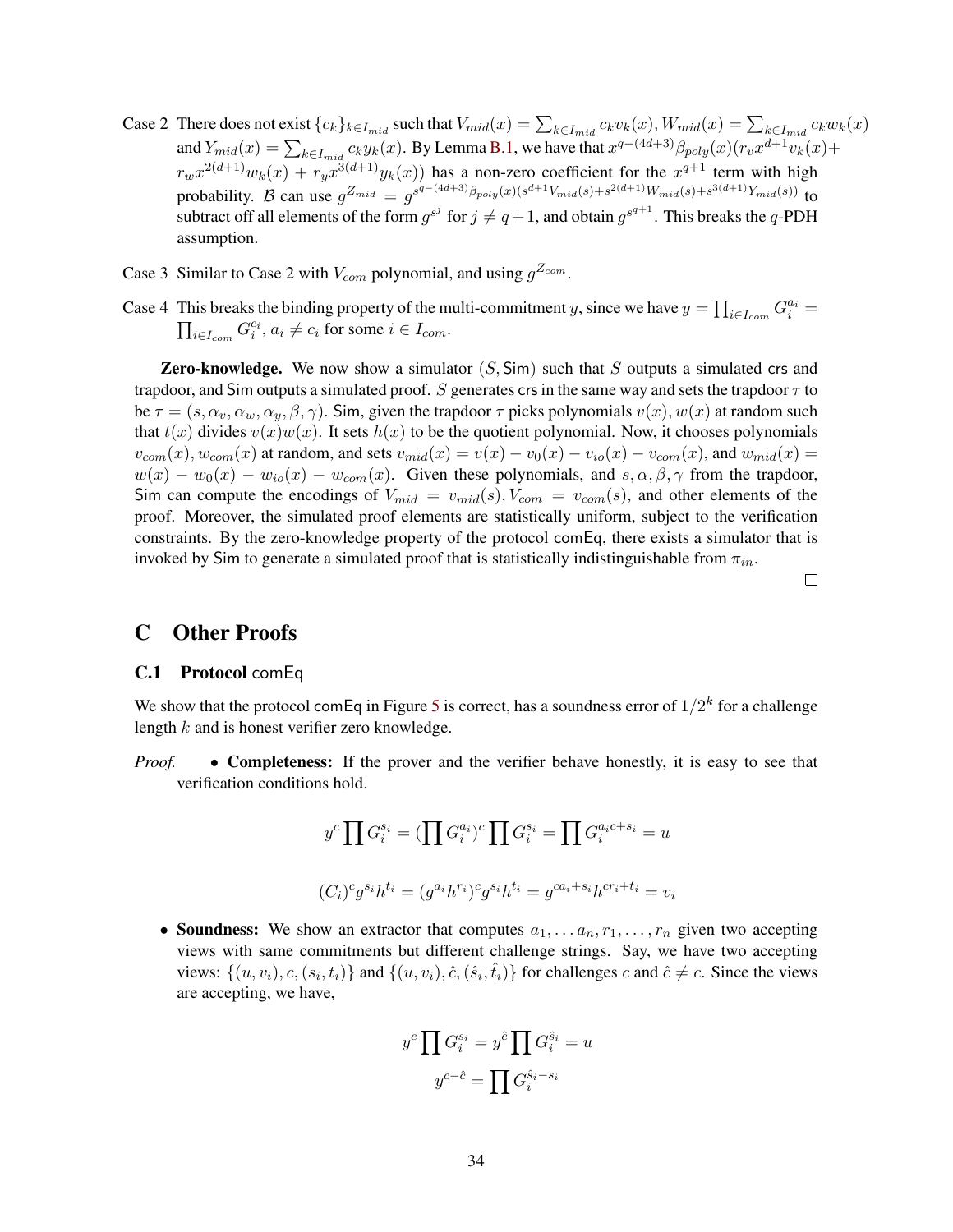Case 2 There does not exist $\{c_k\}_{k \in I_{mid}}$ such that $V_{mid}(x) = \sum_{k \in I_{mid}} c_k v_k(x)$, $W_{mid}(x) = \sum_{k \in I_{mid}} c_k w_k(x)$ and $Y_{mid}(x) = \sum_{k \in I_{mid}} c_k y_k(x)$. By Lemma B.1, we have that $x^{q-(4d+3)}\beta_{poly}(x)(r_v x^{d+1} v_k(x) + r_w x^{2(d+1)} w_k(x) + r_y x^{3(d+1)} y_k(x))$ has a non-zero coefficient for the $x^{q+1}$ term with high probability. $\mathcal{B}$ can use $g^{Z_{mid}} = g^{s^{q-(4d+3)}\beta_{poly}(x)(s^{d+1}V_{mid}(s)+s^{2(d+1)}W_{mid}(s)+s^{3(d+1)}Y_{mid}(s))}$ to subtract off all elements of the form $g^{s^j}$ for $j \neq q+1$, and obtain $g^{s^{q+1}}$. This breaks the $q$-PDH assumption.

Case 3 Similar to Case 2 with $V_{com}$ polynomial, and using $g^{Z_{com}}$.

Case 4 This breaks the binding property of the multi-commitment $y$, since we have $y = \prod_{i \in I_{com}} G_i^{a_i} = \prod_{i \in I_{com}} G_i^{c_i}$, $a_i \neq c_i$ for some $i \in I_{com}$.

**Zero-knowledge.** We now show a simulator $(S, \mathsf{Sim})$ such that $S$ outputs a simulated crs and trapdoor, and Sim outputs a simulated proof. $S$ generates crs in the same way and sets the trapdoor $\tau$ to be $\tau = (s, \alpha_v, \alpha_w, \alpha_y, \beta, \gamma)$. Sim, given the trapdoor $\tau$ picks polynomials $v(x), w(x)$ at random such that $t(x)$ divides $v(x)w(x)$. It sets $h(x)$ to be the quotient polynomial. Now, it chooses polynomials $v_{com}(x), w_{com}(x)$ at random, and sets $v_{mid}(x) = v(x) - v_0(x) - v_{io}(x) - v_{com}(x)$, and $w_{mid}(x) = w(x) - w_0(x) - w_{io}(x) - w_{com}(x)$. Given these polynomials, and $s, \alpha, \beta, \gamma$ from the trapdoor, Sim can compute the encodings of $V_{mid} = v_{mid}(s), V_{com} = v_{com}(s)$, and other elements of the proof. Moreover, the simulated proof elements are statistically uniform, subject to the verification constraints. By the zero-knowledge property of the protocol comEq, there exists a simulator that is invoked by Sim to generate a simulated proof that is statistically indistinguishable from $\pi_{in}$.

□

# C Other Proofs

## C.1 Protocol comEq

We show that the protocol comEq in Figure 5 is correct, has a soundness error of $1/2^k$ for a challenge length $k$ and is honest verifier zero knowledge.

*Proof.*

- **Completeness:** If the prover and the verifier behave honestly, it is easy to see that verification conditions hold.

$$y^c \prod G_i^{s_i} = (\prod G_i^{a_i})^c \prod G_i^{s_i} = \prod G_i^{a_i c + s_i} = u$$

$$(C_i)^c g^{s_i} h^{t_i} = (g^{a_i} h^{r_i})^c g^{s_i} h^{t_i} = g^{ca_i + s_i} h^{cr_i + t_i} = v_i$$

- **Soundness:** We show an extractor that computes $a_1, \ldots a_n, r_1, \ldots, r_n$ given two accepting views with same commitments but different challenge strings. Say, we have two accepting views: $\{(u, v_i), c, (s_i, t_i)\}$ and $\{(u, v_i), \hat{c}, (\hat{s}_i, \hat{t}_i)\}$ for challenges $c$ and $\hat{c} \neq c$. Since the views are accepting, we have,

$$y^c \prod G_i^{s_i} = y^{\hat{c}} \prod G_i^{\hat{s}_i} = u$$
$$y^{c-\hat{c}} = \prod G_i^{\hat{s}_i - s_i}$$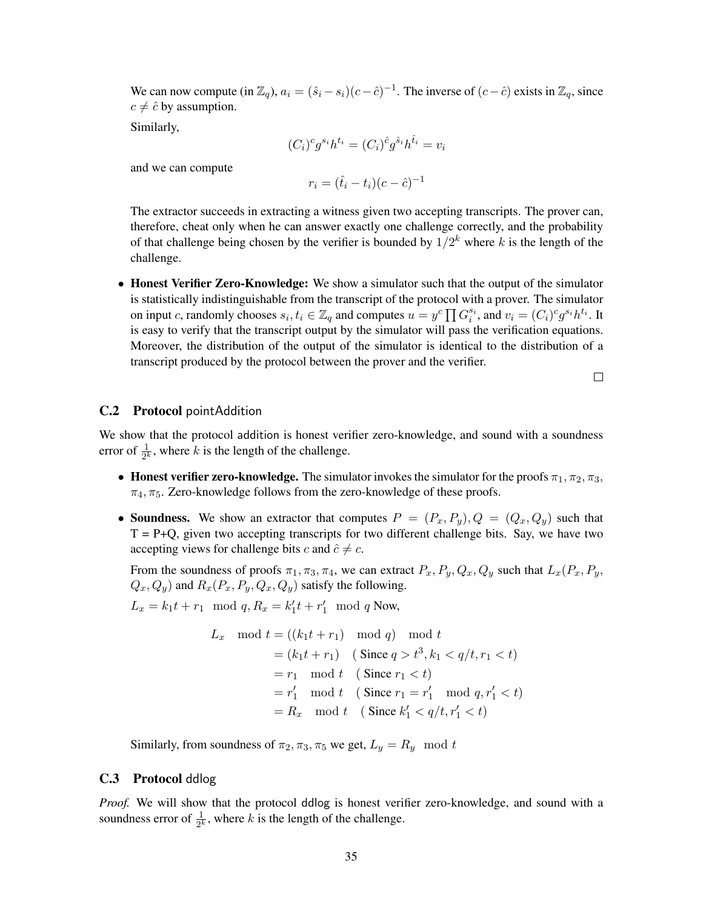We can now compute (in $\mathbb{Z}_q$), $a_i = (\hat{s}_i - s_i)(c - \hat{c})^{-1}$. The inverse of $(c - \hat{c})$ exists in $\mathbb{Z}_q$, since $c \neq \hat{c}$ by assumption.

Similarly,

$$(C_i)^c g^{s_i} h^{t_i} = (C_i)^{\hat{c}} g^{\hat{s}_i} h^{\hat{t}_i} = v_i$$

and we can compute

$$r_i = (\hat{t}_i - t_i)(c - \hat{c})^{-1}$$

The extractor succeeds in extracting a witness given two accepting transcripts. The prover can, therefore, cheat only when he can answer exactly one challenge correctly, and the probability of that challenge being chosen by the verifier is bounded by $1/2^k$ where $k$ is the length of the challenge.

- **Honest Verifier Zero-Knowledge:** We show a simulator such that the output of the simulator is statistically indistinguishable from the transcript of the protocol with a prover. The simulator on input $c$, randomly chooses $s_i, t_i \in \mathbb{Z}_q$ and computes $u = y^c \prod G_i^{s_i}$, and $v_i = (C_i)^c g^{s_i} h^{t_i}$. It is easy to verify that the transcript output by the simulator will pass the verification equations. Moreover, the distribution of the output of the simulator is identical to the distribution of a transcript produced by the protocol between the prover and the verifier.

□

### C.2 Protocol pointAddition

We show that the protocol addition is honest verifier zero-knowledge, and sound with a soundness error of $\frac{1}{2^k}$, where $k$ is the length of the challenge.

- **Honest verifier zero-knowledge.** The simulator invokes the simulator for the proofs $\pi_1, \pi_2, \pi_3, \pi_4, \pi_5$. Zero-knowledge follows from the zero-knowledge of these proofs.
- **Soundness.** We show an extractor that computes $P = (P_x, P_y), Q = (Q_x, Q_y)$ such that T = P+Q, given two accepting transcripts for two different challenge bits. Say, we have two accepting views for challenge bits $c$ and $\hat{c} \neq c$.

  From the soundness of proofs $\pi_1, \pi_3, \pi_4$, we can extract $P_x, P_y, Q_x, Q_y$ such that $L_x(P_x, P_y, Q_x, Q_y)$ and $R_x(P_x, P_y, Q_x, Q_y)$ satisfy the following.

  $L_x = k_1 t + r_1 \mod q, R_x = k_1' t + r_1' \mod q$ Now,

$$\begin{aligned}
L_x \mod t &= ((k_1 t + r_1) \mod q) \mod t \\
&= (k_1 t + r_1) \quad (\text{ Since } q > t^3, k_1 < q/t, r_1 < t) \\
&= r_1 \mod t \quad (\text{ Since } r_1 < t) \\
&= r_1' \mod t \quad (\text{ Since } r_1 = r_1' \mod q, r_1' < t) \\
&= R_x \mod t \quad (\text{ Since } k_1' < q/t, r_1' < t)
\end{aligned}$$

  Similarly, from soundness of $\pi_2, \pi_3, \pi_5$ we get, $L_y = R_y \mod t$

### C.3 Protocol ddlog

*Proof.* We will show that the protocol ddlog is honest verifier zero-knowledge, and sound with a soundness error of $\frac{1}{2^k}$, where $k$ is the length of the challenge.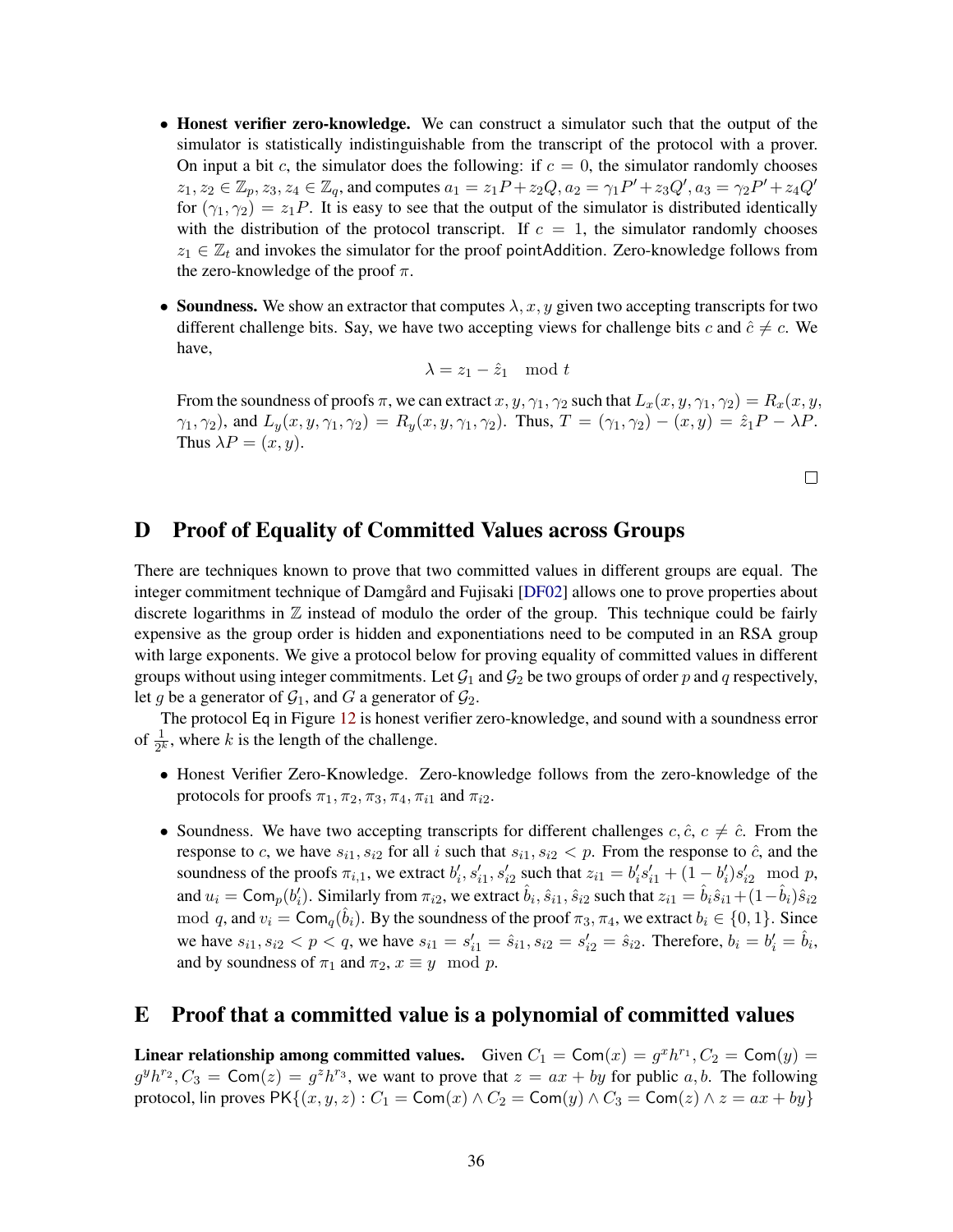- **Honest verifier zero-knowledge.** We can construct a simulator such that the output of the simulator is statistically indistinguishable from the transcript of the protocol with a prover. On input a bit $c$, the simulator does the following: if $c = 0$, the simulator randomly chooses $z_1, z_2 \in \mathbb{Z}_p, z_3, z_4 \in \mathbb{Z}_q$, and computes $a_1 = z_1 P + z_2 Q, a_2 = \gamma_1 P' + z_3 Q', a_3 = \gamma_2 P' + z_4 Q'$ for $(\gamma_1, \gamma_2) = z_1 P$. It is easy to see that the output of the simulator is distributed identically with the distribution of the protocol transcript. If $c = 1$, the simulator randomly chooses $z_1 \in \mathbb{Z}_t$ and invokes the simulator for the proof pointAddition. Zero-knowledge follows from the zero-knowledge of the proof $\pi$.

- **Soundness.** We show an extractor that computes $\lambda, x, y$ given two accepting transcripts for two different challenge bits. Say, we have two accepting views for challenge bits $c$ and $\hat{c} \neq c$. We have,

$$\lambda = z_1 - \hat{z}_1 \mod t$$

From the soundness of proofs $\pi$, we can extract $x, y, \gamma_1, \gamma_2$ such that $L_x(x, y, \gamma_1, \gamma_2) = R_x(x, y, \gamma_1, \gamma_2)$, and $L_y(x, y, \gamma_1, \gamma_2) = R_y(x, y, \gamma_1, \gamma_2)$. Thus, $T = (\gamma_1, \gamma_2) - (x, y) = \hat{z}_1 P - \lambda P$. Thus $\lambda P = (x, y)$.

□

# D Proof of Equality of Committed Values across Groups

There are techniques known to prove that two committed values in different groups are equal. The integer commitment technique of Damgård and Fujisaki [DF02] allows one to prove properties about discrete logarithms in $\mathbb{Z}$ instead of modulo the order of the group. This technique could be fairly expensive as the group order is hidden and exponentiations need to be computed in an RSA group with large exponents. We give a protocol below for proving equality of committed values in different groups without using integer commitments. Let $\mathcal{G}_1$ and $\mathcal{G}_2$ be two groups of order $p$ and $q$ respectively, let $g$ be a generator of $\mathcal{G}_1$, and $G$ a generator of $\mathcal{G}_2$.

The protocol Eq in Figure 12 is honest verifier zero-knowledge, and sound with a soundness error of $\frac{1}{2^k}$, where $k$ is the length of the challenge.

- Honest Verifier Zero-Knowledge. Zero-knowledge follows from the zero-knowledge of the protocols for proofs $\pi_1, \pi_2, \pi_3, \pi_4, \pi_{i1}$ and $\pi_{i2}$.

- Soundness. We have two accepting transcripts for different challenges $c, \hat{c}$, $c \neq \hat{c}$. From the response to $c$, we have $s_{i1}, s_{i2}$ for all $i$ such that $s_{i1}, s_{i2} < p$. From the response to $\hat{c}$, and the soundness of the proofs $\pi_{i,1}$, we extract $b'_i, s'_{i1}, s'_{i2}$ such that $z_{i1} = b'_i s'_{i1} + (1 - b'_i) s'_{i2} \mod p$, and $u_i = \mathsf{Com}_p(b'_i)$. Similarly from $\pi_{i2}$, we extract $\hat{b}_i, \hat{s}_{i1}, \hat{s}_{i2}$ such that $z_{i1} = \hat{b}_i \hat{s}_{i1} + (1 - \hat{b}_i) \hat{s}_{i2} \mod q$, and $v_i = \mathsf{Com}_q(\hat{b}_i)$. By the soundness of the proof $\pi_3, \pi_4$, we extract $b_i \in \{0, 1\}$. Since we have $s_{i1}, s_{i2} < p < q$, we have $s_{i1} = s'_{i1} = \hat{s}_{i1}, s_{i2} = s'_{i2} = \hat{s}_{i2}$. Therefore, $b_i = b'_i = \hat{b}_i$, and by soundness of $\pi_1$ and $\pi_2$, $x \equiv y \mod p$.

# E Proof that a committed value is a polynomial of committed values

**Linear relationship among committed values.** Given $C_1 = \mathsf{Com}(x) = g^x h^{r_1}, C_2 = \mathsf{Com}(y) = g^y h^{r_2}, C_3 = \mathsf{Com}(z) = g^z h^{r_3}$, we want to prove that $z = ax + by$ for public $a, b$. The following protocol, lin proves $\mathsf{PK}\{(x, y, z) : C_1 = \mathsf{Com}(x) \wedge C_2 = \mathsf{Com}(y) \wedge C_3 = \mathsf{Com}(z) \wedge z = ax + by\}$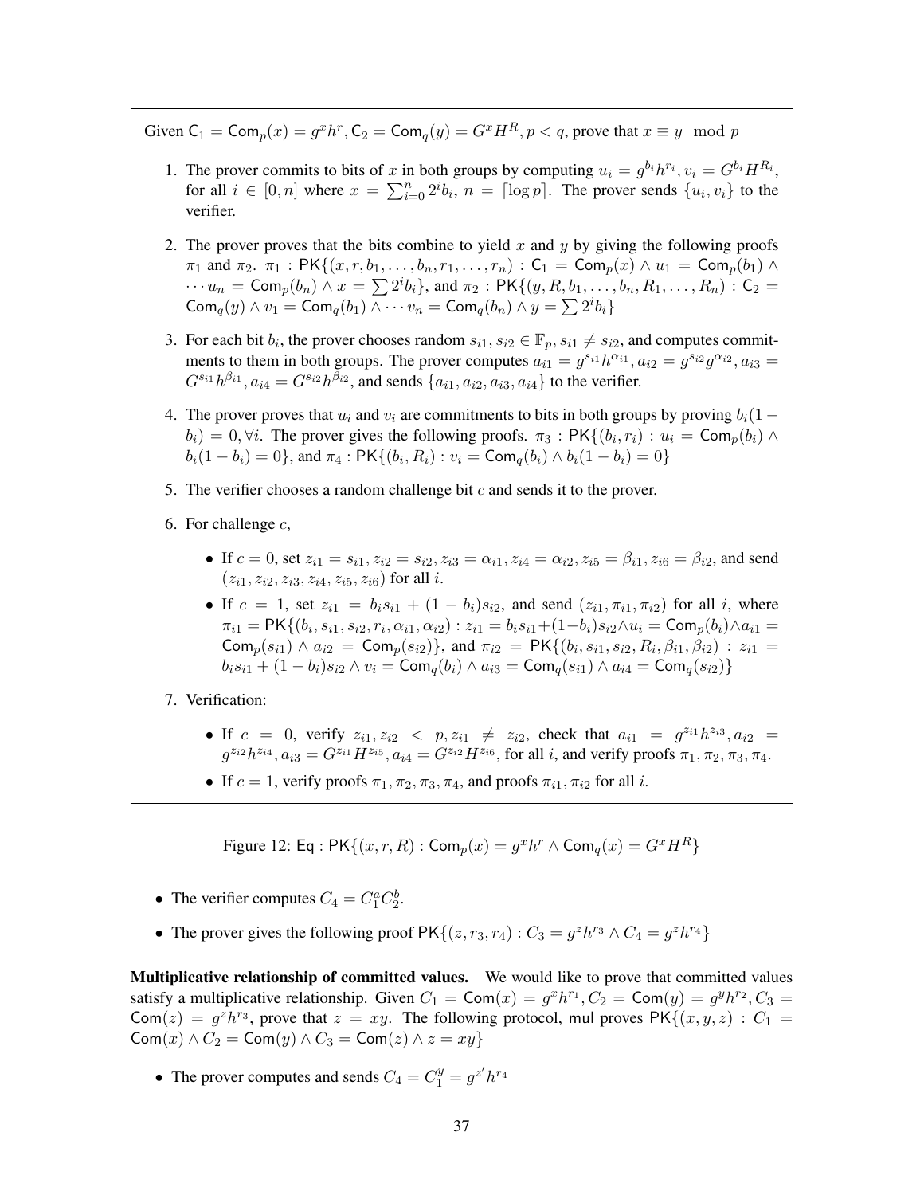Given $\mathsf{C}_1 = \mathsf{Com}_p(x) = g^x h^r, \mathsf{C}_2 = \mathsf{Com}_q(y) = G^x H^R, p < q$, prove that $x \equiv y \mod p$

1. The prover commits to bits of $x$ in both groups by computing $u_i = g^{b_i} h^{r_i}, v_i = G^{b_i} H^{R_i}$, for all $i \in [0, n]$ where $x = \sum_{i=0}^{n} 2^i b_i$, $n = \lceil \log p \rceil$. The prover sends $\{u_i, v_i\}$ to the verifier.

2. The prover proves that the bits combine to yield $x$ and $y$ by giving the following proofs $\pi_1$ and $\pi_2$. $\pi_1$ : $\mathsf{PK}\{(x, r, b_1, \ldots, b_n, r_1, \ldots, r_n) : \mathsf{C}_1 = \mathsf{Com}_p(x) \wedge u_1 = \mathsf{Com}_p(b_1) \wedge \cdots u_n = \mathsf{Com}_p(b_n) \wedge x = \sum 2^i b_i\}$, and $\pi_2$ : $\mathsf{PK}\{(y, R, b_1, \ldots, b_n, R_1, \ldots, R_n) : \mathsf{C}_2 = \mathsf{Com}_q(y) \wedge v_1 = \mathsf{Com}_q(b_1) \wedge \cdots v_n = \mathsf{Com}_q(b_n) \wedge y = \sum 2^i b_i\}$

3. For each bit $b_i$, the prover chooses random $s_{i1}, s_{i2} \in \mathbb{F}_p, s_{i1} \neq s_{i2}$, and computes commitments to them in both groups. The prover computes $a_{i1} = g^{s_{i1}} h^{\alpha_{i1}}, a_{i2} = g^{s_{i2}} g^{\alpha_{i2}}, a_{i3} = G^{s_{i1}} h^{\beta_{i1}}, a_{i4} = G^{s_{i2}} h^{\beta_{i2}}$, and sends $\{a_{i1}, a_{i2}, a_{i3}, a_{i4}\}$ to the verifier.

4. The prover proves that $u_i$ and $v_i$ are commitments to bits in both groups by proving $b_i(1 - b_i) = 0, \forall i$. The prover gives the following proofs. $\pi_3$ : $\mathsf{PK}\{(b_i, r_i) : u_i = \mathsf{Com}_p(b_i) \wedge b_i(1 - b_i) = 0\}$, and $\pi_4$ : $\mathsf{PK}\{(b_i, R_i) : v_i = \mathsf{Com}_q(b_i) \wedge b_i(1 - b_i) = 0\}$

5. The verifier chooses a random challenge bit $c$ and sends it to the prover.

6. For challenge $c$,
   - If $c = 0$, set $z_{i1} = s_{i1}, z_{i2} = s_{i2}, z_{i3} = \alpha_{i1}, z_{i4} = \alpha_{i2}, z_{i5} = \beta_{i1}, z_{i6} = \beta_{i2}$, and send $(z_{i1}, z_{i2}, z_{i3}, z_{i4}, z_{i5}, z_{i6})$ for all $i$.
   - If $c = 1$, set $z_{i1} = b_i s_{i1} + (1 - b_i) s_{i2}$, and send $(z_{i1}, \pi_{i1}, \pi_{i2})$ for all $i$, where $\pi_{i1} = \mathsf{PK}\{(b_i, s_{i1}, s_{i2}, r_i, \alpha_{i1}, \alpha_{i2}) : z_{i1} = b_i s_{i1} + (1 - b_i) s_{i2} \wedge u_i = \mathsf{Com}_p(b_i) \wedge a_{i1} = \mathsf{Com}_p(s_{i1}) \wedge a_{i2} = \mathsf{Com}_p(s_{i2})\}$, and $\pi_{i2} = \mathsf{PK}\{(b_i, s_{i1}, s_{i2}, R_i, \beta_{i1}, \beta_{i2}) : z_{i1} = b_i s_{i1} + (1 - b_i) s_{i2} \wedge v_i = \mathsf{Com}_q(b_i) \wedge a_{i3} = \mathsf{Com}_q(s_{i1}) \wedge a_{i4} = \mathsf{Com}_q(s_{i2})\}$

7. Verification:
   - If $c = 0$, verify $z_{i1}, z_{i2} < p, z_{i1} \neq z_{i2}$, check that $a_{i1} = g^{z_{i1}} h^{z_{i3}}, a_{i2} = g^{z_{i2}} h^{z_{i4}}, a_{i3} = G^{z_{i1}} H^{z_{i5}}, a_{i4} = G^{z_{i2}} H^{z_{i6}}$, for all $i$, and verify proofs $\pi_1, \pi_2, \pi_3, \pi_4$.
   - If $c = 1$, verify proofs $\pi_1, \pi_2, \pi_3, \pi_4$, and proofs $\pi_{i1}, \pi_{i2}$ for all $i$.

Figure 12: $\mathsf{Eq}$ : $\mathsf{PK}\{(x, r, R) : \mathsf{Com}_p(x) = g^x h^r \wedge \mathsf{Com}_q(x) = G^x H^R\}$

- The verifier computes $C_4 = C_1^a C_2^b$.
- The prover gives the following proof $\mathsf{PK}\{(z, r_3, r_4) : C_3 = g^z h^{r_3} \wedge C_4 = g^z h^{r_4}\}$

**Multiplicative relationship of committed values.** We would like to prove that committed values satisfy a multiplicative relationship. Given $C_1 = \mathsf{Com}(x) = g^x h^{r_1}, C_2 = \mathsf{Com}(y) = g^y h^{r_2}, C_3 = \mathsf{Com}(z) = g^z h^{r_3}$, prove that $z = xy$. The following protocol, $\mathsf{mul}$ proves $\mathsf{PK}\{(x, y, z) : C_1 = \mathsf{Com}(x) \wedge C_2 = \mathsf{Com}(y) \wedge C_3 = \mathsf{Com}(z) \wedge z = xy\}$

- The prover computes and sends $C_4 = C_1^y = g^{z'} h^{r_4}$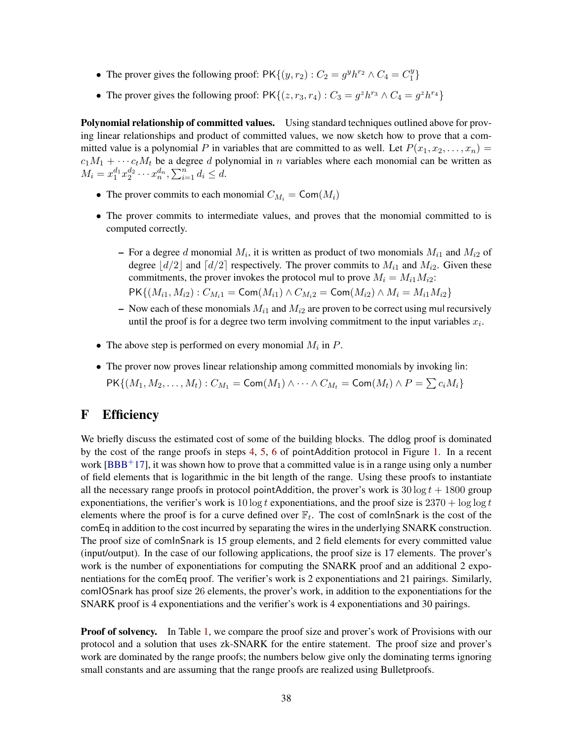- The prover gives the following proof: $\mathsf{PK}\{(y, r_2) : C_2 = g^y h^{r_2} \wedge C_4 = C_1^y\}$
- The prover gives the following proof: $\mathsf{PK}\{(z, r_3, r_4) : C_3 = g^z h^{r_3} \wedge C_4 = g^z h^{r_4}\}$

**Polynomial relationship of committed values.** Using standard techniques outlined above for proving linear relationships and product of committed values, we now sketch how to prove that a committed value is a polynomial $P$ in variables that are committed to as well. Let $P(x_1, x_2, \ldots, x_n) = c_1 M_1 + \cdots c_t M_t$ be a degree $d$ polynomial in $n$ variables where each monomial can be written as $M_i = x_1^{d_1} x_2^{d_2} \cdots x_n^{d_n}, \sum_{i=1}^{n} d_i \leq d$.

- The prover commits to each monomial $C_{M_i} = \mathsf{Com}(M_i)$
- The prover commits to intermediate values, and proves that the monomial committed to is computed correctly.
  - For a degree $d$ monomial $M_i$, it is written as product of two monomials $M_{i1}$ and $M_{i2}$ of degree $\lfloor d/2 \rfloor$ and $\lceil d/2 \rceil$ respectively. The prover commits to $M_{i1}$ and $M_{i2}$. Given these commitments, the prover invokes the protocol mul to prove $M_i = M_{i1} M_{i2}$:
    $\mathsf{PK}\{(M_{i1}, M_{i2}) : C_{M_i1} = \mathsf{Com}(M_{i1}) \wedge C_{M_i2} = \mathsf{Com}(M_{i2}) \wedge M_i = M_{i1} M_{i2}\}$
  - Now each of these monomials $M_{i1}$ and $M_{i2}$ are proven to be correct using mul recursively until the proof is for a degree two term involving commitment to the input variables $x_i$.
- The above step is performed on every monomial $M_i$ in $P$.
- The prover now proves linear relationship among committed monomials by invoking lin:
  $\mathsf{PK}\{(M_1, M_2, \ldots, M_t) : C_{M_1} = \mathsf{Com}(M_1) \wedge \cdots \wedge C_{M_t} = \mathsf{Com}(M_t) \wedge P = \sum c_i M_i\}$

# F Efficiency

We briefly discuss the estimated cost of some of the building blocks. The ddlog proof is dominated by the cost of the range proofs in steps 4, 5, 6 of pointAddition protocol in Figure 1. In a recent work [BBB+17], it was shown how to prove that a committed value is in a range using only a number of field elements that is logarithmic in the bit length of the range. Using these proofs to instantiate all the necessary range proofs in protocol pointAddition, the prover's work is $30 \log t + 1800$ group exponentiations, the verifier's work is $10 \log t$ exponentiations, and the proof size is $2370 + \log \log t$ elements where the proof is for a curve defined over $\mathbb{F}_t$. The cost of comInSnark is the cost of the comEq in addition to the cost incurred by separating the wires in the underlying SNARK construction. The proof size of comInSnark is 15 group elements, and 2 field elements for every committed value (input/output). In the case of our following applications, the proof size is 17 elements. The prover's work is the number of exponentiations for computing the SNARK proof and an additional 2 exponentiations for the comEq proof. The verifier's work is 2 exponentiations and 21 pairings. Similarly, comIOSnark has proof size 26 elements, the prover's work, in addition to the exponentiations for the SNARK proof is 4 exponentiations and the verifier's work is 4 exponentiations and 30 pairings.

**Proof of solvency.** In Table 1, we compare the proof size and prover's work of Provisions with our protocol and a solution that uses zk-SNARK for the entire statement. The proof size and prover's work are dominated by the range proofs; the numbers below give only the dominating terms ignoring small constants and are assuming that the range proofs are realized using Bulletproofs.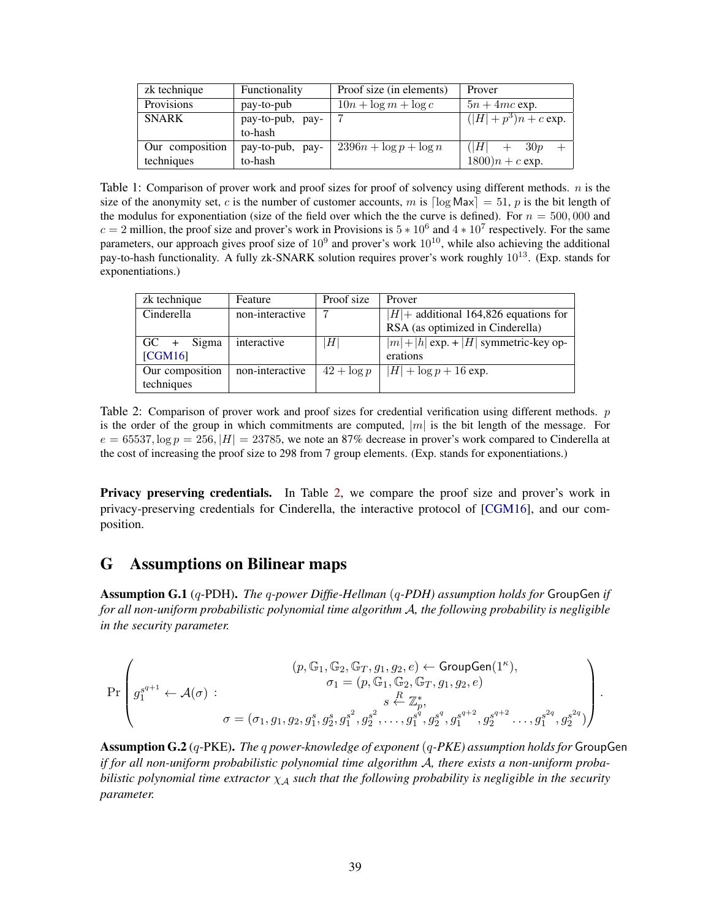| zk technique | Functionality | Proof size (in elements) | Prover |
|---|---|---|---|
| Provisions | pay-to-pub | $10n + \log m + \log c$ | $5n + 4mc$ exp. |
| SNARK | pay-to-pub, pay-to-hash | 7 | $(\vert H\vert + p^3)n + c$ exp. |
| Our composition techniques | pay-to-pub, pay-to-hash | $2396n + \log p + \log n$ | $(\vert H\vert + 30p + 1800)n + c$ exp. |

Table 1: Comparison of prover work and proof sizes for proof of solvency using different methods. $n$ is the size of the anonymity set, $c$ is the number of customer accounts, $m$ is $\lceil \log \mathsf{Max} \rceil = 51$, $p$ is the bit length of the modulus for exponentiation (size of the field over which the the curve is defined). For $n = 500,000$ and $c = 2$ million, the proof size and prover's work in Provisions is $5 * 10^6$ and $4 * 10^7$ respectively. For the same parameters, our approach gives proof size of $10^9$ and prover's work $10^{10}$, while also achieving the additional pay-to-hash functionality. A fully zk-SNARK solution requires prover's work roughly $10^{13}$. (Exp. stands for exponentiations.)

| zk technique | Feature | Proof size | Prover |
|---|---|---|---|
| Cinderella | non-interactive | 7 | $\vert H\vert +$ additional 164,826 equations for RSA (as optimized in Cinderella) |
| GC + Sigma [CGM16] | interactive | $\vert H\vert$ | $\vert m\vert + \vert h\vert$ exp. + $\vert H\vert$ symmetric-key operations |
| Our composition techniques | non-interactive | $42 + \log p$ | $\vert H\vert + \log p + 16$ exp. |

Table 2: Comparison of prover work and proof sizes for credential verification using different methods. $p$ is the order of the group in which commitments are computed, $|m|$ is the bit length of the message. For $e = 65537, \log p = 256, |H| = 23785$, we note an 87% decrease in prover's work compared to Cinderella at the cost of increasing the proof size to 298 from 7 group elements. (Exp. stands for exponentiations.)

**Privacy preserving credentials.** In Table 2, we compare the proof size and prover's work in privacy-preserving credentials for Cinderella, the interactive protocol of [CGM16], and our composition.

# G Assumptions on Bilinear maps

**Assumption G.1** ($q$-PDH). *The $q$-power Diffie-Hellman ($q$-PDH) assumption holds for* $\mathsf{GroupGen}$ *if for all non-uniform probabilistic polynomial time algorithm $\mathcal{A}$, the following probability is negligible in the security parameter.*

$$\Pr\left( g_1^{s^{q+1}} \leftarrow \mathcal{A}(\sigma) \; : \; \begin{array}{c} (p, \mathbb{G}_1, \mathbb{G}_2, \mathbb{G}_T, g_1, g_2, e) \leftarrow \mathsf{GroupGen}(1^\kappa), \\ \sigma_1 = (p, \mathbb{G}_1, \mathbb{G}_2, \mathbb{G}_T, g_1, g_2, e) \\ s \xleftarrow{R} \mathbb{Z}_p^*, \\ \sigma = (\sigma_1, g_1, g_2, g_1^s, g_2^s, g_1^{s^2}, g_2^{s^2}, \ldots, g_1^{s^q}, g_2^{s^q}, g_1^{s^{q+2}}, g_2^{s^{q+2}} \ldots, g_1^{s^{2q}}, g_2^{s^{2q}}) \end{array} \right).$$

**Assumption G.2** ($q$-PKE). *The $q$ power-knowledge of exponent ($q$-PKE) assumption holds for* $\mathsf{GroupGen}$ *if for all non-uniform probabilistic polynomial time algorithm $\mathcal{A}$, there exists a non-uniform probabilistic polynomial time extractor $\chi_{\mathcal{A}}$ such that the following probability is negligible in the security parameter.*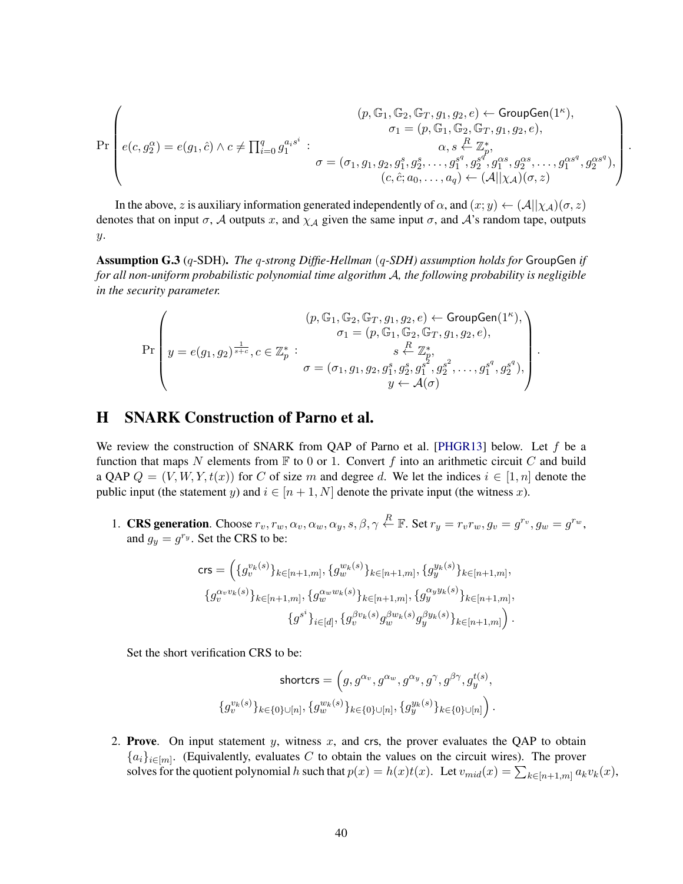$$\Pr\left( e(c, g_2^{\alpha}) = e(g_1, \hat{c}) \wedge c \neq \prod_{i=0}^{q} g_1^{a_i s^i} \ : \begin{array}{c} (p, \mathbb{G}_1, \mathbb{G}_2, \mathbb{G}_T, g_1, g_2, e) \leftarrow \mathsf{GroupGen}(1^{\kappa}), \\ \sigma_1 = (p, \mathbb{G}_1, \mathbb{G}_2, \mathbb{G}_T, g_1, g_2, e), \\ \alpha, s \xleftarrow{R} \mathbb{Z}_p^*, \\ \sigma = (\sigma_1, g_1, g_2, g_1^s, g_2^s, \ldots, g_1^{s^q}, g_2^{s^q}, g_1^{\alpha s}, g_2^{\alpha s}, \ldots, g_1^{\alpha s^q}, g_2^{\alpha s^q}), \\ (c, \hat{c}; a_0, \ldots, a_q) \leftarrow (\mathcal{A} || \chi_{\mathcal{A}})(\sigma, z) \end{array} \right).$$

In the above, $z$ is auxiliary information generated independently of $\alpha$, and $(x; y) \leftarrow (\mathcal{A}||\chi_{\mathcal{A}})(\sigma, z)$ denotes that on input $\sigma$, $\mathcal{A}$ outputs $x$, and $\chi_{\mathcal{A}}$ given the same input $\sigma$, and $\mathcal{A}$'s random tape, outputs $y$.

**Assumption G.3** ($q$-SDH). *The $q$-strong Diffie-Hellman ($q$-SDH) assumption holds for* GroupGen *if for all non-uniform probabilistic polynomial time algorithm $\mathcal{A}$, the following probability is negligible in the security parameter.*

$$\Pr\left( y = e(g_1, g_2)^{\frac{1}{s+c}}, c \in \mathbb{Z}_p^* \ : \begin{array}{c} (p, \mathbb{G}_1, \mathbb{G}_2, \mathbb{G}_T, g_1, g_2, e) \leftarrow \mathsf{GroupGen}(1^{\kappa}), \\ \sigma_1 = (p, \mathbb{G}_1, \mathbb{G}_2, \mathbb{G}_T, g_1, g_2, e), \\ s \xleftarrow{R} \mathbb{Z}_p^*, \\ \sigma = (\sigma_1, g_1, g_2, g_1^s, g_2^s, g_1^{s^2}, g_2^{s^2}, \ldots, g_1^{s^q}, g_2^{s^q}), \\ y \leftarrow \mathcal{A}(\sigma) \end{array} \right).$$

# H SNARK Construction of Parno et al.

We review the construction of SNARK from QAP of Parno et al. [PHGR13] below. Let $f$ be a function that maps $N$ elements from $\mathbb{F}$ to 0 or 1. Convert $f$ into an arithmetic circuit $C$ and build a QAP $Q = (V, W, Y, t(x))$ for $C$ of size $m$ and degree $d$. We let the indices $i \in [1, n]$ denote the public input (the statement $y$) and $i \in [n+1, N]$ denote the private input (the witness $x$).

1. **CRS generation**. Choose $r_v, r_w, \alpha_v, \alpha_w, \alpha_y, s, \beta, \gamma \xleftarrow{R} \mathbb{F}$. Set $r_y = r_v r_w$, $g_v = g^{r_v}$, $g_w = g^{r_w}$, and $g_y = g^{r_y}$. Set the CRS to be:

$$\begin{aligned} \mathsf{crs} = \Big( &\{g_v^{v_k(s)}\}_{k \in [n+1,m]}, \{g_w^{w_k(s)}\}_{k \in [n+1,m]}, \{g_y^{y_k(s)}\}_{k \in [n+1,m]}, \\ &\{g_v^{\alpha_v v_k(s)}\}_{k \in [n+1,m]}, \{g_w^{\alpha_w w_k(s)}\}_{k \in [n+1,m]}, \{g_y^{\alpha_y y_k(s)}\}_{k \in [n+1,m]}, \\ &\{g^{s^i}\}_{i \in [d]}, \{g_v^{\beta v_k(s)} g_w^{\beta w_k(s)} g_y^{\beta y_k(s)}\}_{k \in [n+1,m]} \Big). \end{aligned}$$

   Set the short verification CRS to be:

$$\begin{aligned} \mathsf{shortcrs} = \Big( &g, g^{\alpha_v}, g^{\alpha_w}, g^{\alpha_y}, g^{\gamma}, g^{\beta\gamma}, g_y^{t(s)}, \\ &\{g_v^{v_k(s)}\}_{k \in \{0\} \cup [n]}, \{g_w^{w_k(s)}\}_{k \in \{0\} \cup [n]}, \{g_y^{y_k(s)}\}_{k \in \{0\} \cup [n]} \Big). \end{aligned}$$

2. **Prove**. On input statement $y$, witness $x$, and crs, the prover evaluates the QAP to obtain $\{a_i\}_{i \in [m]}$. (Equivalently, evaluates $C$ to obtain the values on the circuit wires). The prover solves for the quotient polynomial $h$ such that $p(x) = h(x)t(x)$. Let $v_{mid}(x) = \sum_{k \in [n+1,m]} a_k v_k(x)$,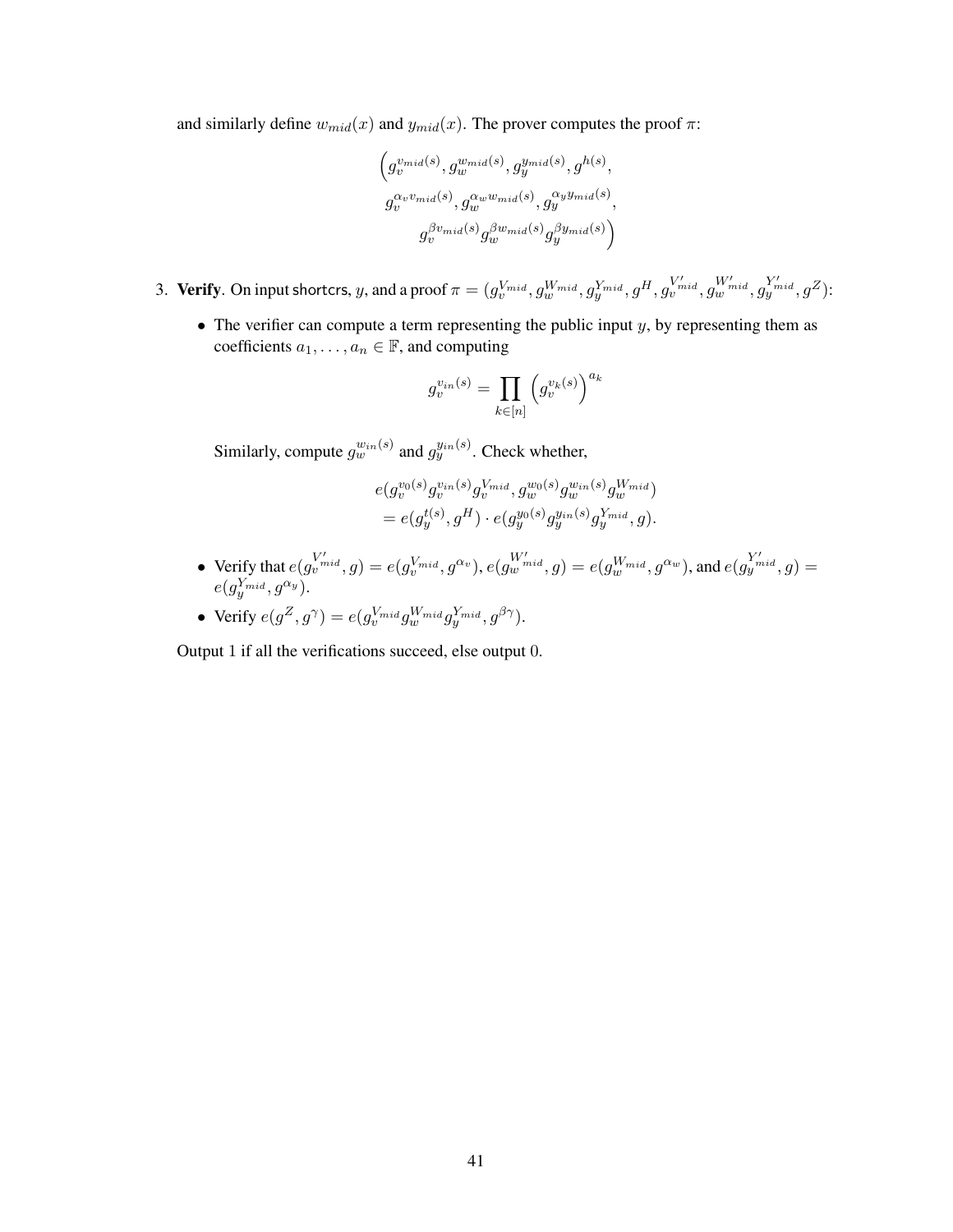and similarly define $w_{mid}(x)$ and $y_{mid}(x)$. The prover computes the proof $\pi$:

$$\Big(g_v^{v_{mid}(s)}, g_w^{w_{mid}(s)}, g_y^{y_{mid}(s)}, g^{h(s)},$$
$$g_v^{\alpha_v v_{mid}(s)}, g_w^{\alpha_w w_{mid}(s)}, g_y^{\alpha_y y_{mid}(s)},$$
$$g_v^{\beta v_{mid}(s)} g_w^{\beta w_{mid}(s)} g_y^{\beta y_{mid}(s)}\Big)$$

3. **Verify**. On input shortcrs, $y$, and a proof $\pi = (g_v^{V_{mid}}, g_w^{W_{mid}}, g_y^{Y_{mid}}, g^H, g_v^{V'_{mid}}, g_w^{W'_{mid}}, g_y^{Y'_{mid}}, g^Z)$:

   - The verifier can compute a term representing the public input $y$, by representing them as coefficients $a_1, \ldots, a_n \in \mathbb{F}$, and computing

     $$g_v^{v_{in}(s)} = \prod_{k \in [n]} \left(g_v^{v_k(s)}\right)^{a_k}$$

     Similarly, compute $g_w^{w_{in}(s)}$ and $g_y^{y_{in}(s)}$. Check whether,

     $$e(g_v^{v_0(s)} g_v^{v_{in}(s)} g_v^{V_{mid}}, g_w^{w_0(s)} g_w^{w_{in}(s)} g_w^{W_{mid}})$$
     $$= e(g_y^{t(s)}, g^H) \cdot e(g_y^{y_0(s)} g_y^{y_{in}(s)} g_y^{Y_{mid}}, g).$$

   - Verify that $e(g_v^{V'_{mid}}, g) = e(g_v^{V_{mid}}, g^{\alpha_v})$, $e(g_w^{W'_{mid}}, g) = e(g_w^{W_{mid}}, g^{\alpha_w})$, and $e(g_y^{Y'_{mid}}, g) = e(g_y^{Y_{mid}}, g^{\alpha_y})$.
   - Verify $e(g^Z, g^\gamma) = e(g_v^{V_{mid}} g_w^{W_{mid}} g_y^{Y_{mid}}, g^{\beta\gamma})$.

   Output 1 if all the verifications succeed, else output 0.